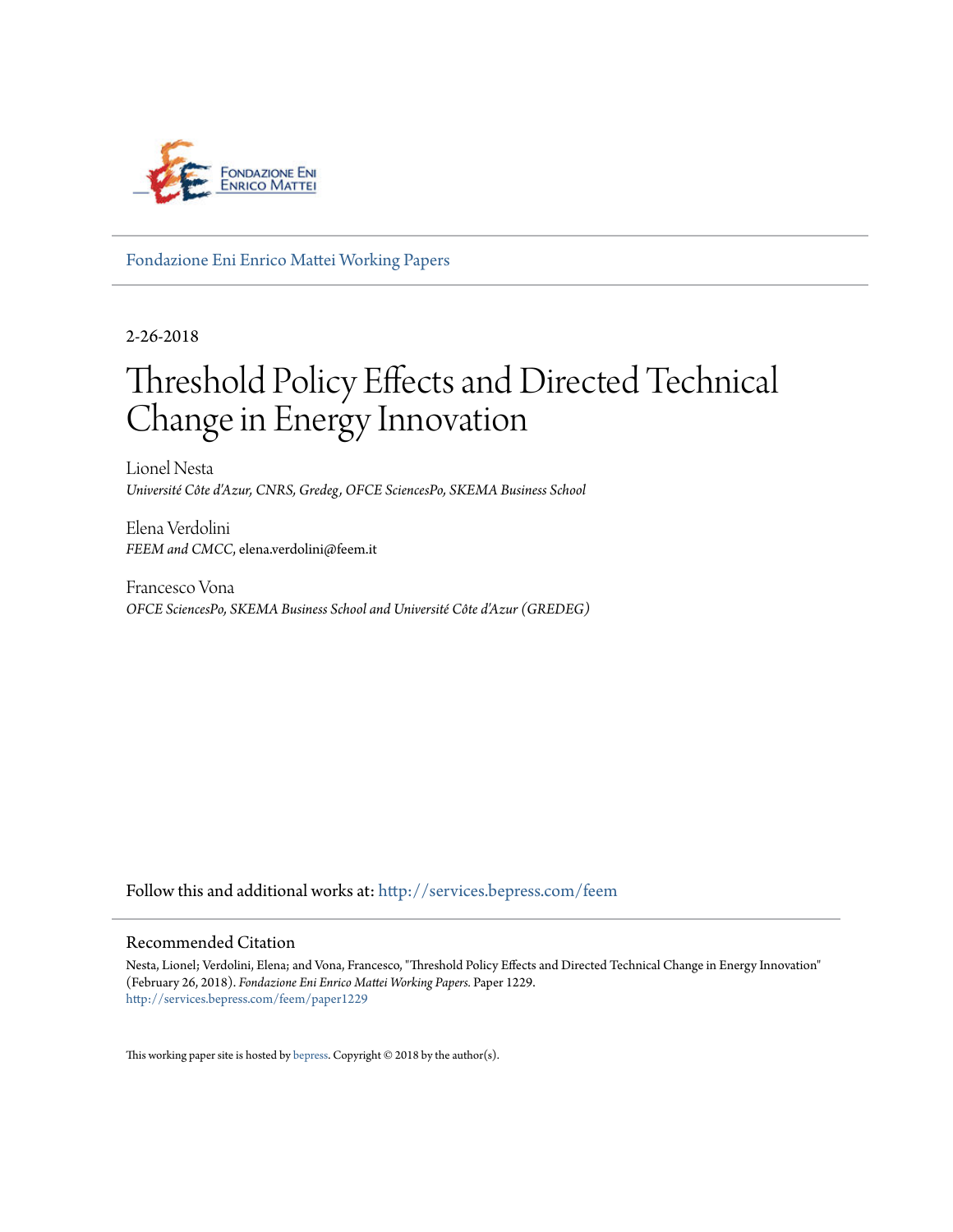Fondazione Eni Enrico Mattei Working Papers

2-26-2018

# Threshold Policy Effects and Directed Technical Change in Energy Innovation

Lionel Nesta
*Université Côte d'Azur, CNRS, Gredeg, OFCE SciencesPo, SKEMA Business School*

Elena Verdolini
*FEEM and CMCC*, elena.verdolini@feem.it

Francesco Vona
*OFCE SciencesPo, SKEMA Business School and Université Côte d'Azur (GREDEG)*

Follow this and additional works at: http://services.bepress.com/feem

## Recommended Citation

Nesta, Lionel; Verdolini, Elena; and Vona, Francesco, "Threshold Policy Effects and Directed Technical Change in Energy Innovation" (February 26, 2018). *Fondazione Eni Enrico Mattei Working Papers.* Paper 1229.
http://services.bepress.com/feem/paper1229

This working paper site is hosted by bepress. Copyright © 2018 by the author(s).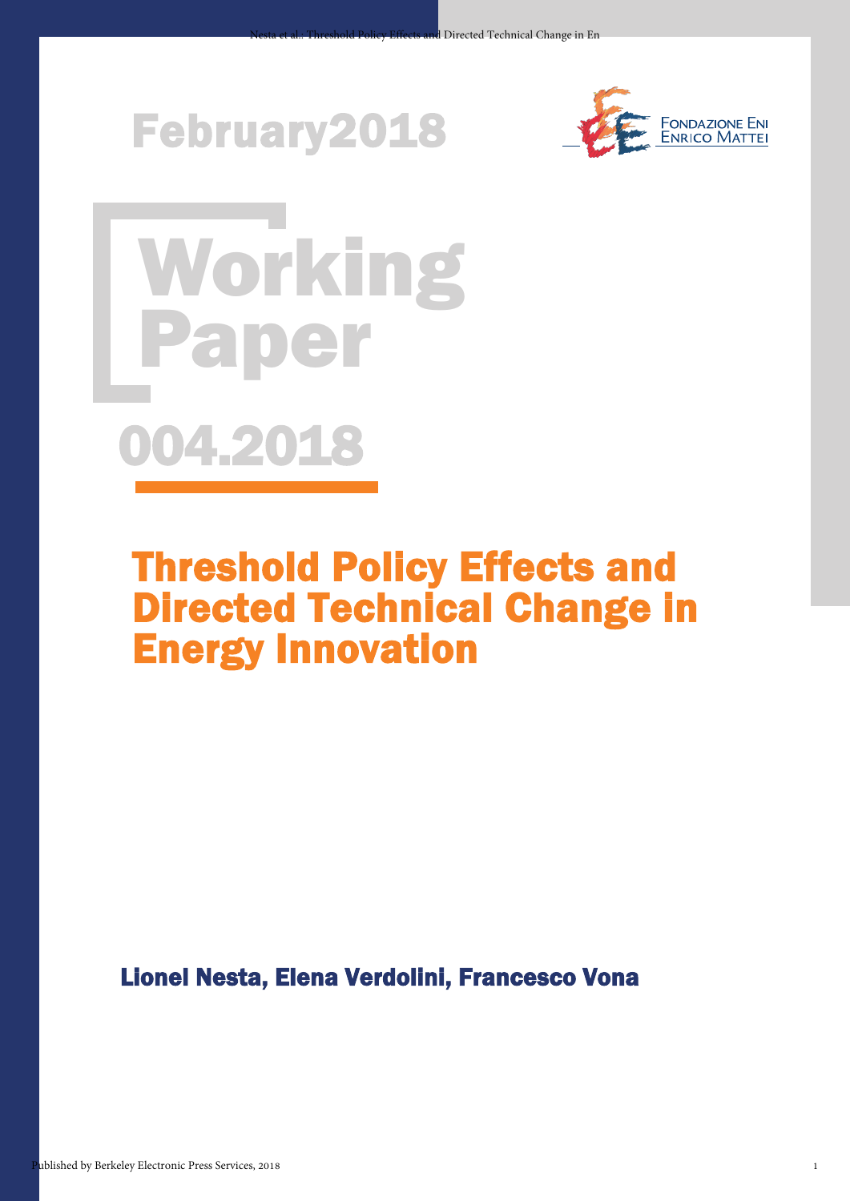February2018

# Working Paper

004.2018

# Threshold Policy Effects and Directed Technical Change in Energy Innovation

**Lionel Nesta, Elena Verdolini, Francesco Vona**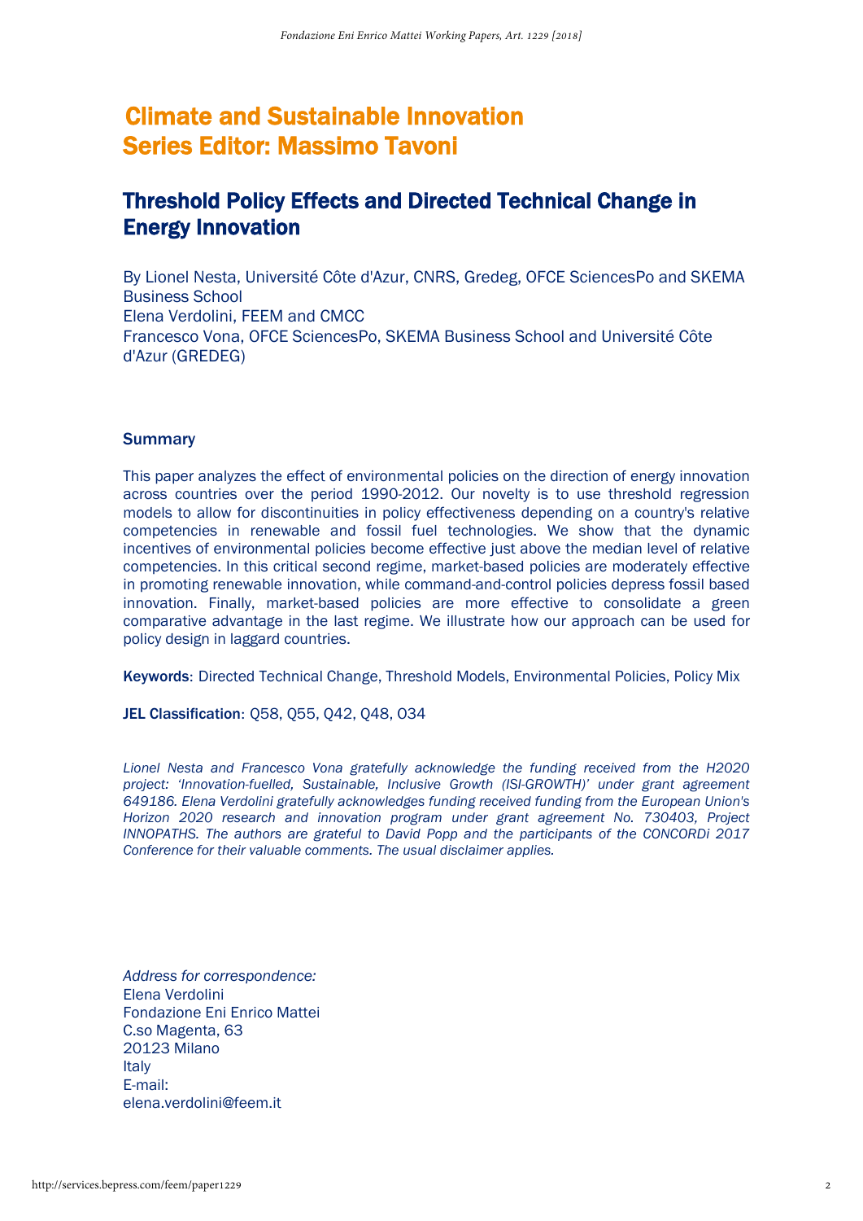# Climate and Sustainable Innovation
# Series Editor: Massimo Tavoni

## Threshold Policy Effects and Directed Technical Change in Energy Innovation

By Lionel Nesta, Université Côte d'Azur, CNRS, Gredeg, OFCE SciencesPo and SKEMA Business School
Elena Verdolini, FEEM and CMCC
Francesco Vona, OFCE SciencesPo, SKEMA Business School and Université Côte d'Azur (GREDEG)

### Summary

This paper analyzes the effect of environmental policies on the direction of energy innovation across countries over the period 1990-2012. Our novelty is to use threshold regression models to allow for discontinuities in policy effectiveness depending on a country's relative competencies in renewable and fossil fuel technologies. We show that the dynamic incentives of environmental policies become effective just above the median level of relative competencies. In this critical second regime, market-based policies are moderately effective in promoting renewable innovation, while command-and-control policies depress fossil based innovation. Finally, market-based policies are more effective to consolidate a green comparative advantage in the last regime. We illustrate how our approach can be used for policy design in laggard countries.

**Keywords**: Directed Technical Change, Threshold Models, Environmental Policies, Policy Mix

**JEL Classification**: Q58, Q55, Q42, Q48, O34

*Lionel Nesta and Francesco Vona gratefully acknowledge the funding received from the H2020 project: 'Innovation-fuelled, Sustainable, Inclusive Growth (ISI-GROWTH)' under grant agreement 649186. Elena Verdolini gratefully acknowledges funding received from the European Union's Horizon 2020 research and innovation program under grant agreement No. 730403, Project INNOPATHS. The authors are grateful to David Popp and the participants of the CONCORDi 2017 Conference for their valuable comments. The usual disclaimer applies.*

*Address for correspondence:*
Elena Verdolini
Fondazione Eni Enrico Mattei
C.so Magenta, 63
20123 Milano
Italy
E-mail:
elena.verdolini@feem.it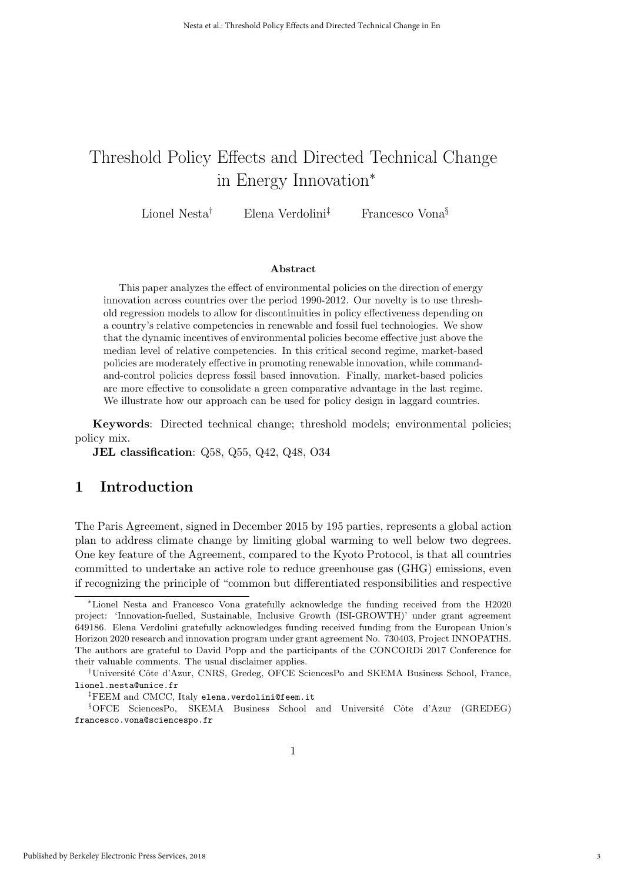# Threshold Policy Effects and Directed Technical Change in Energy Innovation*

Lionel Nesta[†] Elena Verdolini[‡] Francesco Vona[§]

### Abstract

This paper analyzes the effect of environmental policies on the direction of energy innovation across countries over the period 1990-2012. Our novelty is to use threshold regression models to allow for discontinuities in policy effectiveness depending on a country's relative competencies in renewable and fossil fuel technologies. We show that the dynamic incentives of environmental policies become effective just above the median level of relative competencies. In this critical second regime, market-based policies are moderately effective in promoting renewable innovation, while command-and-control policies depress fossil based innovation. Finally, market-based policies are more effective to consolidate a green comparative advantage in the last regime. We illustrate how our approach can be used for policy design in laggard countries.

**Keywords**: Directed technical change; threshold models; environmental policies; policy mix.

**JEL classification**: Q58, Q55, Q42, Q48, O34

## 1 Introduction

The Paris Agreement, signed in December 2015 by 195 parties, represents a global action plan to address climate change by limiting global warming to well below two degrees. One key feature of the Agreement, compared to the Kyoto Protocol, is that all countries committed to undertake an active role to reduce greenhouse gas (GHG) emissions, even if recognizing the principle of "common but differentiated responsibilities and respective

---

*Lionel Nesta and Francesco Vona gratefully acknowledge the funding received from the H2020 project: 'Innovation-fuelled, Sustainable, Inclusive Growth (ISI-GROWTH)' under grant agreement 649186. Elena Verdolini gratefully acknowledges funding received from the European Union's Horizon 2020 research and innovation program under grant agreement No. 730403, Project INNOPATHS. The authors are grateful to David Popp and the participants of the CONCORDi 2017 Conference for their valuable comments. The usual disclaimer applies.

[†]Université Côte d'Azur, CNRS, Gredeg, OFCE SciencesPo and SKEMA Business School, France, lionel.nesta@unice.fr

[‡]FEEM and CMCC, Italy elena.verdolini@feem.it

[§]OFCE SciencesPo, SKEMA Business School and Université Côte d'Azur (GREDEG) francesco.vona@sciencespo.fr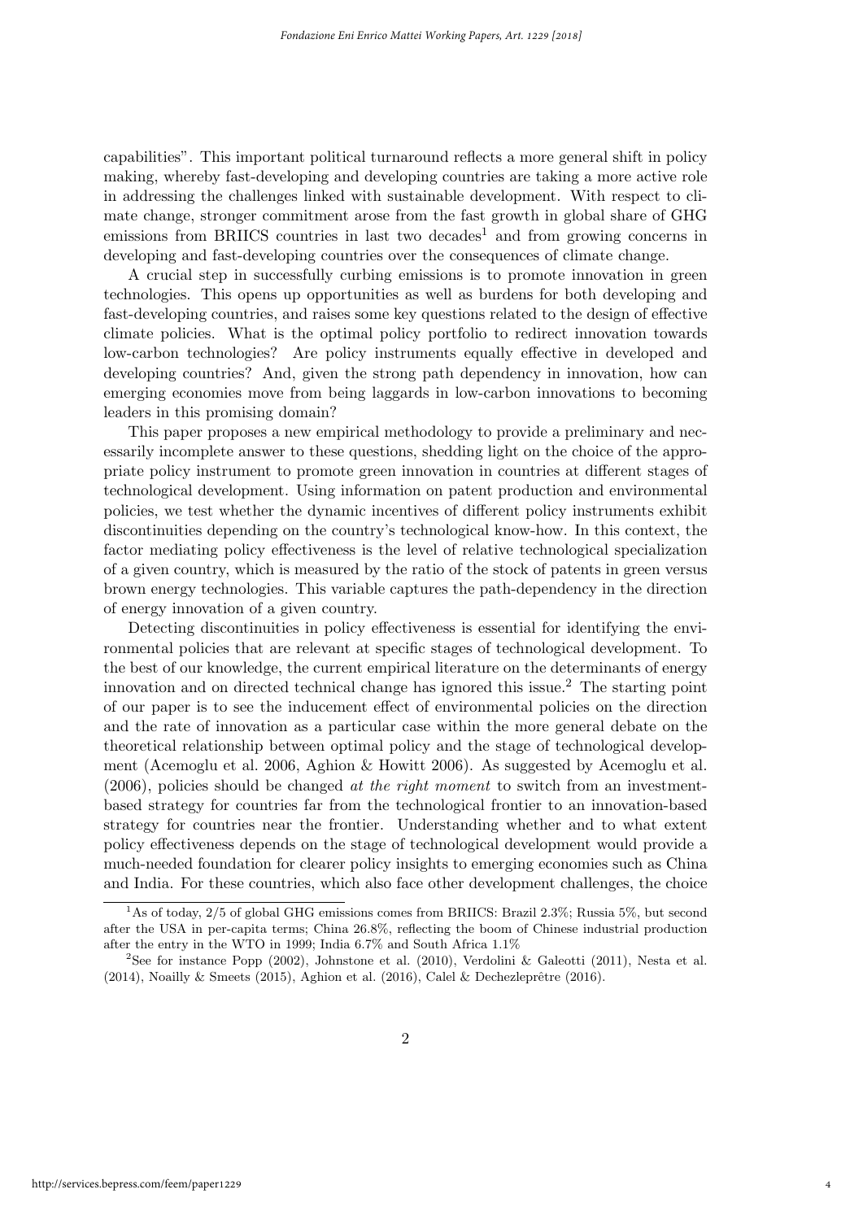capabilities". This important political turnaround reflects a more general shift in policy making, whereby fast-developing and developing countries are taking a more active role in addressing the challenges linked with sustainable development. With respect to climate change, stronger commitment arose from the fast growth in global share of GHG emissions from BRIICS countries in last two decades[1] and from growing concerns in developing and fast-developing countries over the consequences of climate change.

A crucial step in successfully curbing emissions is to promote innovation in green technologies. This opens up opportunities as well as burdens for both developing and fast-developing countries, and raises some key questions related to the design of effective climate policies. What is the optimal policy portfolio to redirect innovation towards low-carbon technologies? Are policy instruments equally effective in developed and developing countries? And, given the strong path dependency in innovation, how can emerging economies move from being laggards in low-carbon innovations to becoming leaders in this promising domain?

This paper proposes a new empirical methodology to provide a preliminary and necessarily incomplete answer to these questions, shedding light on the choice of the appropriate policy instrument to promote green innovation in countries at different stages of technological development. Using information on patent production and environmental policies, we test whether the dynamic incentives of different policy instruments exhibit discontinuities depending on the country's technological know-how. In this context, the factor mediating policy effectiveness is the level of relative technological specialization of a given country, which is measured by the ratio of the stock of patents in green versus brown energy technologies. This variable captures the path-dependency in the direction of energy innovation of a given country.

Detecting discontinuities in policy effectiveness is essential for identifying the environmental policies that are relevant at specific stages of technological development. To the best of our knowledge, the current empirical literature on the determinants of energy innovation and on directed technical change has ignored this issue.[2] The starting point of our paper is to see the inducement effect of environmental policies on the direction and the rate of innovation as a particular case within the more general debate on the theoretical relationship between optimal policy and the stage of technological development (Acemoglu et al. 2006, Aghion & Howitt 2006). As suggested by Acemoglu et al. (2006), policies should be changed *at the right moment* to switch from an investment-based strategy for countries far from the technological frontier to an innovation-based strategy for countries near the frontier. Understanding whether and to what extent policy effectiveness depends on the stage of technological development would provide a much-needed foundation for clearer policy insights to emerging economies such as China and India. For these countries, which also face other development challenges, the choice

[1] As of today, 2/5 of global GHG emissions comes from BRIICS: Brazil 2.3%; Russia 5%, but second after the USA in per-capita terms; China 26.8%, reflecting the boom of Chinese industrial production after the entry in the WTO in 1999; India 6.7% and South Africa 1.1%

[2] See for instance Popp (2002), Johnstone et al. (2010), Verdolini & Galeotti (2011), Nesta et al. (2014), Noailly & Smeets (2015), Aghion et al. (2016), Calel & Dechezleprêtre (2016).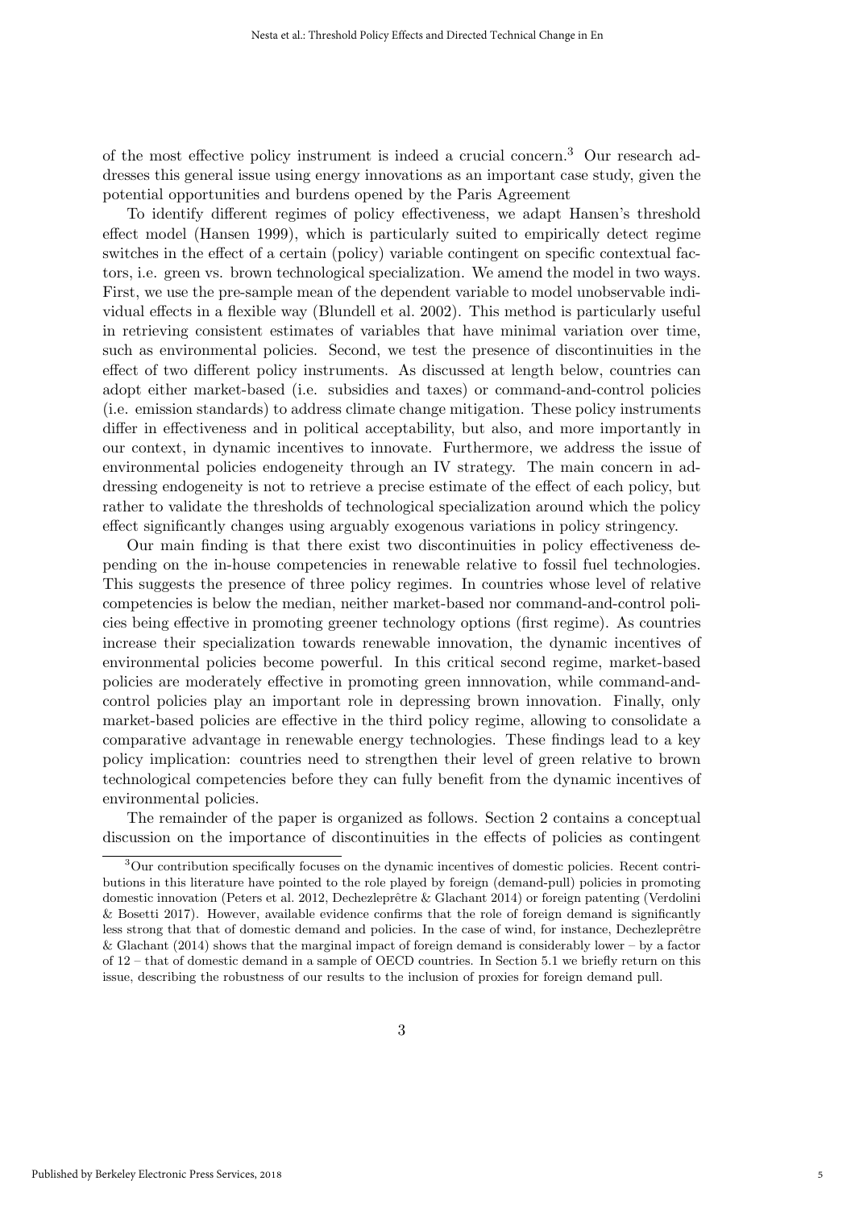of the most effective policy instrument is indeed a crucial concern.[3] Our research addresses this general issue using energy innovations as an important case study, given the potential opportunities and burdens opened by the Paris Agreement

To identify different regimes of policy effectiveness, we adapt Hansen's threshold effect model (Hansen 1999), which is particularly suited to empirically detect regime switches in the effect of a certain (policy) variable contingent on specific contextual factors, i.e. green vs. brown technological specialization. We amend the model in two ways. First, we use the pre-sample mean of the dependent variable to model unobservable individual effects in a flexible way (Blundell et al. 2002). This method is particularly useful in retrieving consistent estimates of variables that have minimal variation over time, such as environmental policies. Second, we test the presence of discontinuities in the effect of two different policy instruments. As discussed at length below, countries can adopt either market-based (i.e. subsidies and taxes) or command-and-control policies (i.e. emission standards) to address climate change mitigation. These policy instruments differ in effectiveness and in political acceptability, but also, and more importantly in our context, in dynamic incentives to innovate. Furthermore, we address the issue of environmental policies endogeneity through an IV strategy. The main concern in addressing endogeneity is not to retrieve a precise estimate of the effect of each policy, but rather to validate the thresholds of technological specialization around which the policy effect significantly changes using arguably exogenous variations in policy stringency.

Our main finding is that there exist two discontinuities in policy effectiveness depending on the in-house competencies in renewable relative to fossil fuel technologies. This suggests the presence of three policy regimes. In countries whose level of relative competencies is below the median, neither market-based nor command-and-control policies being effective in promoting greener technology options (first regime). As countries increase their specialization towards renewable innovation, the dynamic incentives of environmental policies become powerful. In this critical second regime, market-based policies are moderately effective in promoting green innnovation, while command-and-control policies play an important role in depressing brown innovation. Finally, only market-based policies are effective in the third policy regime, allowing to consolidate a comparative advantage in renewable energy technologies. These findings lead to a key policy implication: countries need to strengthen their level of green relative to brown technological competencies before they can fully benefit from the dynamic incentives of environmental policies.

The remainder of the paper is organized as follows. Section 2 contains a conceptual discussion on the importance of discontinuities in the effects of policies as contingent

[3] Our contribution specifically focuses on the dynamic incentives of domestic policies. Recent contributions in this literature have pointed to the role played by foreign (demand-pull) policies in promoting domestic innovation (Peters et al. 2012, Dechezleprêtre & Glachant 2014) or foreign patenting (Verdolini & Bosetti 2017). However, available evidence confirms that the role of foreign demand is significantly less strong that that of domestic demand and policies. In the case of wind, for instance, Dechezleprêtre & Glachant (2014) shows that the marginal impact of foreign demand is considerably lower – by a factor of 12 – that of domestic demand in a sample of OECD countries. In Section 5.1 we briefly return on this issue, describing the robustness of our results to the inclusion of proxies for foreign demand pull.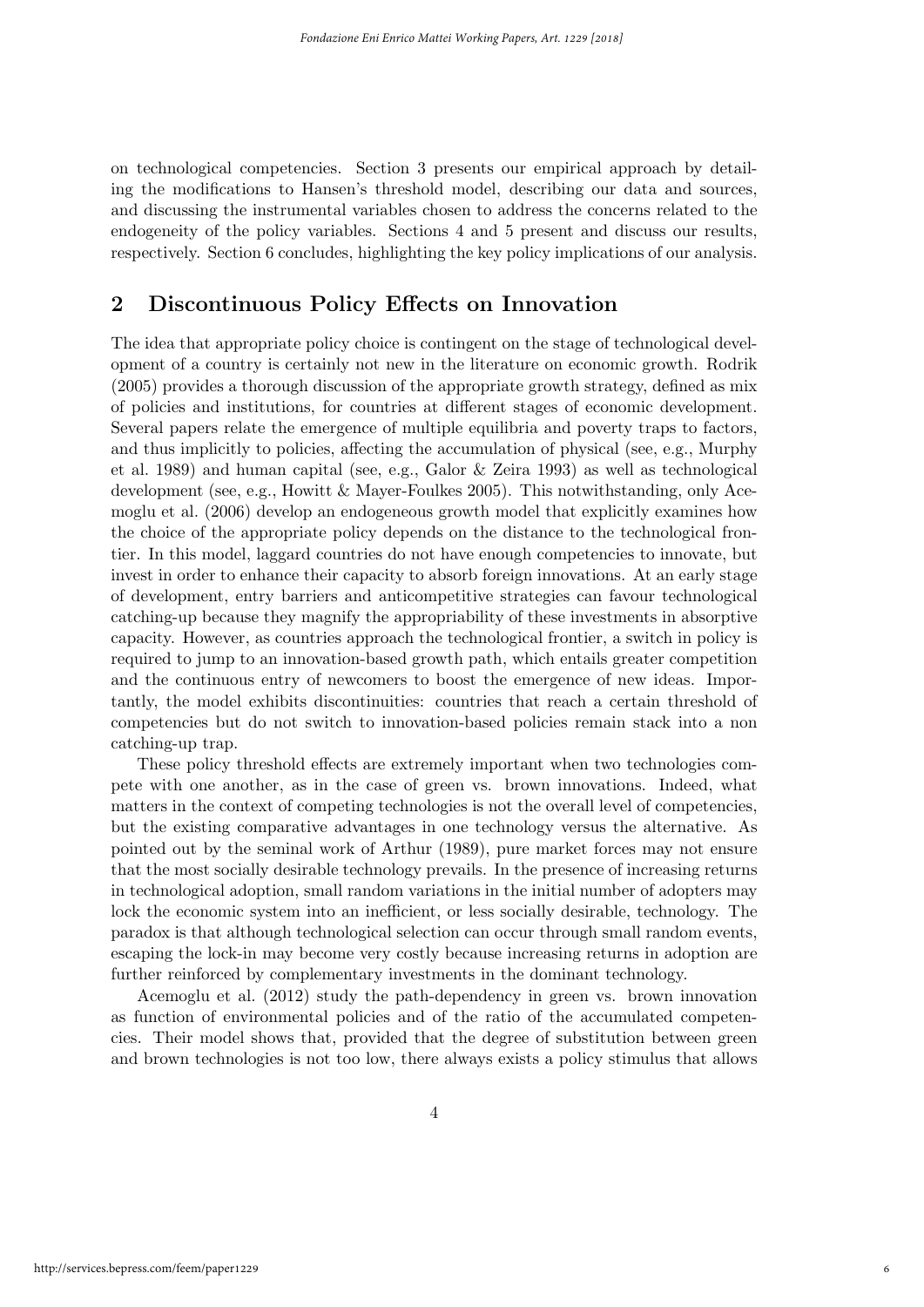on technological competencies. Section 3 presents our empirical approach by detailing the modifications to Hansen's threshold model, describing our data and sources, and discussing the instrumental variables chosen to address the concerns related to the endogeneity of the policy variables. Sections 4 and 5 present and discuss our results, respectively. Section 6 concludes, highlighting the key policy implications of our analysis.

## 2 Discontinuous Policy Effects on Innovation

The idea that appropriate policy choice is contingent on the stage of technological development of a country is certainly not new in the literature on economic growth. Rodrik (2005) provides a thorough discussion of the appropriate growth strategy, defined as mix of policies and institutions, for countries at different stages of economic development. Several papers relate the emergence of multiple equilibria and poverty traps to factors, and thus implicitly to policies, affecting the accumulation of physical (see, e.g., Murphy et al. 1989) and human capital (see, e.g., Galor & Zeira 1993) as well as technological development (see, e.g., Howitt & Mayer-Foulkes 2005). This notwithstanding, only Acemoglu et al. (2006) develop an endogeneous growth model that explicitly examines how the choice of the appropriate policy depends on the distance to the technological frontier. In this model, laggard countries do not have enough competencies to innovate, but invest in order to enhance their capacity to absorb foreign innovations. At an early stage of development, entry barriers and anticompetitive strategies can favour technological catching-up because they magnify the appropriability of these investments in absorptive capacity. However, as countries approach the technological frontier, a switch in policy is required to jump to an innovation-based growth path, which entails greater competition and the continuous entry of newcomers to boost the emergence of new ideas. Importantly, the model exhibits discontinuities: countries that reach a certain threshold of competencies but do not switch to innovation-based policies remain stack into a non catching-up trap.

These policy threshold effects are extremely important when two technologies compete with one another, as in the case of green vs. brown innovations. Indeed, what matters in the context of competing technologies is not the overall level of competencies, but the existing comparative advantages in one technology versus the alternative. As pointed out by the seminal work of Arthur (1989), pure market forces may not ensure that the most socially desirable technology prevails. In the presence of increasing returns in technological adoption, small random variations in the initial number of adopters may lock the economic system into an inefficient, or less socially desirable, technology. The paradox is that although technological selection can occur through small random events, escaping the lock-in may become very costly because increasing returns in adoption are further reinforced by complementary investments in the dominant technology.

Acemoglu et al. (2012) study the path-dependency in green vs. brown innovation as function of environmental policies and of the ratio of the accumulated competencies. Their model shows that, provided that the degree of substitution between green and brown technologies is not too low, there always exists a policy stimulus that allows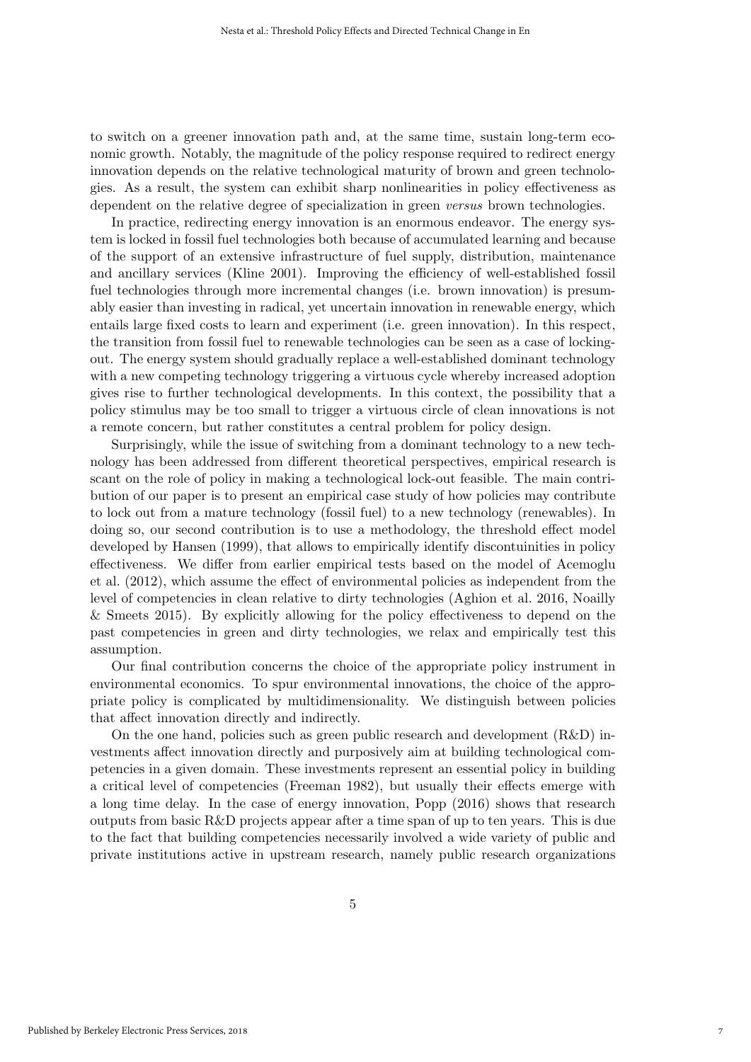to switch on a greener innovation path and, at the same time, sustain long-term economic growth. Notably, the magnitude of the policy response required to redirect energy innovation depends on the relative technological maturity of brown and green technologies. As a result, the system can exhibit sharp nonlinearities in policy effectiveness as dependent on the relative degree of specialization in green *versus* brown technologies.

In practice, redirecting energy innovation is an enormous endeavor. The energy system is locked in fossil fuel technologies both because of accumulated learning and because of the support of an extensive infrastructure of fuel supply, distribution, maintenance and ancillary services (Kline 2001). Improving the efficiency of well-established fossil fuel technologies through more incremental changes (i.e. brown innovation) is presumably easier than investing in radical, yet uncertain innovation in renewable energy, which entails large fixed costs to learn and experiment (i.e. green innovation). In this respect, the transition from fossil fuel to renewable technologies can be seen as a case of locking-out. The energy system should gradually replace a well-established dominant technology with a new competing technology triggering a virtuous cycle whereby increased adoption gives rise to further technological developments. In this context, the possibility that a policy stimulus may be too small to trigger a virtuous circle of clean innovations is not a remote concern, but rather constitutes a central problem for policy design.

Surprisingly, while the issue of switching from a dominant technology to a new technology has been addressed from different theoretical perspectives, empirical research is scant on the role of policy in making a technological lock-out feasible. The main contribution of our paper is to present an empirical case study of how policies may contribute to lock out from a mature technology (fossil fuel) to a new technology (renewables). In doing so, our second contribution is to use a methodology, the threshold effect model developed by Hansen (1999), that allows to empirically identify discontuinities in policy effectiveness. We differ from earlier empirical tests based on the model of Acemoglu et al. (2012), which assume the effect of environmental policies as independent from the level of competencies in clean relative to dirty technologies (Aghion et al. 2016, Noailly & Smeets 2015). By explicitly allowing for the policy effectiveness to depend on the past competencies in green and dirty technologies, we relax and empirically test this assumption.

Our final contribution concerns the choice of the appropriate policy instrument in environmental economics. To spur environmental innovations, the choice of the appropriate policy is complicated by multidimensionality. We distinguish between policies that affect innovation directly and indirectly.

On the one hand, policies such as green public research and development (R&D) investments affect innovation directly and purposively aim at building technological competencies in a given domain. These investments represent an essential policy in building a critical level of competencies (Freeman 1982), but usually their effects emerge with a long time delay. In the case of energy innovation, Popp (2016) shows that research outputs from basic R&D projects appear after a time span of up to ten years. This is due to the fact that building competencies necessarily involved a wide variety of public and private institutions active in upstream research, namely public research organizations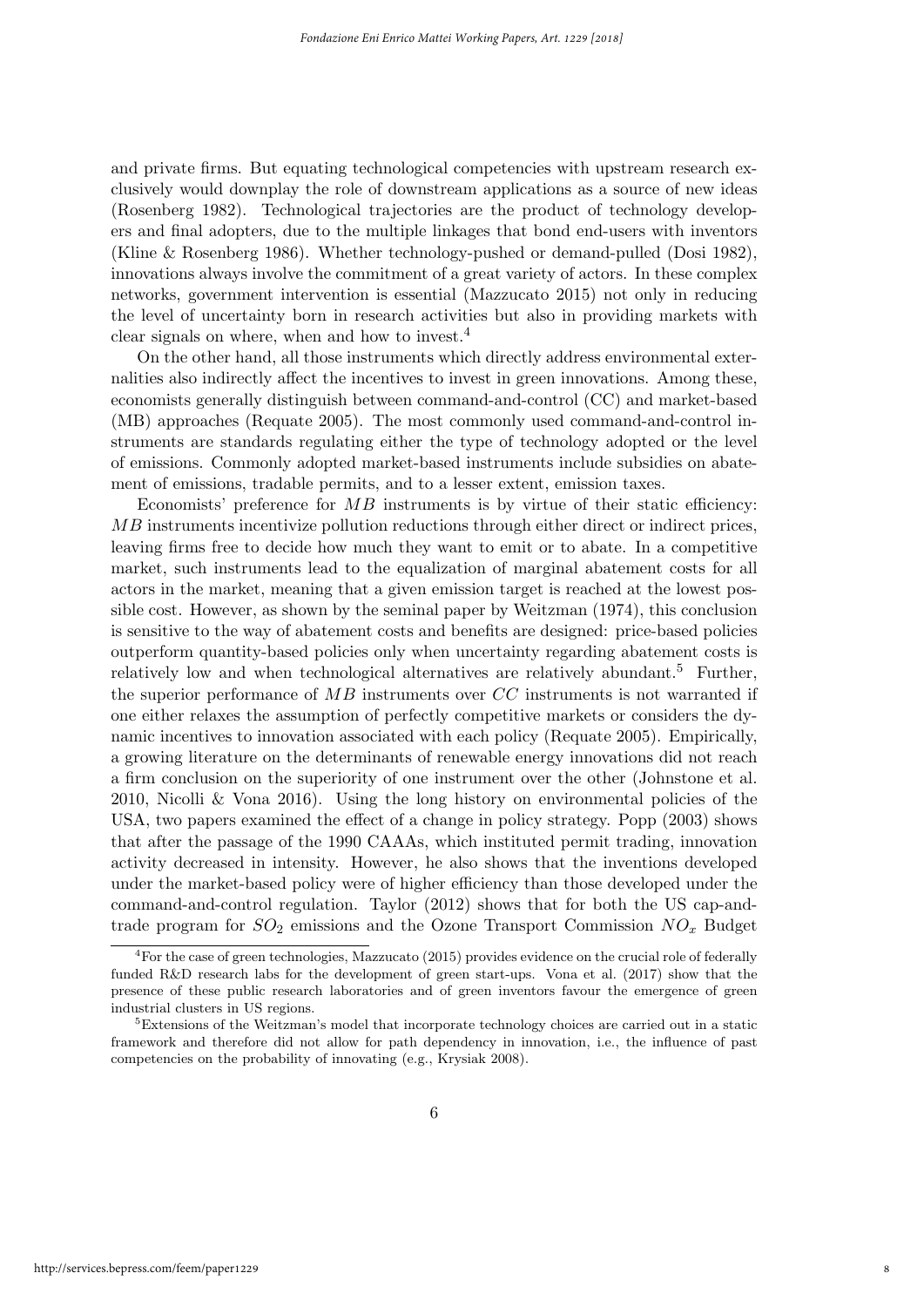and private firms. But equating technological competencies with upstream research exclusively would downplay the role of downstream applications as a source of new ideas (Rosenberg 1982). Technological trajectories are the product of technology developers and final adopters, due to the multiple linkages that bond end-users with inventors (Kline & Rosenberg 1986). Whether technology-pushed or demand-pulled (Dosi 1982), innovations always involve the commitment of a great variety of actors. In these complex networks, government intervention is essential (Mazzucato 2015) not only in reducing the level of uncertainty born in research activities but also in providing markets with clear signals on where, when and how to invest.[4]

On the other hand, all those instruments which directly address environmental externalities also indirectly affect the incentives to invest in green innovations. Among these, economists generally distinguish between command-and-control (CC) and market-based (MB) approaches (Requate 2005). The most commonly used command-and-control instruments are standards regulating either the type of technology adopted or the level of emissions. Commonly adopted market-based instruments include subsidies on abatement of emissions, tradable permits, and to a lesser extent, emission taxes.

Economists' preference for $MB$ instruments is by virtue of their static efficiency: $MB$ instruments incentivize pollution reductions through either direct or indirect prices, leaving firms free to decide how much they want to emit or to abate. In a competitive market, such instruments lead to the equalization of marginal abatement costs for all actors in the market, meaning that a given emission target is reached at the lowest possible cost. However, as shown by the seminal paper by Weitzman (1974), this conclusion is sensitive to the way of abatement costs and benefits are designed: price-based policies outperform quantity-based policies only when uncertainty regarding abatement costs is relatively low and when technological alternatives are relatively abundant.[5] Further, the superior performance of $MB$ instruments over $CC$ instruments is not warranted if one either relaxes the assumption of perfectly competitive markets or considers the dynamic incentives to innovation associated with each policy (Requate 2005). Empirically, a growing literature on the determinants of renewable energy innovations did not reach a firm conclusion on the superiority of one instrument over the other (Johnstone et al. 2010, Nicolli & Vona 2016). Using the long history on environmental policies of the USA, two papers examined the effect of a change in policy strategy. Popp (2003) shows that after the passage of the 1990 CAAAs, which instituted permit trading, innovation activity decreased in intensity. However, he also shows that the inventions developed under the market-based policy were of higher efficiency than those developed under the command-and-control regulation. Taylor (2012) shows that for both the US cap-and-trade program for $SO_2$ emissions and the Ozone Transport Commission $NO_x$ Budget

[4]For the case of green technologies, Mazzucato (2015) provides evidence on the crucial role of federally funded R&D research labs for the development of green start-ups. Vona et al. (2017) show that the presence of these public research laboratories and of green inventors favour the emergence of green industrial clusters in US regions.

[5]Extensions of the Weitzman's model that incorporate technology choices are carried out in a static framework and therefore did not allow for path dependency in innovation, i.e., the influence of past competencies on the probability of innovating (e.g., Krysiak 2008).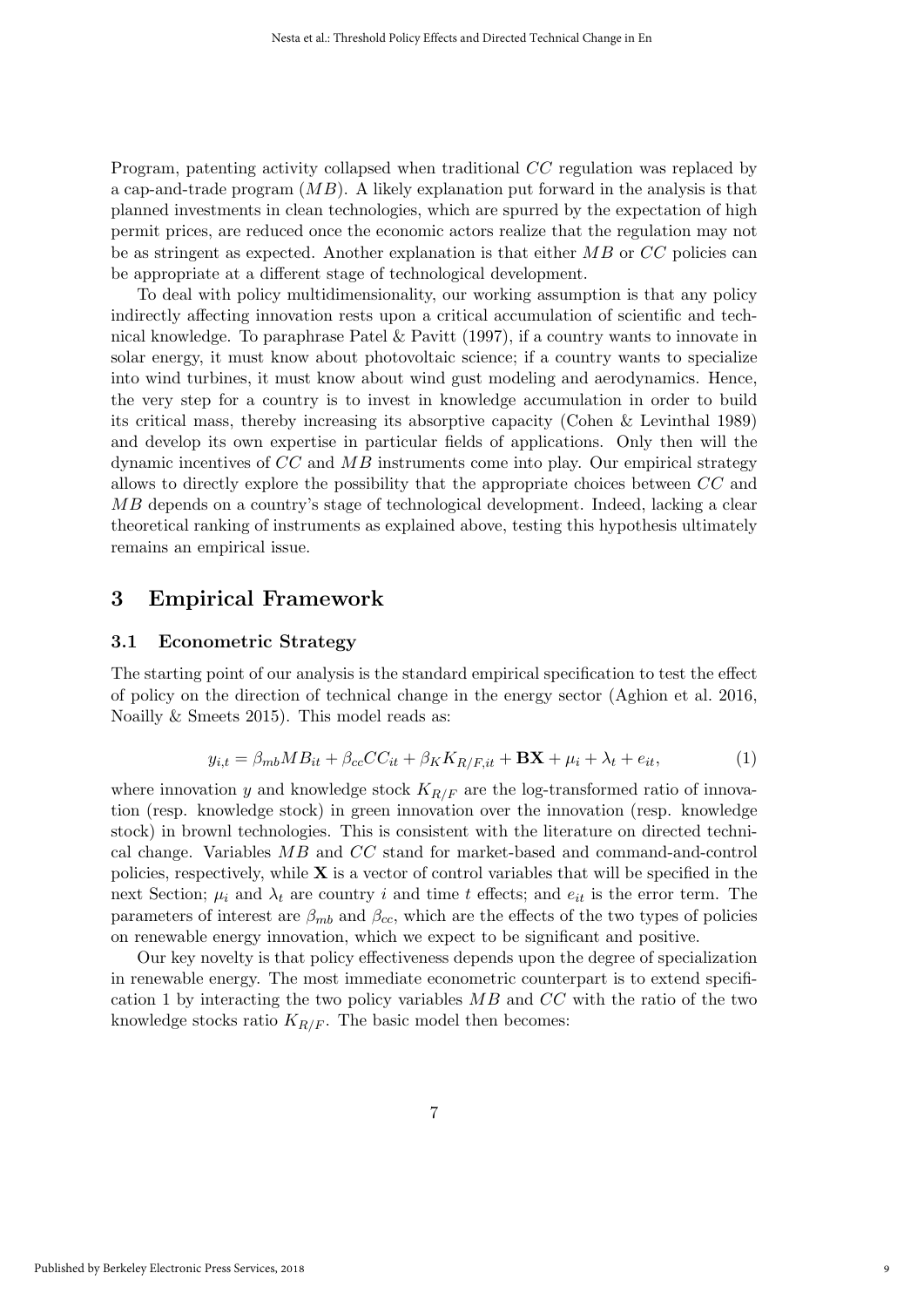Program, patenting activity collapsed when traditional $CC$ regulation was replaced by a cap-and-trade program ($MB$). A likely explanation put forward in the analysis is that planned investments in clean technologies, which are spurred by the expectation of high permit prices, are reduced once the economic actors realize that the regulation may not be as stringent as expected. Another explanation is that either $MB$ or $CC$ policies can be appropriate at a different stage of technological development.

To deal with policy multidimensionality, our working assumption is that any policy indirectly affecting innovation rests upon a critical accumulation of scientific and technical knowledge. To paraphrase Patel & Pavitt (1997), if a country wants to innovate in solar energy, it must know about photovoltaic science; if a country wants to specialize into wind turbines, it must know about wind gust modeling and aerodynamics. Hence, the very step for a country is to invest in knowledge accumulation in order to build its critical mass, thereby increasing its absorptive capacity (Cohen & Levinthal 1989) and develop its own expertise in particular fields of applications. Only then will the dynamic incentives of $CC$ and $MB$ instruments come into play. Our empirical strategy allows to directly explore the possibility that the appropriate choices between $CC$ and $MB$ depends on a country's stage of technological development. Indeed, lacking a clear theoretical ranking of instruments as explained above, testing this hypothesis ultimately remains an empirical issue.

## 3 Empirical Framework

### 3.1 Econometric Strategy

The starting point of our analysis is the standard empirical specification to test the effect of policy on the direction of technical change in the energy sector (Aghion et al. 2016, Noailly & Smeets 2015). This model reads as:

$$y_{i,t} = \beta_{mb} MB_{it} + \beta_{cc} CC_{it} + \beta_K K_{R/F,it} + \mathbf{BX} + \mu_i + \lambda_t + e_{it}, \tag{1}$$

where innovation $y$ and knowledge stock $K_{R/F}$ are the log-transformed ratio of innovation (resp. knowledge stock) in green innovation over the innovation (resp. knowledge stock) in brownl technologies. This is consistent with the literature on directed technical change. Variables $MB$ and $CC$ stand for market-based and command-and-control policies, respectively, while $\mathbf{X}$ is a vector of control variables that will be specified in the next Section; $\mu_i$ and $\lambda_t$ are country $i$ and time $t$ effects; and $e_{it}$ is the error term. The parameters of interest are $\beta_{mb}$ and $\beta_{cc}$, which are the effects of the two types of policies on renewable energy innovation, which we expect to be significant and positive.

Our key novelty is that policy effectiveness depends upon the degree of specialization in renewable energy. The most immediate econometric counterpart is to extend specification 1 by interacting the two policy variables $MB$ and $CC$ with the ratio of the two knowledge stocks ratio $K_{R/F}$. The basic model then becomes: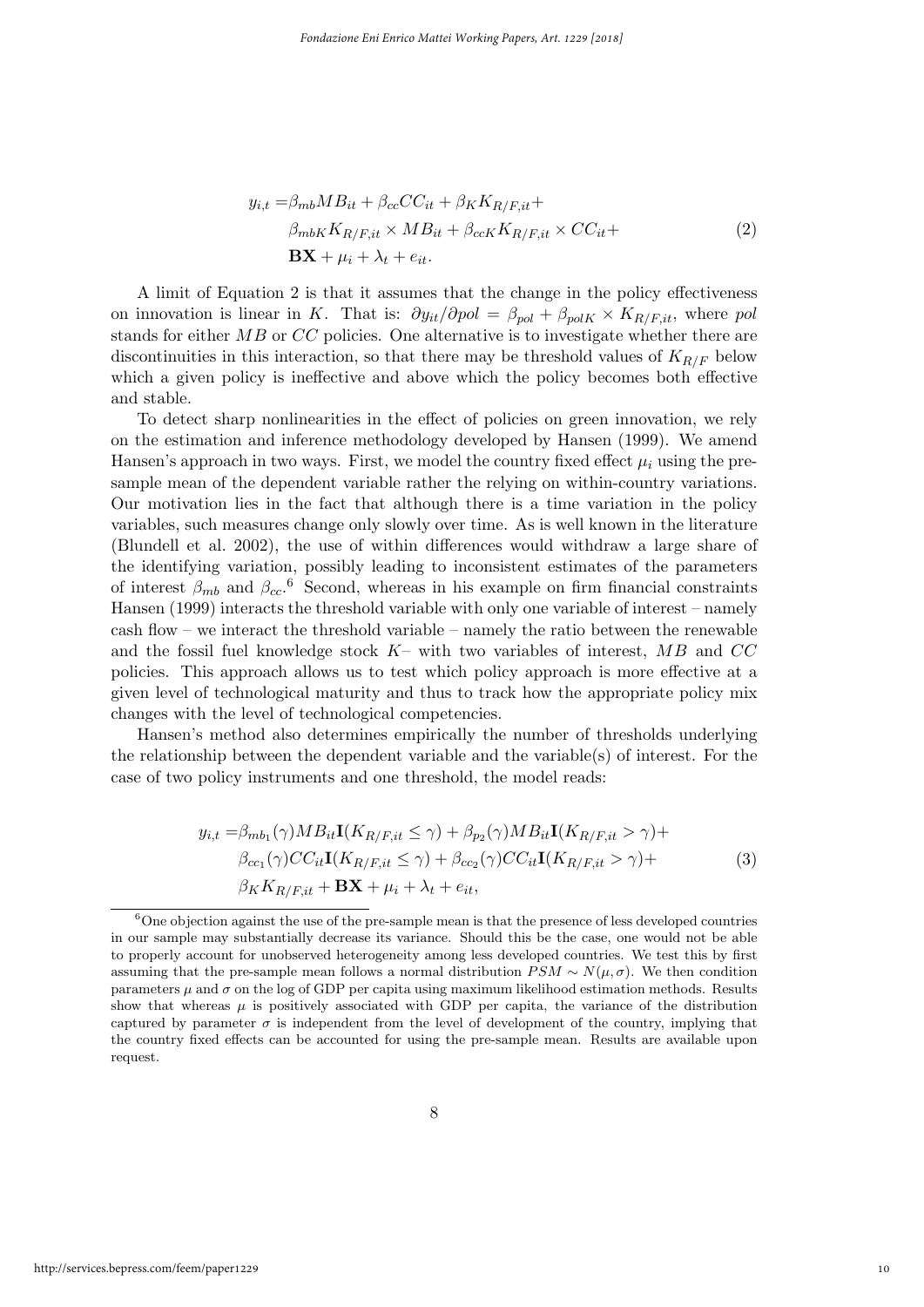$$
\begin{aligned}
y_{i,t} =& \beta_{mb} MB_{it} + \beta_{cc} CC_{it} + \beta_K K_{R/F,it} + \\
& \beta_{mbK} K_{R/F,it} \times MB_{it} + \beta_{ccK} K_{R/F,it} \times CC_{it} + \\
& \mathbf{BX} + \mu_i + \lambda_t + e_{it}.
\end{aligned} \tag{2}
$$

A limit of Equation 2 is that it assumes that the change in the policy effectiveness on innovation is linear in $K$. That is: $\partial y_{it}/\partial pol = \beta_{pol} + \beta_{polK} \times K_{R/F,it}$, where *pol* stands for either $MB$ or $CC$ policies. One alternative is to investigate whether there are discontinuities in this interaction, so that there may be threshold values of $K_{R/F}$ below which a given policy is ineffective and above which the policy becomes both effective and stable.

To detect sharp nonlinearities in the effect of policies on green innovation, we rely on the estimation and inference methodology developed by Hansen (1999). We amend Hansen's approach in two ways. First, we model the country fixed effect $\mu_i$ using the pre-sample mean of the dependent variable rather the relying on within-country variations. Our motivation lies in the fact that although there is a time variation in the policy variables, such measures change only slowly over time. As is well known in the literature (Blundell et al. 2002), the use of within differences would withdraw a large share of the identifying variation, possibly leading to inconsistent estimates of the parameters of interest $\beta_{mb}$ and $\beta_{cc}$.[6] Second, whereas in his example on firm financial constraints Hansen (1999) interacts the threshold variable with only one variable of interest – namely cash flow – we interact the threshold variable – namely the ratio between the renewable and the fossil fuel knowledge stock $K$– with two variables of interest, $MB$ and $CC$ policies. This approach allows us to test which policy approach is more effective at a given level of technological maturity and thus to track how the appropriate policy mix changes with the level of technological competencies.

Hansen's method also determines empirically the number of thresholds underlying the relationship between the dependent variable and the variable(s) of interest. For the case of two policy instruments and one threshold, the model reads:

$$
\begin{aligned}
y_{i,t} =& \beta_{mb_1}(\gamma) MB_{it} \mathbf{I}(K_{R/F,it} \leq \gamma) + \beta_{p_2}(\gamma) MB_{it} \mathbf{I}(K_{R/F,it} > \gamma) + \\
& \beta_{cc_1}(\gamma) CC_{it} \mathbf{I}(K_{R/F,it} \leq \gamma) + \beta_{cc_2}(\gamma) CC_{it} \mathbf{I}(K_{R/F,it} > \gamma) + \\
& \beta_K K_{R/F,it} + \mathbf{BX} + \mu_i + \lambda_t + e_{it},
\end{aligned} \tag{3}
$$

[6] One objection against the use of the pre-sample mean is that the presence of less developed countries in our sample may substantially decrease its variance. Should this be the case, one would not be able to properly account for unobserved heterogeneity among less developed countries. We test this by first assuming that the pre-sample mean follows a normal distribution $PSM \sim N(\mu, \sigma)$. We then condition parameters $\mu$ and $\sigma$ on the log of GDP per capita using maximum likelihood estimation methods. Results show that whereas $\mu$ is positively associated with GDP per capita, the variance of the distribution captured by parameter $\sigma$ is independent from the level of development of the country, implying that the country fixed effects can be accounted for using the pre-sample mean. Results are available upon request.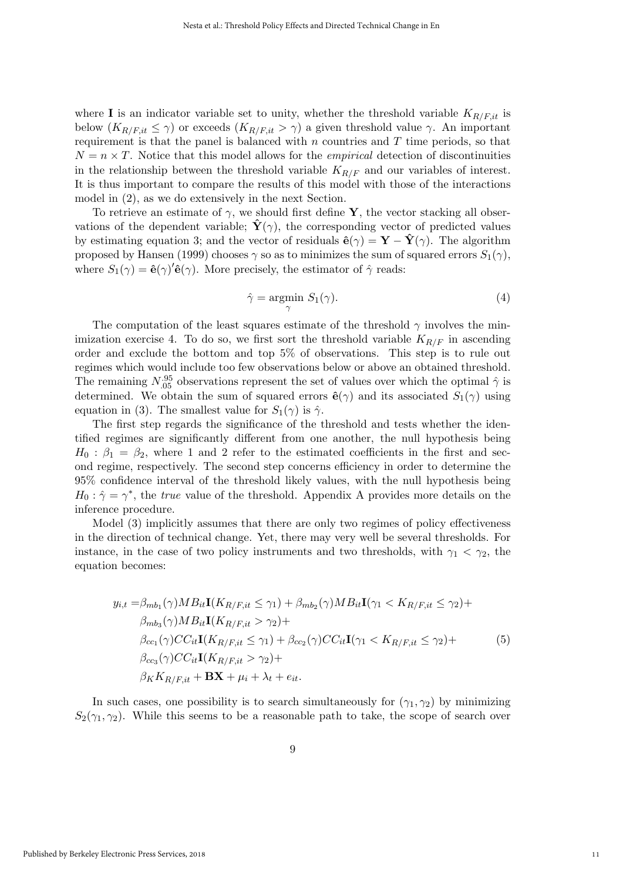where $\mathbf{I}$ is an indicator variable set to unity, whether the threshold variable $K_{R/F,it}$ is below ($K_{R/F,it} \leq \gamma$) or exceeds ($K_{R/F,it} > \gamma$) a given threshold value $\gamma$. An important requirement is that the panel is balanced with $n$ countries and $T$ time periods, so that $N = n \times T$. Notice that this model allows for the *empirical* detection of discontinuities in the relationship between the threshold variable $K_{R/F}$ and our variables of interest. It is thus important to compare the results of this model with those of the interactions model in (2), as we do extensively in the next Section.

To retrieve an estimate of $\gamma$, we should first define $\mathbf{Y}$, the vector stacking all observations of the dependent variable; $\hat{\mathbf{Y}}(\gamma)$, the corresponding vector of predicted values by estimating equation 3; and the vector of residuals $\hat{\mathbf{e}}(\gamma) = \mathbf{Y} - \hat{\mathbf{Y}}(\gamma)$. The algorithm proposed by Hansen (1999) chooses $\gamma$ so as to minimizes the sum of squared errors $S_1(\gamma)$, where $S_1(\gamma) = \hat{\mathbf{e}}(\gamma)'\hat{\mathbf{e}}(\gamma)$. More precisely, the estimator of $\hat{\gamma}$ reads:

$$\hat{\gamma} = \underset{\gamma}{\operatorname{argmin}}\ S_1(\gamma). \tag{4}$$

The computation of the least squares estimate of the threshold $\gamma$ involves the minimization exercise 4. To do so, we first sort the threshold variable $K_{R/F}$ in ascending order and exclude the bottom and top 5% of observations. This step is to rule out regimes which would include too few observations below or above an obtained threshold. The remaining $N_{.05}^{.95}$ observations represent the set of values over which the optimal $\hat{\gamma}$ is determined. We obtain the sum of squared errors $\hat{\mathbf{e}}(\gamma)$ and its associated $S_1(\gamma)$ using equation in (3). The smallest value for $S_1(\gamma)$ is $\hat{\gamma}$.

The first step regards the significance of the threshold and tests whether the identified regimes are significantly different from one another, the null hypothesis being $H_0 : \beta_1 = \beta_2$, where 1 and 2 refer to the estimated coefficients in the first and second regime, respectively. The second step concerns efficiency in order to determine the 95% confidence interval of the threshold likely values, with the null hypothesis being $H_0 : \hat{\gamma} = \gamma^*$, the *true* value of the threshold. Appendix A provides more details on the inference procedure.

Model (3) implicitly assumes that there are only two regimes of policy effectiveness in the direction of technical change. Yet, there may very well be several thresholds. For instance, in the case of two policy instruments and two thresholds, with $\gamma_1 < \gamma_2$, the equation becomes:

$$\begin{aligned}
y_{i,t} =& \beta_{mb_1}(\gamma) MB_{it} \mathbf{I}(K_{R/F,it} \leq \gamma_1) + \beta_{mb_2}(\gamma) MB_{it} \mathbf{I}(\gamma_1 < K_{R/F,it} \leq \gamma_2) + \\
& \beta_{mb_3}(\gamma) MB_{it} \mathbf{I}(K_{R/F,it} > \gamma_2) + \\
& \beta_{cc_1}(\gamma) CC_{it} \mathbf{I}(K_{R/F,it} \leq \gamma_1) + \beta_{cc_2}(\gamma) CC_{it} \mathbf{I}(\gamma_1 < K_{R/F,it} \leq \gamma_2) + \\
& \beta_{cc_3}(\gamma) CC_{it} \mathbf{I}(K_{R/F,it} > \gamma_2) + \\
& \beta_K K_{R/F,it} + \mathbf{BX} + \mu_i + \lambda_t + e_{it}.
\end{aligned} \tag{5}$$

In such cases, one possibility is to search simultaneously for $(\gamma_1, \gamma_2)$ by minimizing $S_2(\gamma_1, \gamma_2)$. While this seems to be a reasonable path to take, the scope of search over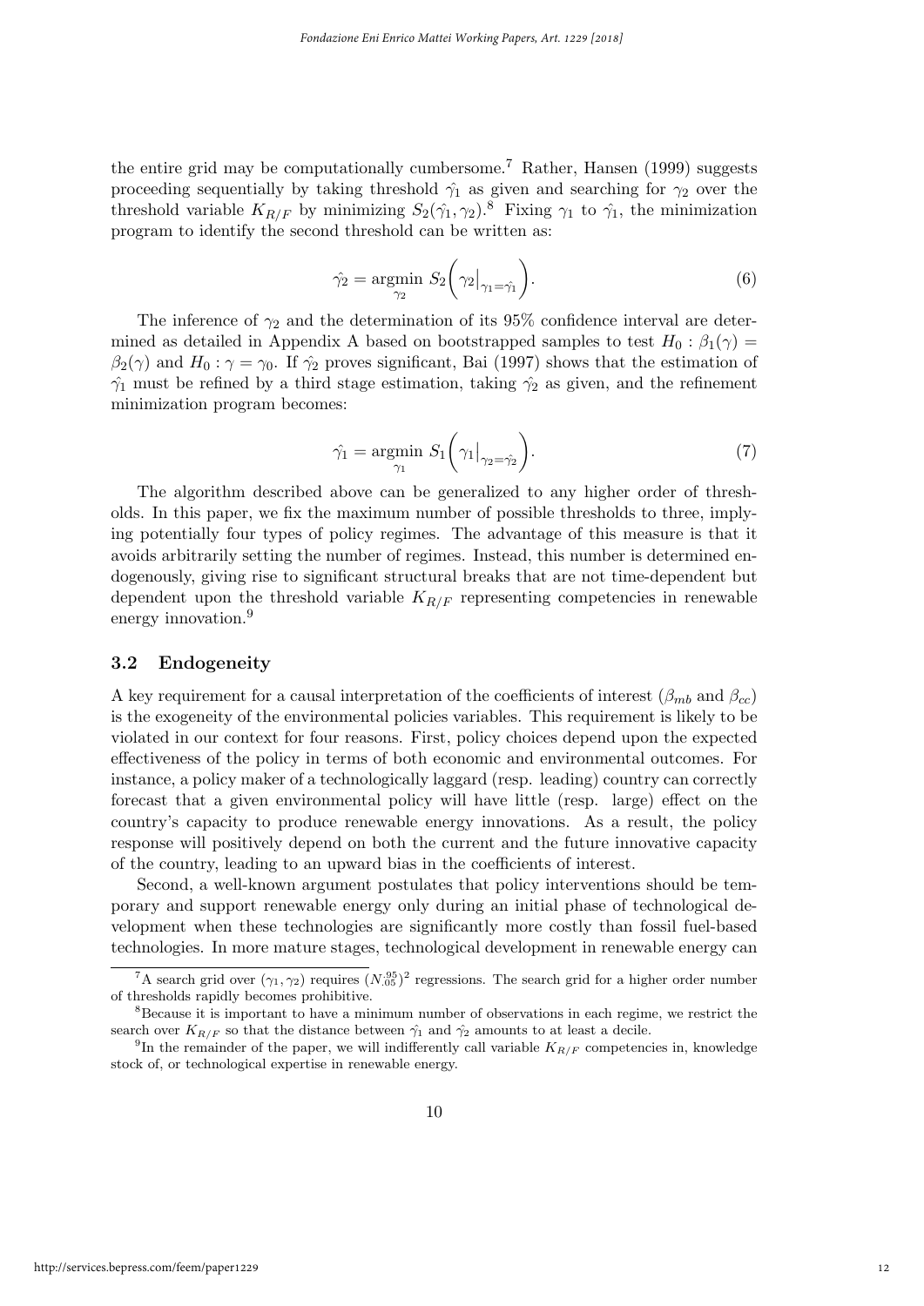the entire grid may be computationally cumbersome.[7] Rather, Hansen (1999) suggests proceeding sequentially by taking threshold $\hat{\gamma_1}$ as given and searching for $\gamma_2$ over the threshold variable $K_{R/F}$ by minimizing $S_2(\hat{\gamma_1}, \gamma_2)$.[8] Fixing $\gamma_1$ to $\hat{\gamma_1}$, the minimization program to identify the second threshold can be written as:

$$\hat{\gamma_2} = \underset{\gamma_2}{\text{argmin}} \; S_2\bigg(\gamma_2\big|_{\gamma_1=\hat{\gamma_1}}\bigg). \tag{6}$$

The inference of $\gamma_2$ and the determination of its 95% confidence interval are determined as detailed in Appendix A based on bootstrapped samples to test $H_0 : \beta_1(\gamma) = \beta_2(\gamma)$ and $H_0 : \gamma = \gamma_0$. If $\hat{\gamma_2}$ proves significant, Bai (1997) shows that the estimation of $\hat{\gamma_1}$ must be refined by a third stage estimation, taking $\hat{\gamma_2}$ as given, and the refinement minimization program becomes:

$$\hat{\gamma_1} = \underset{\gamma_1}{\text{argmin}} \; S_1\bigg(\gamma_1\big|_{\gamma_2=\hat{\gamma_2}}\bigg). \tag{7}$$

The algorithm described above can be generalized to any higher order of thresholds. In this paper, we fix the maximum number of possible thresholds to three, implying potentially four types of policy regimes. The advantage of this measure is that it avoids arbitrarily setting the number of regimes. Instead, this number is determined endogenously, giving rise to significant structural breaks that are not time-dependent but dependent upon the threshold variable $K_{R/F}$ representing competencies in renewable energy innovation.[9]

### 3.2 Endogeneity

A key requirement for a causal interpretation of the coefficients of interest ($\beta_{mb}$ and $\beta_{cc}$) is the exogeneity of the environmental policies variables. This requirement is likely to be violated in our context for four reasons. First, policy choices depend upon the expected effectiveness of the policy in terms of both economic and environmental outcomes. For instance, a policy maker of a technologically laggard (resp. leading) country can correctly forecast that a given environmental policy will have little (resp. large) effect on the country's capacity to produce renewable energy innovations. As a result, the policy response will positively depend on both the current and the future innovative capacity of the country, leading to an upward bias in the coefficients of interest.

Second, a well-known argument postulates that policy interventions should be temporary and support renewable energy only during an initial phase of technological development when these technologies are significantly more costly than fossil fuel-based technologies. In more mature stages, technological development in renewable energy can

---

[7] A search grid over $(\gamma_1, \gamma_2)$ requires $(N_{.05}^{.95})^2$ regressions. The search grid for a higher order number of thresholds rapidly becomes prohibitive.

[8] Because it is important to have a minimum number of observations in each regime, we restrict the search over $K_{R/F}$ so that the distance between $\hat{\gamma_1}$ and $\hat{\gamma_2}$ amounts to at least a decile.

[9] In the remainder of the paper, we will indifferently call variable $K_{R/F}$ competencies in, knowledge stock of, or technological expertise in renewable energy.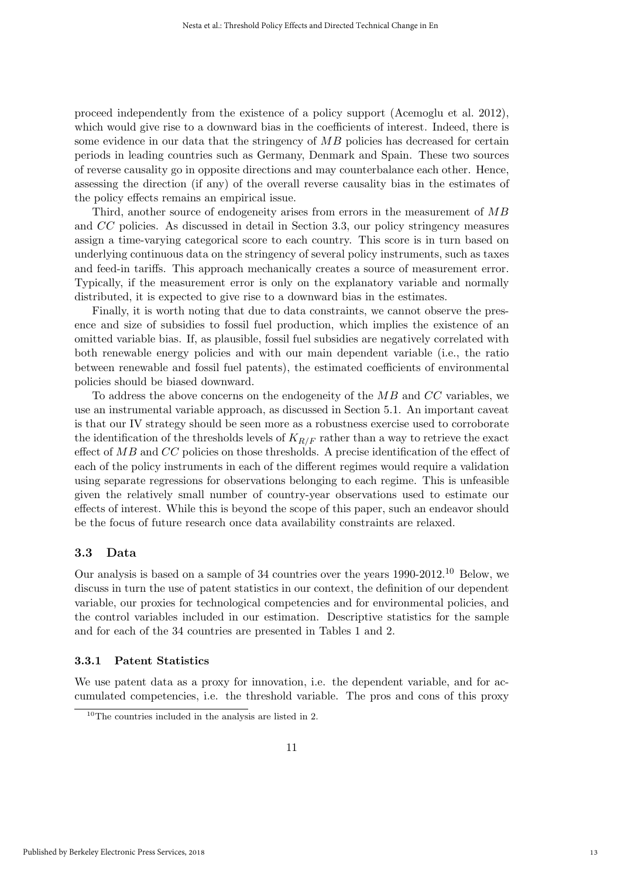proceed independently from the existence of a policy support (Acemoglu et al. 2012), which would give rise to a downward bias in the coefficients of interest. Indeed, there is some evidence in our data that the stringency of $MB$ policies has decreased for certain periods in leading countries such as Germany, Denmark and Spain. These two sources of reverse causality go in opposite directions and may counterbalance each other. Hence, assessing the direction (if any) of the overall reverse causality bias in the estimates of the policy effects remains an empirical issue.

Third, another source of endogeneity arises from errors in the measurement of $MB$ and $CC$ policies. As discussed in detail in Section 3.3, our policy stringency measures assign a time-varying categorical score to each country. This score is in turn based on underlying continuous data on the stringency of several policy instruments, such as taxes and feed-in tariffs. This approach mechanically creates a source of measurement error. Typically, if the measurement error is only on the explanatory variable and normally distributed, it is expected to give rise to a downward bias in the estimates.

Finally, it is worth noting that due to data constraints, we cannot observe the presence and size of subsidies to fossil fuel production, which implies the existence of an omitted variable bias. If, as plausible, fossil fuel subsidies are negatively correlated with both renewable energy policies and with our main dependent variable (i.e., the ratio between renewable and fossil fuel patents), the estimated coefficients of environmental policies should be biased downward.

To address the above concerns on the endogeneity of the $MB$ and $CC$ variables, we use an instrumental variable approach, as discussed in Section 5.1. An important caveat is that our IV strategy should be seen more as a robustness exercise used to corroborate the identification of the thresholds levels of $K_{R/F}$ rather than a way to retrieve the exact effect of $MB$ and $CC$ policies on those thresholds. A precise identification of the effect of each of the policy instruments in each of the different regimes would require a validation using separate regressions for observations belonging to each regime. This is unfeasible given the relatively small number of country-year observations used to estimate our effects of interest. While this is beyond the scope of this paper, such an endeavor should be the focus of future research once data availability constraints are relaxed.

### 3.3 Data

Our analysis is based on a sample of 34 countries over the years 1990-2012.[10] Below, we discuss in turn the use of patent statistics in our context, the definition of our dependent variable, our proxies for technological competencies and for environmental policies, and the control variables included in our estimation. Descriptive statistics for the sample and for each of the 34 countries are presented in Tables 1 and 2.

#### 3.3.1 Patent Statistics

We use patent data as a proxy for innovation, i.e. the dependent variable, and for accumulated competencies, i.e. the threshold variable. The pros and cons of this proxy

[10] The countries included in the analysis are listed in 2.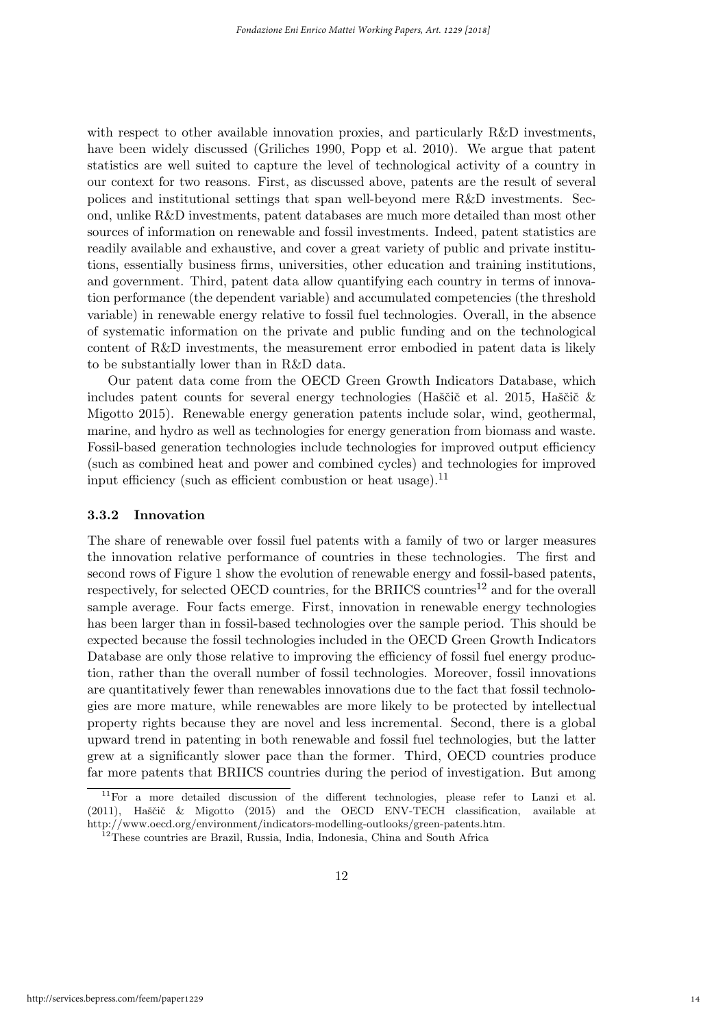with respect to other available innovation proxies, and particularly R&D investments, have been widely discussed (Griliches 1990, Popp et al. 2010). We argue that patent statistics are well suited to capture the level of technological activity of a country in our context for two reasons. First, as discussed above, patents are the result of several polices and institutional settings that span well-beyond mere R&D investments. Second, unlike R&D investments, patent databases are much more detailed than most other sources of information on renewable and fossil investments. Indeed, patent statistics are readily available and exhaustive, and cover a great variety of public and private institutions, essentially business firms, universities, other education and training institutions, and government. Third, patent data allow quantifying each country in terms of innovation performance (the dependent variable) and accumulated competencies (the threshold variable) in renewable energy relative to fossil fuel technologies. Overall, in the absence of systematic information on the private and public funding and on the technological content of R&D investments, the measurement error embodied in patent data is likely to be substantially lower than in R&D data.

Our patent data come from the OECD Green Growth Indicators Database, which includes patent counts for several energy technologies (Haščič et al. 2015, Haščič & Migotto 2015). Renewable energy generation patents include solar, wind, geothermal, marine, and hydro as well as technologies for energy generation from biomass and waste. Fossil-based generation technologies include technologies for improved output efficiency (such as combined heat and power and combined cycles) and technologies for improved input efficiency (such as efficient combustion or heat usage).[11]

### 3.3.2 Innovation

The share of renewable over fossil fuel patents with a family of two or larger measures the innovation relative performance of countries in these technologies. The first and second rows of Figure 1 show the evolution of renewable energy and fossil-based patents, respectively, for selected OECD countries, for the BRIICS countries[12] and for the overall sample average. Four facts emerge. First, innovation in renewable energy technologies has been larger than in fossil-based technologies over the sample period. This should be expected because the fossil technologies included in the OECD Green Growth Indicators Database are only those relative to improving the efficiency of fossil fuel energy production, rather than the overall number of fossil technologies. Moreover, fossil innovations are quantitatively fewer than renewables innovations due to the fact that fossil technologies are more mature, while renewables are more likely to be protected by intellectual property rights because they are novel and less incremental. Second, there is a global upward trend in patenting in both renewable and fossil fuel technologies, but the latter grew at a significantly slower pace than the former. Third, OECD countries produce far more patents that BRIICS countries during the period of investigation. But among

[11] For a more detailed discussion of the different technologies, please refer to Lanzi et al. (2011), Haščič & Migotto (2015) and the OECD ENV-TECH classification, available at http://www.oecd.org/environment/indicators-modelling-outlooks/green-patents.htm.

[12] These countries are Brazil, Russia, India, Indonesia, China and South Africa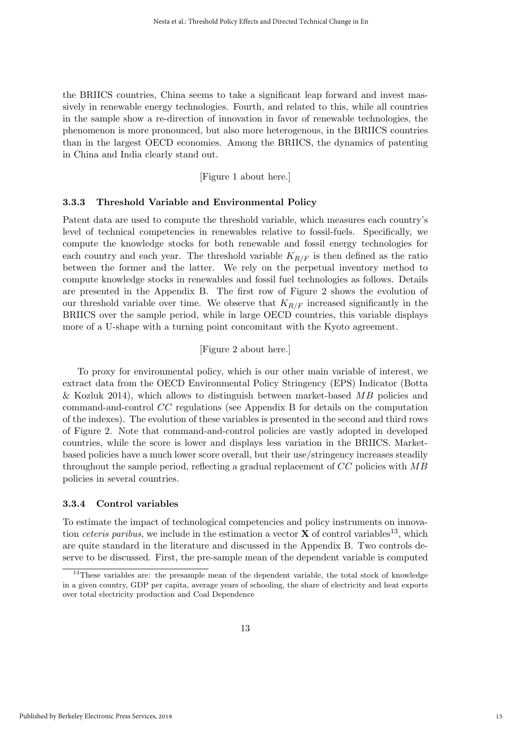the BRIICS countries, China seems to take a significant leap forward and invest massively in renewable energy technologies. Fourth, and related to this, while all countries in the sample show a re-direction of innovation in favor of renewable technologies, the phenomenon is more pronounced, but also more heterogenous, in the BRIICS countries than in the largest OECD economies. Among the BRIICS, the dynamics of patenting in China and India clearly stand out.

[Figure 1 about here.]

### 3.3.3 Threshold Variable and Environmental Policy

Patent data are used to compute the threshold variable, which measures each country's level of technical competencies in renewables relative to fossil-fuels. Specifically, we compute the knowledge stocks for both renewable and fossil energy technologies for each country and each year. The threshold variable $K_{R/F}$ is then defined as the ratio between the former and the latter. We rely on the perpetual inventory method to compute knowledge stocks in renewables and fossil fuel technologies as follows. Details are presented in the Appendix B. The first row of Figure 2 shows the evolution of our threshold variable over time. We observe that $K_{R/F}$ increased significantly in the BRIICS over the sample period, while in large OECD countries, this variable displays more of a U-shape with a turning point concomitant with the Kyoto agreement.

[Figure 2 about here.]

To proxy for environmental policy, which is our other main variable of interest, we extract data from the OECD Environmental Policy Stringency (EPS) Indicator (Botta & Kozluk 2014), which allows to distinguish between market-based $MB$ policies and command-and-control $CC$ regulations (see Appendix B for details on the computation of the indexes). The evolution of these variables is presented in the second and third rows of Figure 2. Note that command-and-control policies are vastly adopted in developed countries, while the score is lower and displays less variation in the BRIICS. Market-based policies have a much lower score overall, but their use/stringency increases steadily throughout the sample period, reflecting a gradual replacement of $CC$ policies with $MB$ policies in several countries.

### 3.3.4 Control variables

To estimate the impact of technological competencies and policy instruments on innovation *ceteris paribus*, we include in the estimation a vector $\mathbf{X}$ of control variables[13], which are quite standard in the literature and discussed in the Appendix B. Two controls deserve to be discussed. First, the pre-sample mean of the dependent variable is computed

[13] These variables are: the presample mean of the dependent variable, the total stock of knowledge in a given country, GDP per capita, average years of schooling, the share of electricity and heat exports over total electricity production and Coal Dependence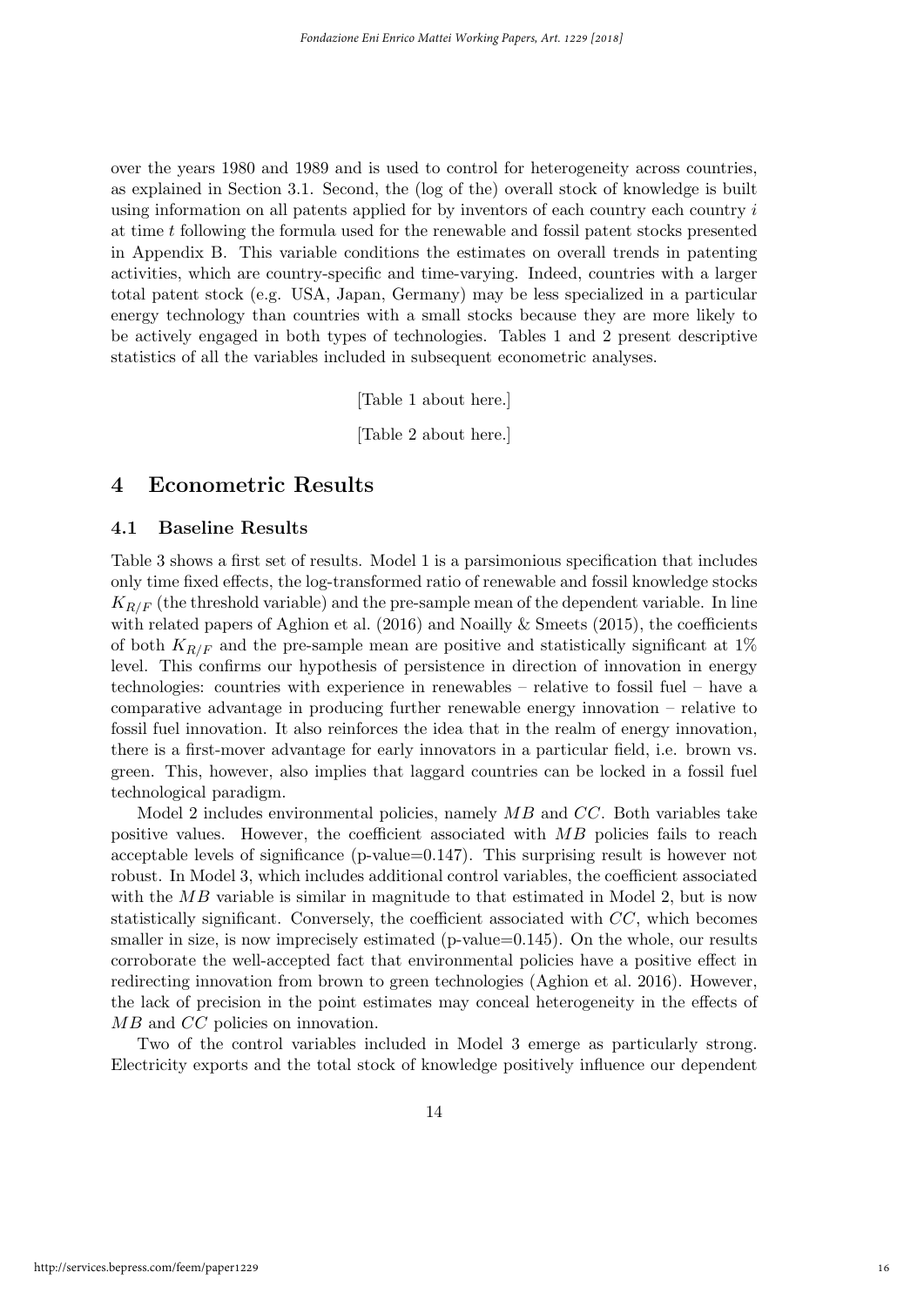over the years 1980 and 1989 and is used to control for heterogeneity across countries, as explained in Section 3.1. Second, the (log of the) overall stock of knowledge is built using information on all patents applied for by inventors of each country each country $i$ at time $t$ following the formula used for the renewable and fossil patent stocks presented in Appendix B. This variable conditions the estimates on overall trends in patenting activities, which are country-specific and time-varying. Indeed, countries with a larger total patent stock (e.g. USA, Japan, Germany) may be less specialized in a particular energy technology than countries with a small stocks because they are more likely to be actively engaged in both types of technologies. Tables 1 and 2 present descriptive statistics of all the variables included in subsequent econometric analyses.

[Table 1 about here.]

[Table 2 about here.]

# 4 Econometric Results

## 4.1 Baseline Results

Table 3 shows a first set of results. Model 1 is a parsimonious specification that includes only time fixed effects, the log-transformed ratio of renewable and fossil knowledge stocks $K_{R/F}$ (the threshold variable) and the pre-sample mean of the dependent variable. In line with related papers of Aghion et al. (2016) and Noailly & Smeets (2015), the coefficients of both $K_{R/F}$ and the pre-sample mean are positive and statistically significant at 1% level. This confirms our hypothesis of persistence in direction of innovation in energy technologies: countries with experience in renewables – relative to fossil fuel – have a comparative advantage in producing further renewable energy innovation – relative to fossil fuel innovation. It also reinforces the idea that in the realm of energy innovation, there is a first-mover advantage for early innovators in a particular field, i.e. brown vs. green. This, however, also implies that laggard countries can be locked in a fossil fuel technological paradigm.

Model 2 includes environmental policies, namely $MB$ and $CC$. Both variables take positive values. However, the coefficient associated with $MB$ policies fails to reach acceptable levels of significance (p-value=0.147). This surprising result is however not robust. In Model 3, which includes additional control variables, the coefficient associated with the $MB$ variable is similar in magnitude to that estimated in Model 2, but is now statistically significant. Conversely, the coefficient associated with $CC$, which becomes smaller in size, is now imprecisely estimated (p-value=0.145). On the whole, our results corroborate the well-accepted fact that environmental policies have a positive effect in redirecting innovation from brown to green technologies (Aghion et al. 2016). However, the lack of precision in the point estimates may conceal heterogeneity in the effects of $MB$ and $CC$ policies on innovation.

Two of the control variables included in Model 3 emerge as particularly strong. Electricity exports and the total stock of knowledge positively influence our dependent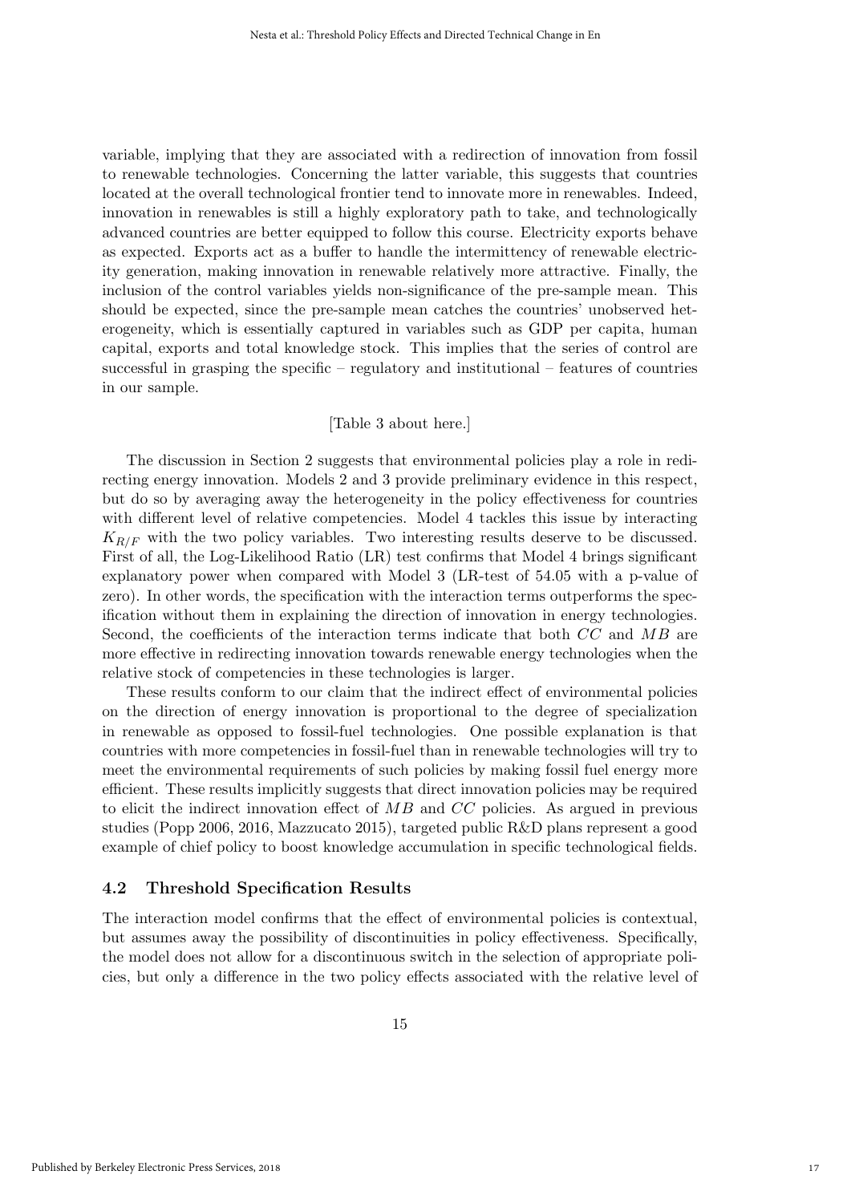variable, implying that they are associated with a redirection of innovation from fossil to renewable technologies. Concerning the latter variable, this suggests that countries located at the overall technological frontier tend to innovate more in renewables. Indeed, innovation in renewables is still a highly exploratory path to take, and technologically advanced countries are better equipped to follow this course. Electricity exports behave as expected. Exports act as a buffer to handle the intermittency of renewable electricity generation, making innovation in renewable relatively more attractive. Finally, the inclusion of the control variables yields non-significance of the pre-sample mean. This should be expected, since the pre-sample mean catches the countries' unobserved heterogeneity, which is essentially captured in variables such as GDP per capita, human capital, exports and total knowledge stock. This implies that the series of control are successful in grasping the specific – regulatory and institutional – features of countries in our sample.

[Table 3 about here.]

The discussion in Section 2 suggests that environmental policies play a role in redirecting energy innovation. Models 2 and 3 provide preliminary evidence in this respect, but do so by averaging away the heterogeneity in the policy effectiveness for countries with different level of relative competencies. Model 4 tackles this issue by interacting $K_{R/F}$ with the two policy variables. Two interesting results deserve to be discussed. First of all, the Log-Likelihood Ratio (LR) test confirms that Model 4 brings significant explanatory power when compared with Model 3 (LR-test of 54.05 with a p-value of zero). In other words, the specification with the interaction terms outperforms the specification without them in explaining the direction of innovation in energy technologies. Second, the coefficients of the interaction terms indicate that both $CC$ and $MB$ are more effective in redirecting innovation towards renewable energy technologies when the relative stock of competencies in these technologies is larger.

These results conform to our claim that the indirect effect of environmental policies on the direction of energy innovation is proportional to the degree of specialization in renewable as opposed to fossil-fuel technologies. One possible explanation is that countries with more competencies in fossil-fuel than in renewable technologies will try to meet the environmental requirements of such policies by making fossil fuel energy more efficient. These results implicitly suggests that direct innovation policies may be required to elicit the indirect innovation effect of $MB$ and $CC$ policies. As argued in previous studies (Popp 2006, 2016, Mazzucato 2015), targeted public R&D plans represent a good example of chief policy to boost knowledge accumulation in specific technological fields.

### 4.2 Threshold Specification Results

The interaction model confirms that the effect of environmental policies is contextual, but assumes away the possibility of discontinuities in policy effectiveness. Specifically, the model does not allow for a discontinuous switch in the selection of appropriate policies, but only a difference in the two policy effects associated with the relative level of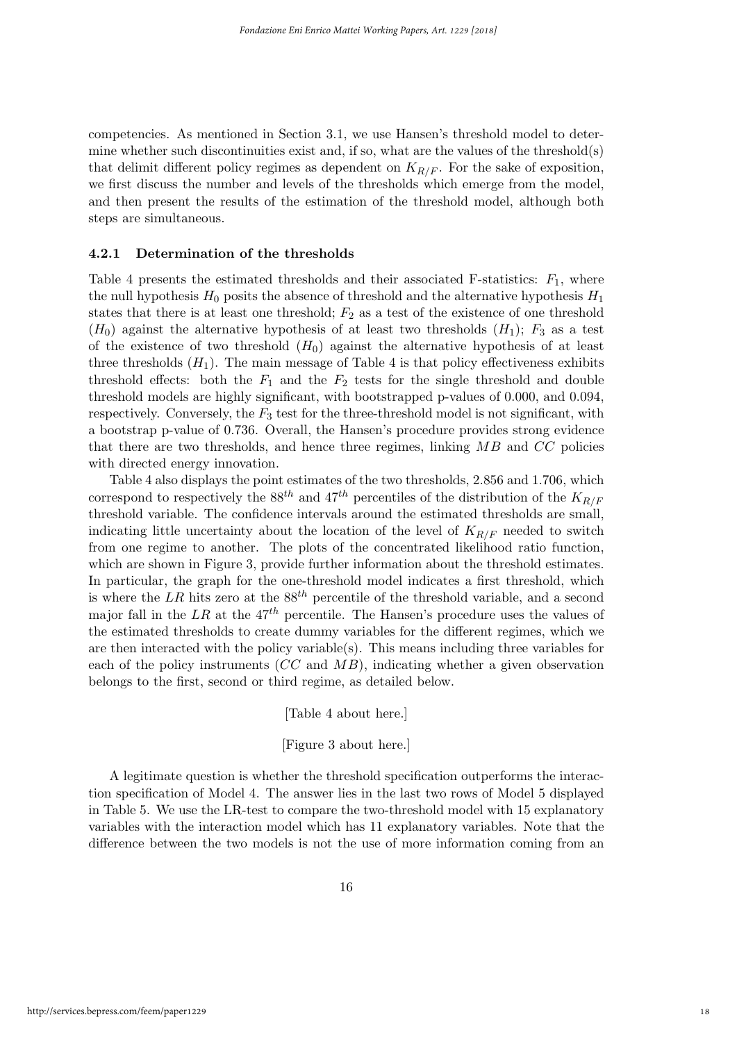competencies. As mentioned in Section 3.1, we use Hansen's threshold model to determine whether such discontinuities exist and, if so, what are the values of the threshold(s) that delimit different policy regimes as dependent on $K_{R/F}$. For the sake of exposition, we first discuss the number and levels of the thresholds which emerge from the model, and then present the results of the estimation of the threshold model, although both steps are simultaneous.

### 4.2.1 Determination of the thresholds

Table 4 presents the estimated thresholds and their associated F-statistics: $F_1$, where the null hypothesis $H_0$ posits the absence of threshold and the alternative hypothesis $H_1$ states that there is at least one threshold; $F_2$ as a test of the existence of one threshold ($H_0$) against the alternative hypothesis of at least two thresholds ($H_1$); $F_3$ as a test of the existence of two threshold ($H_0$) against the alternative hypothesis of at least three thresholds ($H_1$). The main message of Table 4 is that policy effectiveness exhibits threshold effects: both the $F_1$ and the $F_2$ tests for the single threshold and double threshold models are highly significant, with bootstrapped p-values of 0.000, and 0.094, respectively. Conversely, the $F_3$ test for the three-threshold model is not significant, with a bootstrap p-value of 0.736. Overall, the Hansen's procedure provides strong evidence that there are two thresholds, and hence three regimes, linking $MB$ and $CC$ policies with directed energy innovation.

Table 4 also displays the point estimates of the two thresholds, 2.856 and 1.706, which correspond to respectively the $88^{th}$ and $47^{th}$ percentiles of the distribution of the $K_{R/F}$ threshold variable. The confidence intervals around the estimated thresholds are small, indicating little uncertainty about the location of the level of $K_{R/F}$ needed to switch from one regime to another. The plots of the concentrated likelihood ratio function, which are shown in Figure 3, provide further information about the threshold estimates. In particular, the graph for the one-threshold model indicates a first threshold, which is where the $LR$ hits zero at the $88^{th}$ percentile of the threshold variable, and a second major fall in the $LR$ at the $47^{th}$ percentile. The Hansen's procedure uses the values of the estimated thresholds to create dummy variables for the different regimes, which we are then interacted with the policy variable(s). This means including three variables for each of the policy instruments ($CC$ and $MB$), indicating whether a given observation belongs to the first, second or third regime, as detailed below.

[Table 4 about here.]

[Figure 3 about here.]

A legitimate question is whether the threshold specification outperforms the interaction specification of Model 4. The answer lies in the last two rows of Model 5 displayed in Table 5. We use the LR-test to compare the two-threshold model with 15 explanatory variables with the interaction model which has 11 explanatory variables. Note that the difference between the two models is not the use of more information coming from an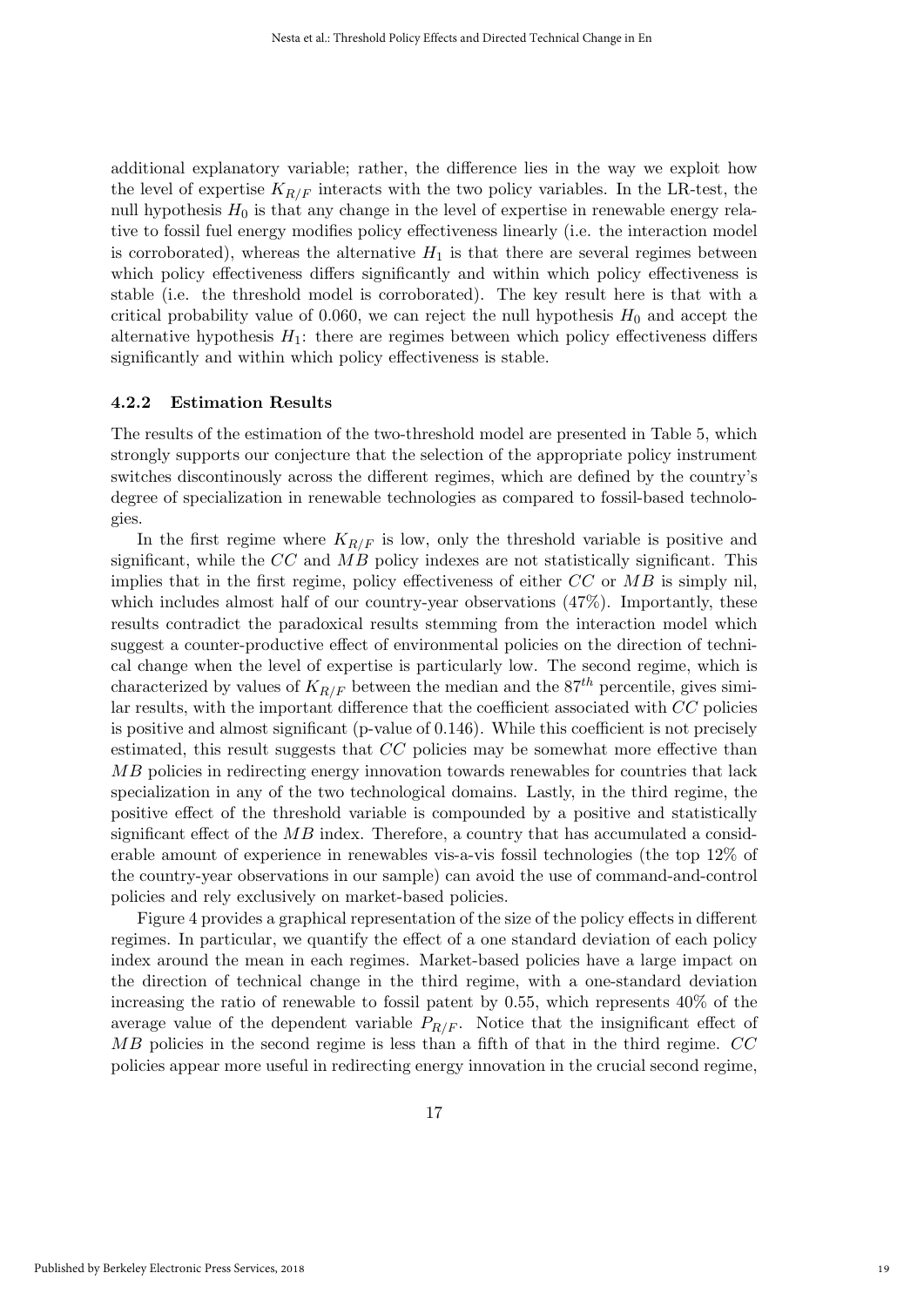additional explanatory variable; rather, the difference lies in the way we exploit how the level of expertise $K_{R/F}$ interacts with the two policy variables. In the LR-test, the null hypothesis $H_0$ is that any change in the level of expertise in renewable energy relative to fossil fuel energy modifies policy effectiveness linearly (i.e. the interaction model is corroborated), whereas the alternative $H_1$ is that there are several regimes between which policy effectiveness differs significantly and within which policy effectiveness is stable (i.e. the threshold model is corroborated). The key result here is that with a critical probability value of 0.060, we can reject the null hypothesis $H_0$ and accept the alternative hypothesis $H_1$: there are regimes between which policy effectiveness differs significantly and within which policy effectiveness is stable.

### 4.2.2 Estimation Results

The results of the estimation of the two-threshold model are presented in Table 5, which strongly supports our conjecture that the selection of the appropriate policy instrument switches discontinously across the different regimes, which are defined by the country's degree of specialization in renewable technologies as compared to fossil-based technologies.

In the first regime where $K_{R/F}$ is low, only the threshold variable is positive and significant, while the $CC$ and $MB$ policy indexes are not statistically significant. This implies that in the first regime, policy effectiveness of either $CC$ or $MB$ is simply nil, which includes almost half of our country-year observations (47%). Importantly, these results contradict the paradoxical results stemming from the interaction model which suggest a counter-productive effect of environmental policies on the direction of technical change when the level of expertise is particularly low. The second regime, which is characterized by values of $K_{R/F}$ between the median and the $87^{th}$ percentile, gives similar results, with the important difference that the coefficient associated with $CC$ policies is positive and almost significant (p-value of 0.146). While this coefficient is not precisely estimated, this result suggests that $CC$ policies may be somewhat more effective than $MB$ policies in redirecting energy innovation towards renewables for countries that lack specialization in any of the two technological domains. Lastly, in the third regime, the positive effect of the threshold variable is compounded by a positive and statistically significant effect of the $MB$ index. Therefore, a country that has accumulated a considerable amount of experience in renewables vis-a-vis fossil technologies (the top 12% of the country-year observations in our sample) can avoid the use of command-and-control policies and rely exclusively on market-based policies.

Figure 4 provides a graphical representation of the size of the policy effects in different regimes. In particular, we quantify the effect of a one standard deviation of each policy index around the mean in each regimes. Market-based policies have a large impact on the direction of technical change in the third regime, with a one-standard deviation increasing the ratio of renewable to fossil patent by 0.55, which represents 40% of the average value of the dependent variable $P_{R/F}$. Notice that the insignificant effect of $MB$ policies in the second regime is less than a fifth of that in the third regime. $CC$ policies appear more useful in redirecting energy innovation in the crucial second regime,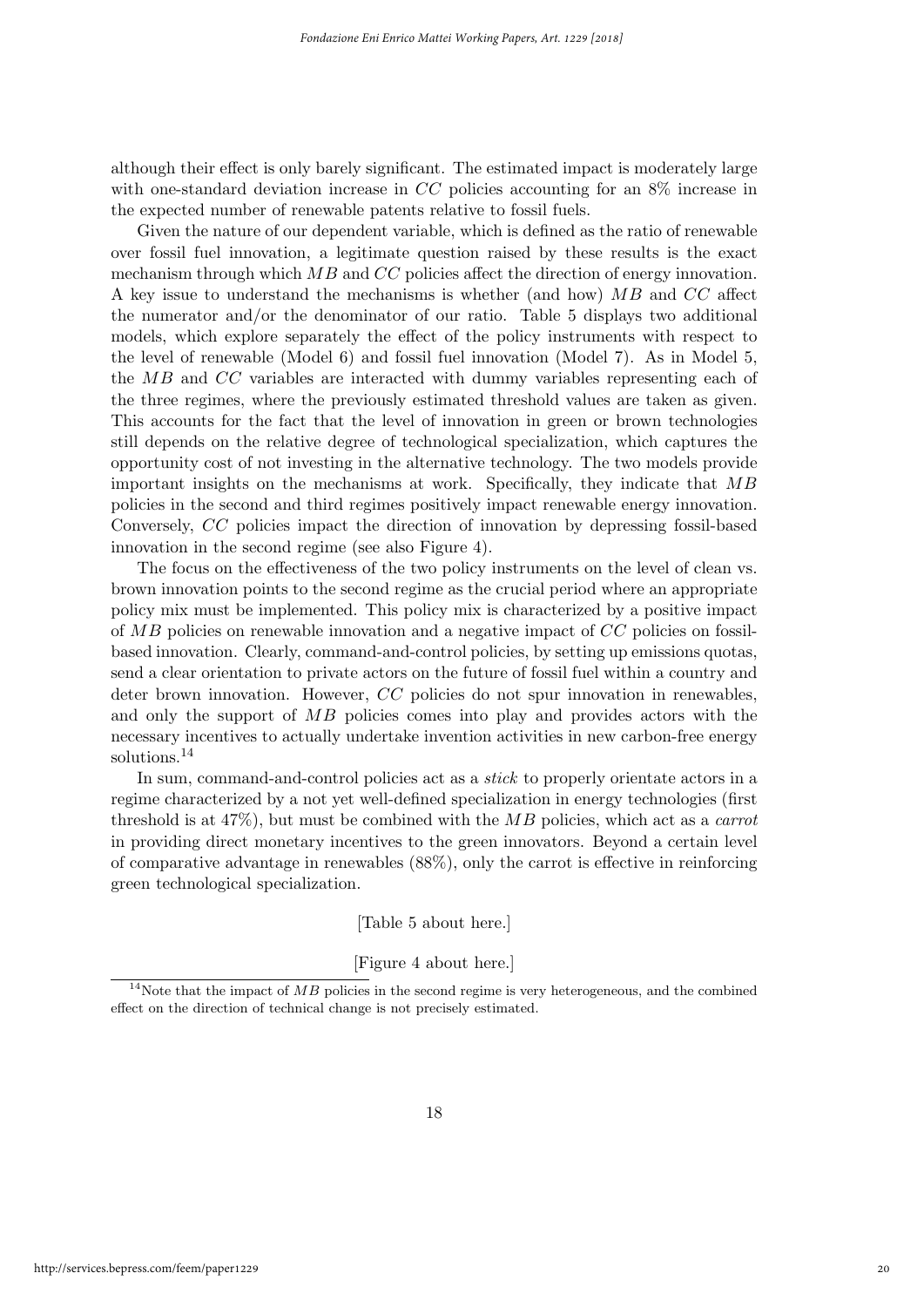although their effect is only barely significant. The estimated impact is moderately large with one-standard deviation increase in $CC$ policies accounting for an 8% increase in the expected number of renewable patents relative to fossil fuels.

Given the nature of our dependent variable, which is defined as the ratio of renewable over fossil fuel innovation, a legitimate question raised by these results is the exact mechanism through which $MB$ and $CC$ policies affect the direction of energy innovation. A key issue to understand the mechanisms is whether (and how) $MB$ and $CC$ affect the numerator and/or the denominator of our ratio. Table 5 displays two additional models, which explore separately the effect of the policy instruments with respect to the level of renewable (Model 6) and fossil fuel innovation (Model 7). As in Model 5, the $MB$ and $CC$ variables are interacted with dummy variables representing each of the three regimes, where the previously estimated threshold values are taken as given. This accounts for the fact that the level of innovation in green or brown technologies still depends on the relative degree of technological specialization, which captures the opportunity cost of not investing in the alternative technology. The two models provide important insights on the mechanisms at work. Specifically, they indicate that $MB$ policies in the second and third regimes positively impact renewable energy innovation. Conversely, $CC$ policies impact the direction of innovation by depressing fossil-based innovation in the second regime (see also Figure 4).

The focus on the effectiveness of the two policy instruments on the level of clean vs. brown innovation points to the second regime as the crucial period where an appropriate policy mix must be implemented. This policy mix is characterized by a positive impact of $MB$ policies on renewable innovation and a negative impact of $CC$ policies on fossil-based innovation. Clearly, command-and-control policies, by setting up emissions quotas, send a clear orientation to private actors on the future of fossil fuel within a country and deter brown innovation. However, $CC$ policies do not spur innovation in renewables, and only the support of $MB$ policies comes into play and provides actors with the necessary incentives to actually undertake invention activities in new carbon-free energy solutions.[14]

In sum, command-and-control policies act as a *stick* to properly orientate actors in a regime characterized by a not yet well-defined specialization in energy technologies (first threshold is at 47%), but must be combined with the $MB$ policies, which act as a *carrot* in providing direct monetary incentives to the green innovators. Beyond a certain level of comparative advantage in renewables (88%), only the carrot is effective in reinforcing green technological specialization.

[Table 5 about here.]

[Figure 4 about here.]

[14] Note that the impact of $MB$ policies in the second regime is very heterogeneous, and the combined effect on the direction of technical change is not precisely estimated.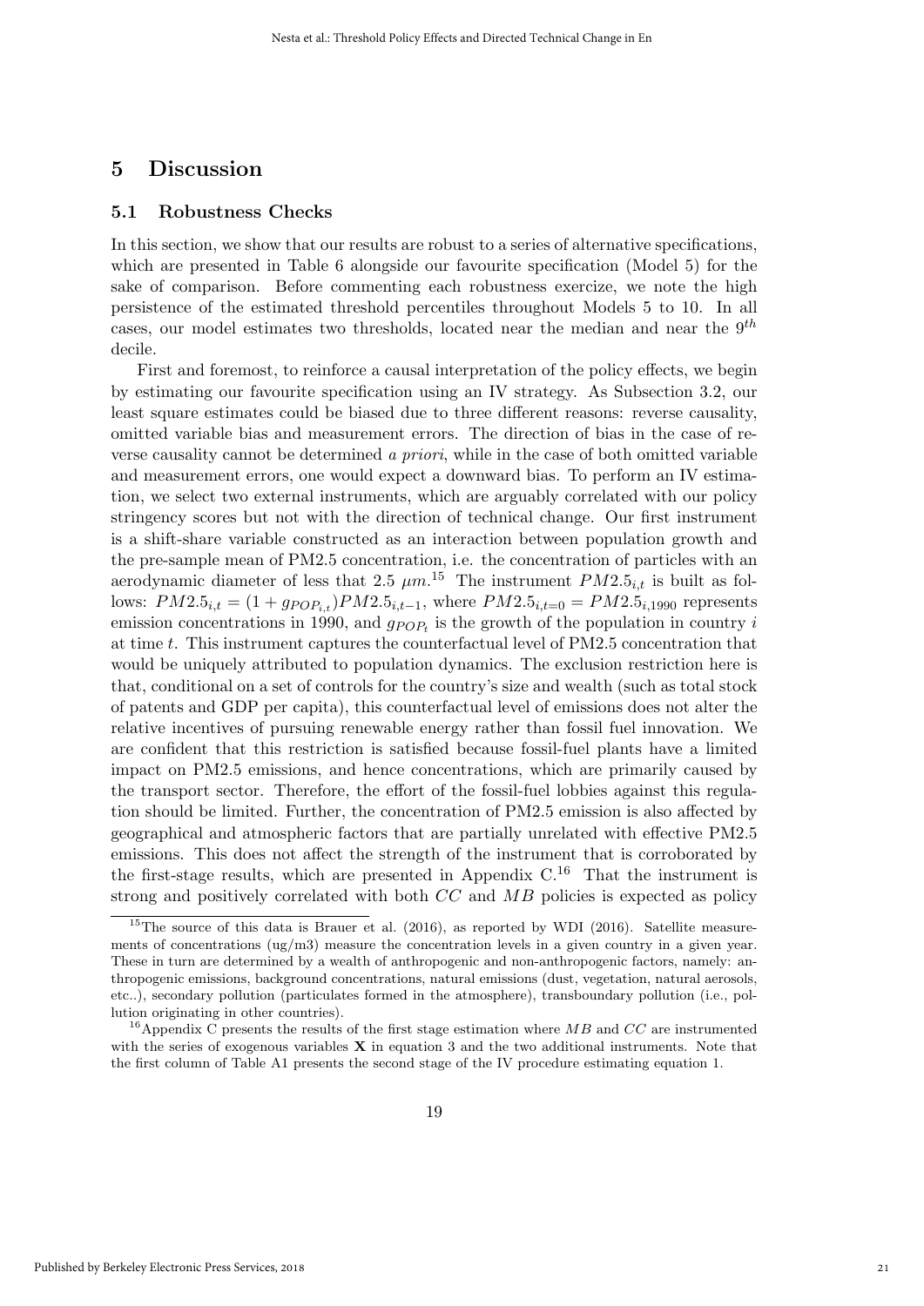# 5 Discussion

## 5.1 Robustness Checks

In this section, we show that our results are robust to a series of alternative specifications, which are presented in Table 6 alongside our favourite specification (Model 5) for the sake of comparison. Before commenting each robustness exercize, we note the high persistence of the estimated threshold percentiles throughout Models 5 to 10. In all cases, our model estimates two thresholds, located near the median and near the $9^{th}$ decile.

First and foremost, to reinforce a causal interpretation of the policy effects, we begin by estimating our favourite specification using an IV strategy. As Subsection 3.2, our least square estimates could be biased due to three different reasons: reverse causality, omitted variable bias and measurement errors. The direction of bias in the case of reverse causality cannot be determined *a priori*, while in the case of both omitted variable and measurement errors, one would expect a downward bias. To perform an IV estimation, we select two external instruments, which are arguably correlated with our policy stringency scores but not with the direction of technical change. Our first instrument is a shift-share variable constructed as an interaction between population growth and the pre-sample mean of PM2.5 concentration, i.e. the concentration of particles with an aerodynamic diameter of less that 2.5 $\mu m$.[15] The instrument $PM2.5_{i,t}$ is built as follows: $PM2.5_{i,t} = (1 + g_{POP_{i,t}})PM2.5_{i,t-1}$, where $PM2.5_{i,t=0} = PM2.5_{i,1990}$ represents emission concentrations in 1990, and $g_{POP_t}$ is the growth of the population in country $i$ at time $t$. This instrument captures the counterfactual level of PM2.5 concentration that would be uniquely attributed to population dynamics. The exclusion restriction here is that, conditional on a set of controls for the country's size and wealth (such as total stock of patents and GDP per capita), this counterfactual level of emissions does not alter the relative incentives of pursuing renewable energy rather than fossil fuel innovation. We are confident that this restriction is satisfied because fossil-fuel plants have a limited impact on PM2.5 emissions, and hence concentrations, which are primarily caused by the transport sector. Therefore, the effort of the fossil-fuel lobbies against this regulation should be limited. Further, the concentration of PM2.5 emission is also affected by geographical and atmospheric factors that are partially unrelated with effective PM2.5 emissions. This does not affect the strength of the instrument that is corroborated by the first-stage results, which are presented in Appendix C.[16] That the instrument is strong and positively correlated with both $CC$ and $MB$ policies is expected as policy

[15] The source of this data is Brauer et al. (2016), as reported by WDI (2016). Satellite measurements of concentrations (ug/m3) measure the concentration levels in a given country in a given year. These in turn are determined by a wealth of anthropogenic and non-anthropogenic factors, namely: anthropogenic emissions, background concentrations, natural emissions (dust, vegetation, natural aerosols, etc..), secondary pollution (particulates formed in the atmosphere), transboundary pollution (i.e., pollution originating in other countries).

[16] Appendix C presents the results of the first stage estimation where $MB$ and $CC$ are instrumented with the series of exogenous variables $\mathbf{X}$ in equation 3 and the two additional instruments. Note that the first column of Table A1 presents the second stage of the IV procedure estimating equation 1.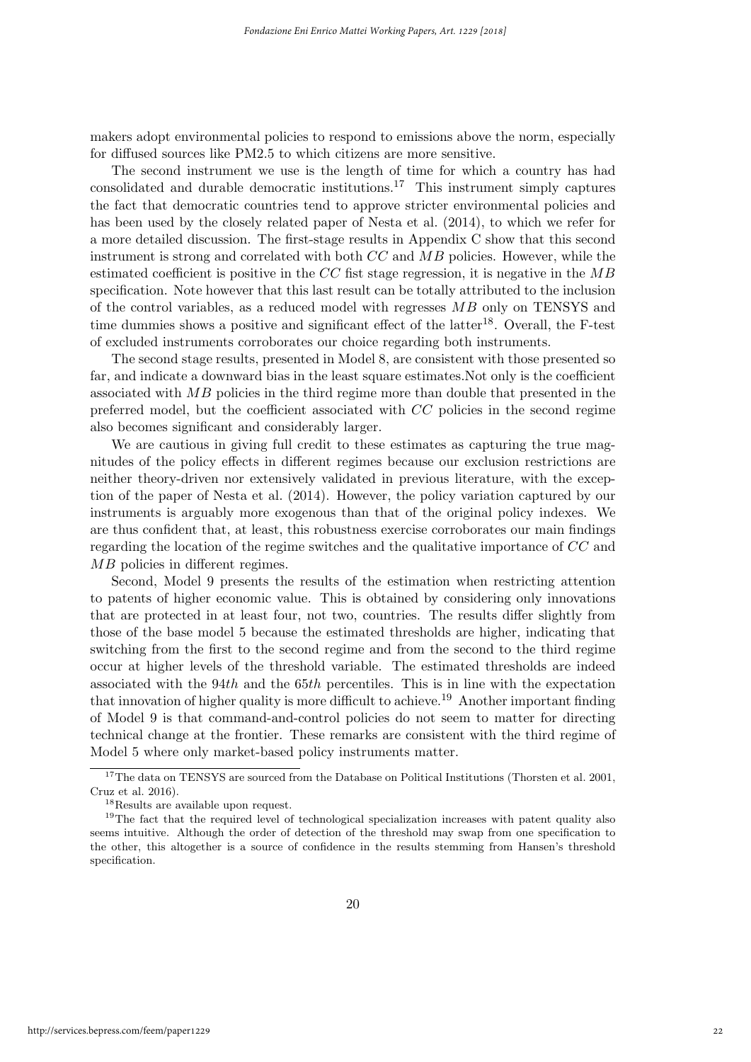makers adopt environmental policies to respond to emissions above the norm, especially for diffused sources like PM2.5 to which citizens are more sensitive.

The second instrument we use is the length of time for which a country has had consolidated and durable democratic institutions.[17] This instrument simply captures the fact that democratic countries tend to approve stricter environmental policies and has been used by the closely related paper of Nesta et al. (2014), to which we refer for a more detailed discussion. The first-stage results in Appendix C show that this second instrument is strong and correlated with both $CC$ and $MB$ policies. However, while the estimated coefficient is positive in the $CC$ fist stage regression, it is negative in the $MB$ specification. Note however that this last result can be totally attributed to the inclusion of the control variables, as a reduced model with regresses $MB$ only on TENSYS and time dummies shows a positive and significant effect of the latter[18]. Overall, the F-test of excluded instruments corroborates our choice regarding both instruments.

The second stage results, presented in Model 8, are consistent with those presented so far, and indicate a downward bias in the least square estimates.Not only is the coefficient associated with $MB$ policies in the third regime more than double that presented in the preferred model, but the coefficient associated with $CC$ policies in the second regime also becomes significant and considerably larger.

We are cautious in giving full credit to these estimates as capturing the true magnitudes of the policy effects in different regimes because our exclusion restrictions are neither theory-driven nor extensively validated in previous literature, with the exception of the paper of Nesta et al. (2014). However, the policy variation captured by our instruments is arguably more exogenous than that of the original policy indexes. We are thus confident that, at least, this robustness exercise corroborates our main findings regarding the location of the regime switches and the qualitative importance of $CC$ and $MB$ policies in different regimes.

Second, Model 9 presents the results of the estimation when restricting attention to patents of higher economic value. This is obtained by considering only innovations that are protected in at least four, not two, countries. The results differ slightly from those of the base model 5 because the estimated thresholds are higher, indicating that switching from the first to the second regime and from the second to the third regime occur at higher levels of the threshold variable. The estimated thresholds are indeed associated with the $94th$ and the $65th$ percentiles. This is in line with the expectation that innovation of higher quality is more difficult to achieve.[19] Another important finding of Model 9 is that command-and-control policies do not seem to matter for directing technical change at the frontier. These remarks are consistent with the third regime of Model 5 where only market-based policy instruments matter.

[17] The data on TENSYS are sourced from the Database on Political Institutions (Thorsten et al. 2001, Cruz et al. 2016).

[18] Results are available upon request.

[19] The fact that the required level of technological specialization increases with patent quality also seems intuitive. Although the order of detection of the threshold may swap from one specification to the other, this altogether is a source of confidence in the results stemming from Hansen's threshold specification.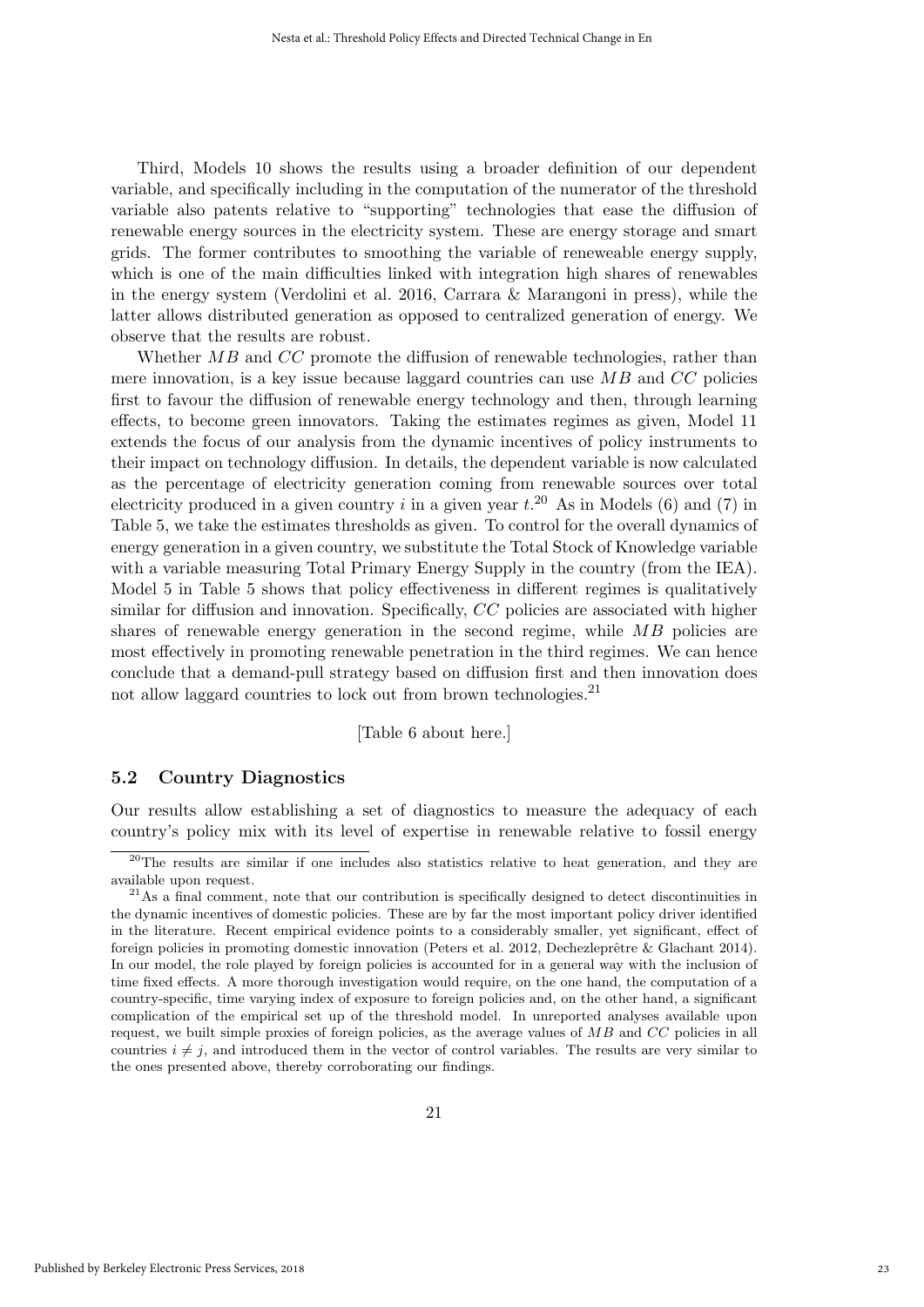Third, Models 10 shows the results using a broader definition of our dependent variable, and specifically including in the computation of the numerator of the threshold variable also patents relative to "supporting" technologies that ease the diffusion of renewable energy sources in the electricity system. These are energy storage and smart grids. The former contributes to smoothing the variable of reneweable energy supply, which is one of the main difficulties linked with integration high shares of renewables in the energy system (Verdolini et al. 2016, Carrara & Marangoni in press), while the latter allows distributed generation as opposed to centralized generation of energy. We observe that the results are robust.

Whether $MB$ and $CC$ promote the diffusion of renewable technologies, rather than mere innovation, is a key issue because laggard countries can use $MB$ and $CC$ policies first to favour the diffusion of renewable energy technology and then, through learning effects, to become green innovators. Taking the estimates regimes as given, Model 11 extends the focus of our analysis from the dynamic incentives of policy instruments to their impact on technology diffusion. In details, the dependent variable is now calculated as the percentage of electricity generation coming from renewable sources over total electricity produced in a given country $i$ in a given year $t$.[20] As in Models (6) and (7) in Table 5, we take the estimates thresholds as given. To control for the overall dynamics of energy generation in a given country, we substitute the Total Stock of Knowledge variable with a variable measuring Total Primary Energy Supply in the country (from the IEA). Model 5 in Table 5 shows that policy effectiveness in different regimes is qualitatively similar for diffusion and innovation. Specifically, $CC$ policies are associated with higher shares of renewable energy generation in the second regime, while $MB$ policies are most effectively in promoting renewable penetration in the third regimes. We can hence conclude that a demand-pull strategy based on diffusion first and then innovation does not allow laggard countries to lock out from brown technologies.[21]

[Table 6 about here.]

## 5.2 Country Diagnostics

Our results allow establishing a set of diagnostics to measure the adequacy of each country's policy mix with its level of expertise in renewable relative to fossil energy

[20] The results are similar if one includes also statistics relative to heat generation, and they are available upon request.

[21] As a final comment, note that our contribution is specifically designed to detect discontinuities in the dynamic incentives of domestic policies. These are by far the most important policy driver identified in the literature. Recent empirical evidence points to a considerably smaller, yet significant, effect of foreign policies in promoting domestic innovation (Peters et al. 2012, Dechezleprêtre & Glachant 2014). In our model, the role played by foreign policies is accounted for in a general way with the inclusion of time fixed effects. A more thorough investigation would require, on the one hand, the computation of a country-specific, time varying index of exposure to foreign policies and, on the other hand, a significant complication of the empirical set up of the threshold model. In unreported analyses available upon request, we built simple proxies of foreign policies, as the average values of $MB$ and $CC$ policies in all countries $i \neq j$, and introduced them in the vector of control variables. The results are very similar to the ones presented above, thereby corroborating our findings.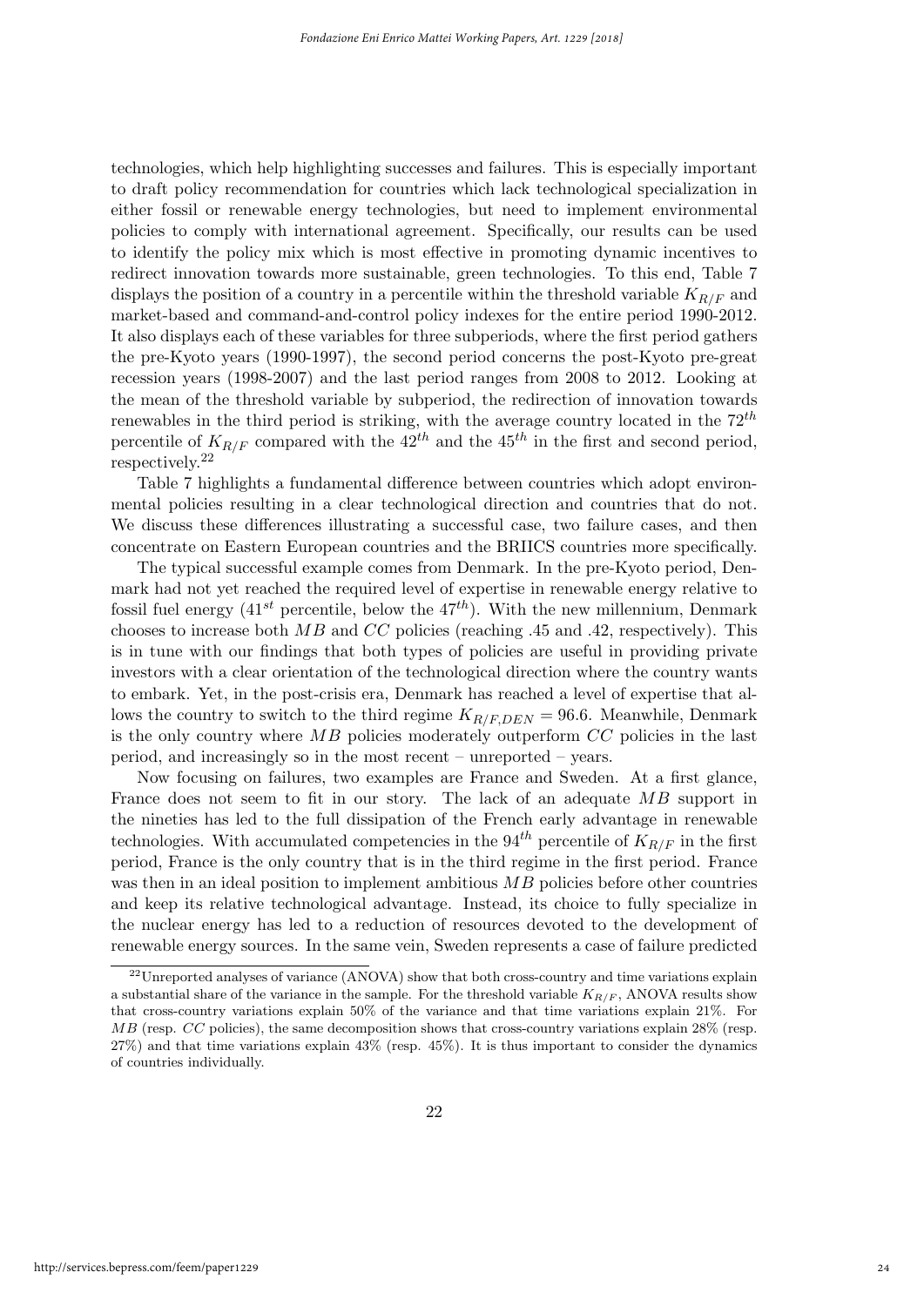technologies, which help highlighting successes and failures. This is especially important to draft policy recommendation for countries which lack technological specialization in either fossil or renewable energy technologies, but need to implement environmental policies to comply with international agreement. Specifically, our results can be used to identify the policy mix which is most effective in promoting dynamic incentives to redirect innovation towards more sustainable, green technologies. To this end, Table 7 displays the position of a country in a percentile within the threshold variable $K_{R/F}$ and market-based and command-and-control policy indexes for the entire period 1990-2012. It also displays each of these variables for three subperiods, where the first period gathers the pre-Kyoto years (1990-1997), the second period concerns the post-Kyoto pre-great recession years (1998-2007) and the last period ranges from 2008 to 2012. Looking at the mean of the threshold variable by subperiod, the redirection of innovation towards renewables in the third period is striking, with the average country located in the $72^{th}$ percentile of $K_{R/F}$ compared with the $42^{th}$ and the $45^{th}$ in the first and second period, respectively.[22]

Table 7 highlights a fundamental difference between countries which adopt environmental policies resulting in a clear technological direction and countries that do not. We discuss these differences illustrating a successful case, two failure cases, and then concentrate on Eastern European countries and the BRIICS countries more specifically.

The typical successful example comes from Denmark. In the pre-Kyoto period, Denmark had not yet reached the required level of expertise in renewable energy relative to fossil fuel energy ($41^{st}$ percentile, below the $47^{th}$). With the new millennium, Denmark chooses to increase both $MB$ and $CC$ policies (reaching .45 and .42, respectively). This is in tune with our findings that both types of policies are useful in providing private investors with a clear orientation of the technological direction where the country wants to embark. Yet, in the post-crisis era, Denmark has reached a level of expertise that allows the country to switch to the third regime $K_{R/F,DEN} = 96.6$. Meanwhile, Denmark is the only country where $MB$ policies moderately outperform $CC$ policies in the last period, and increasingly so in the most recent – unreported – years.

Now focusing on failures, two examples are France and Sweden. At a first glance, France does not seem to fit in our story. The lack of an adequate $MB$ support in the nineties has led to the full dissipation of the French early advantage in renewable technologies. With accumulated competencies in the $94^{th}$ percentile of $K_{R/F}$ in the first period, France is the only country that is in the third regime in the first period. France was then in an ideal position to implement ambitious $MB$ policies before other countries and keep its relative technological advantage. Instead, its choice to fully specialize in the nuclear energy has led to a reduction of resources devoted to the development of renewable energy sources. In the same vein, Sweden represents a case of failure predicted

[22] Unreported analyses of variance (ANOVA) show that both cross-country and time variations explain a substantial share of the variance in the sample. For the threshold variable $K_{R/F}$, ANOVA results show that cross-country variations explain 50% of the variance and that time variations explain 21%. For $MB$ (resp. $CC$ policies), the same decomposition shows that cross-country variations explain 28% (resp. 27%) and that time variations explain 43% (resp. 45%). It is thus important to consider the dynamics of countries individually.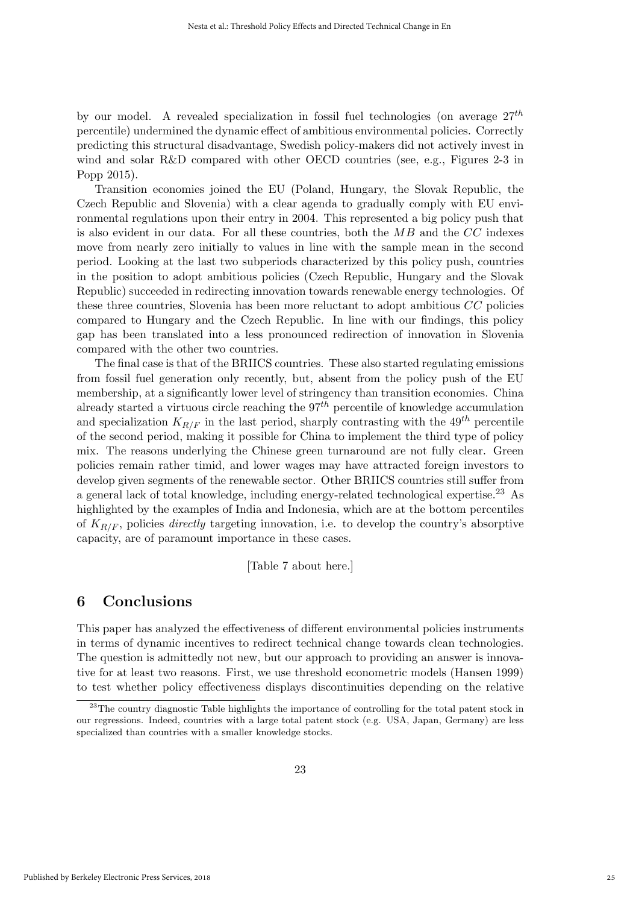by our model. A revealed specialization in fossil fuel technologies (on average $27^{th}$ percentile) undermined the dynamic effect of ambitious environmental policies. Correctly predicting this structural disadvantage, Swedish policy-makers did not actively invest in wind and solar R&D compared with other OECD countries (see, e.g., Figures 2-3 in Popp 2015).

Transition economies joined the EU (Poland, Hungary, the Slovak Republic, the Czech Republic and Slovenia) with a clear agenda to gradually comply with EU environmental regulations upon their entry in 2004. This represented a big policy push that is also evident in our data. For all these countries, both the $MB$ and the $CC$ indexes move from nearly zero initially to values in line with the sample mean in the second period. Looking at the last two subperiods characterized by this policy push, countries in the position to adopt ambitious policies (Czech Republic, Hungary and the Slovak Republic) succeeded in redirecting innovation towards renewable energy technologies. Of these three countries, Slovenia has been more reluctant to adopt ambitious $CC$ policies compared to Hungary and the Czech Republic. In line with our findings, this policy gap has been translated into a less pronounced redirection of innovation in Slovenia compared with the other two countries.

The final case is that of the BRIICS countries. These also started regulating emissions from fossil fuel generation only recently, but, absent from the policy push of the EU membership, at a significantly lower level of stringency than transition economies. China already started a virtuous circle reaching the $97^{th}$ percentile of knowledge accumulation and specialization $K_{R/F}$ in the last period, sharply contrasting with the $49^{th}$ percentile of the second period, making it possible for China to implement the third type of policy mix. The reasons underlying the Chinese green turnaround are not fully clear. Green policies remain rather timid, and lower wages may have attracted foreign investors to develop given segments of the renewable sector. Other BRIICS countries still suffer from a general lack of total knowledge, including energy-related technological expertise.[23] As highlighted by the examples of India and Indonesia, which are at the bottom percentiles of $K_{R/F}$, policies *directly* targeting innovation, i.e. to develop the country's absorptive capacity, are of paramount importance in these cases.

[Table 7 about here.]

## 6 Conclusions

This paper has analyzed the effectiveness of different environmental policies instruments in terms of dynamic incentives to redirect technical change towards clean technologies. The question is admittedly not new, but our approach to providing an answer is innovative for at least two reasons. First, we use threshold econometric models (Hansen 1999) to test whether policy effectiveness displays discontinuities depending on the relative

[23] The country diagnostic Table highlights the importance of controlling for the total patent stock in our regressions. Indeed, countries with a large total patent stock (e.g. USA, Japan, Germany) are less specialized than countries with a smaller knowledge stocks.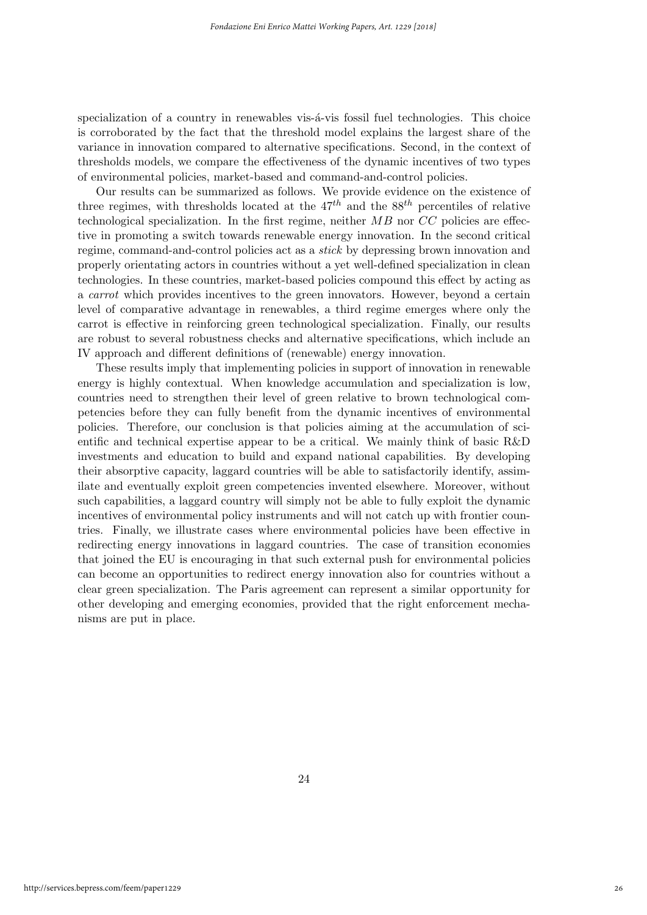specialization of a country in renewables vis-á-vis fossil fuel technologies. This choice is corroborated by the fact that the threshold model explains the largest share of the variance in innovation compared to alternative specifications. Second, in the context of thresholds models, we compare the effectiveness of the dynamic incentives of two types of environmental policies, market-based and command-and-control policies.

Our results can be summarized as follows. We provide evidence on the existence of three regimes, with thresholds located at the $47^{th}$ and the $88^{th}$ percentiles of relative technological specialization. In the first regime, neither $MB$ nor $CC$ policies are effective in promoting a switch towards renewable energy innovation. In the second critical regime, command-and-control policies act as a *stick* by depressing brown innovation and properly orientating actors in countries without a yet well-defined specialization in clean technologies. In these countries, market-based policies compound this effect by acting as a *carrot* which provides incentives to the green innovators. However, beyond a certain level of comparative advantage in renewables, a third regime emerges where only the carrot is effective in reinforcing green technological specialization. Finally, our results are robust to several robustness checks and alternative specifications, which include an IV approach and different definitions of (renewable) energy innovation.

These results imply that implementing policies in support of innovation in renewable energy is highly contextual. When knowledge accumulation and specialization is low, countries need to strengthen their level of green relative to brown technological competencies before they can fully benefit from the dynamic incentives of environmental policies. Therefore, our conclusion is that policies aiming at the accumulation of scientific and technical expertise appear to be a critical. We mainly think of basic R&D investments and education to build and expand national capabilities. By developing their absorptive capacity, laggard countries will be able to satisfactorily identify, assimilate and eventually exploit green competencies invented elsewhere. Moreover, without such capabilities, a laggard country will simply not be able to fully exploit the dynamic incentives of environmental policy instruments and will not catch up with frontier countries. Finally, we illustrate cases where environmental policies have been effective in redirecting energy innovations in laggard countries. The case of transition economies that joined the EU is encouraging in that such external push for environmental policies can become an opportunities to redirect energy innovation also for countries without a clear green specialization. The Paris agreement can represent a similar opportunity for other developing and emerging economies, provided that the right enforcement mechanisms are put in place.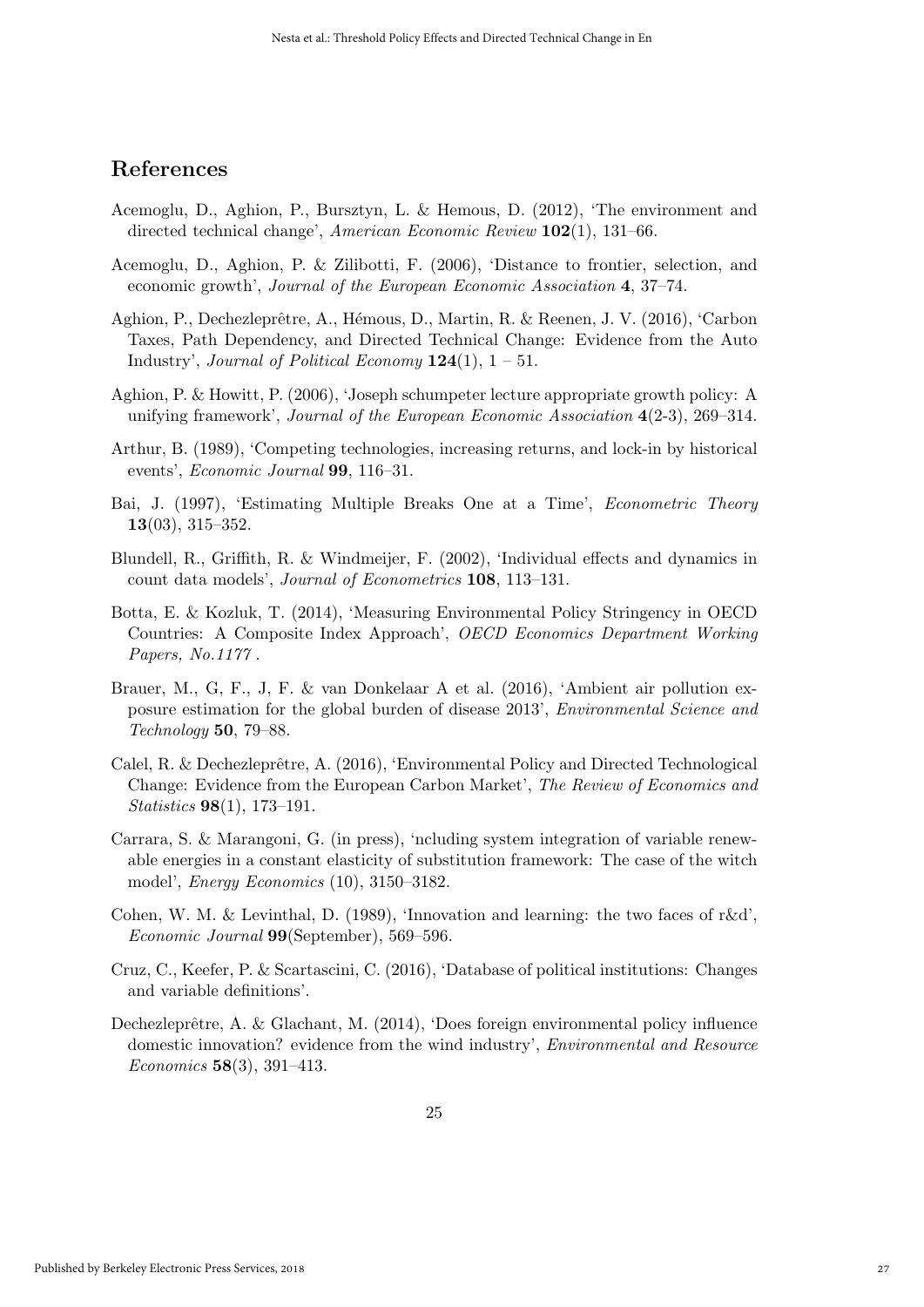## References

Acemoglu, D., Aghion, P., Bursztyn, L. & Hemous, D. (2012), 'The environment and directed technical change', *American Economic Review* **102**(1), 131–66.

Acemoglu, D., Aghion, P. & Zilibotti, F. (2006), 'Distance to frontier, selection, and economic growth', *Journal of the European Economic Association* **4**, 37–74.

Aghion, P., Dechezleprêtre, A., Hémous, D., Martin, R. & Reenen, J. V. (2016), 'Carbon Taxes, Path Dependency, and Directed Technical Change: Evidence from the Auto Industry', *Journal of Political Economy* **124**(1), 1 – 51.

Aghion, P. & Howitt, P. (2006), 'Joseph schumpeter lecture appropriate growth policy: A unifying framework', *Journal of the European Economic Association* **4**(2-3), 269–314.

Arthur, B. (1989), 'Competing technologies, increasing returns, and lock-in by historical events', *Economic Journal* **99**, 116–31.

Bai, J. (1997), 'Estimating Multiple Breaks One at a Time', *Econometric Theory* **13**(03), 315–352.

Blundell, R., Griffith, R. & Windmeijer, F. (2002), 'Individual effects and dynamics in count data models', *Journal of Econometrics* **108**, 113–131.

Botta, E. & Kozluk, T. (2014), 'Measuring Environmental Policy Stringency in OECD Countries: A Composite Index Approach', *OECD Economics Department Working Papers, No.1177* .

Brauer, M., G, F., J, F. & van Donkelaar A et al. (2016), 'Ambient air pollution exposure estimation for the global burden of disease 2013', *Environmental Science and Technology* **50**, 79–88.

Calel, R. & Dechezleprêtre, A. (2016), 'Environmental Policy and Directed Technological Change: Evidence from the European Carbon Market', *The Review of Economics and Statistics* **98**(1), 173–191.

Carrara, S. & Marangoni, G. (in press), 'ncluding system integration of variable renewable energies in a constant elasticity of substitution framework: The case of the witch model', *Energy Economics* (10), 3150–3182.

Cohen, W. M. & Levinthal, D. (1989), 'Innovation and learning: the two faces of r&d', *Economic Journal* **99**(September), 569–596.

Cruz, C., Keefer, P. & Scartascini, C. (2016), 'Database of political institutions: Changes and variable definitions'.

Dechezleprêtre, A. & Glachant, M. (2014), 'Does foreign environmental policy influence domestic innovation? evidence from the wind industry', *Environmental and Resource Economics* **58**(3), 391–413.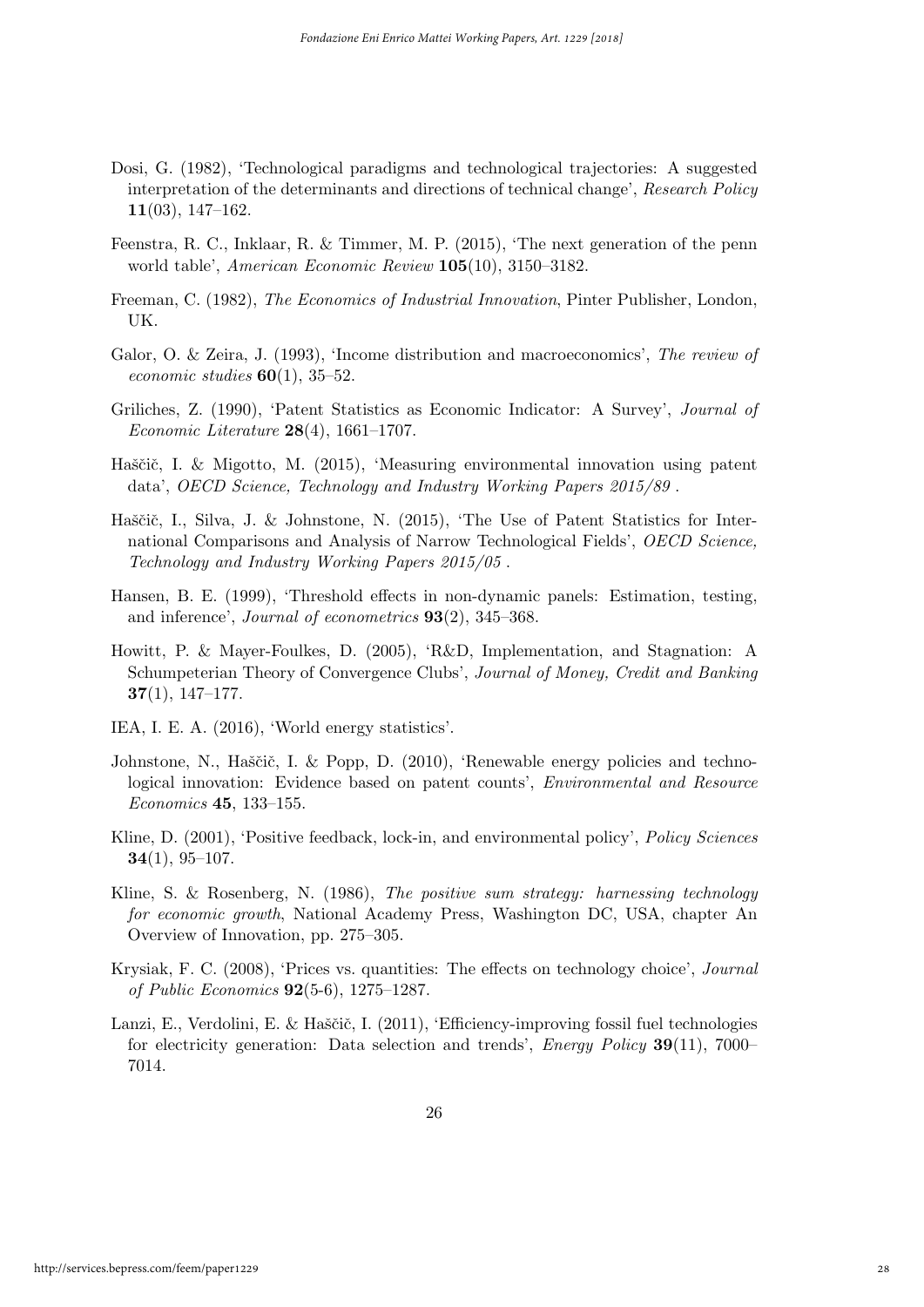Dosi, G. (1982), 'Technological paradigms and technological trajectories: A suggested interpretation of the determinants and directions of technical change', *Research Policy* **11**(03), 147–162.

Feenstra, R. C., Inklaar, R. & Timmer, M. P. (2015), 'The next generation of the penn world table', *American Economic Review* **105**(10), 3150–3182.

Freeman, C. (1982), *The Economics of Industrial Innovation*, Pinter Publisher, London, UK.

Galor, O. & Zeira, J. (1993), 'Income distribution and macroeconomics', *The review of economic studies* **60**(1), 35–52.

Griliches, Z. (1990), 'Patent Statistics as Economic Indicator: A Survey', *Journal of Economic Literature* **28**(4), 1661–1707.

Haščič, I. & Migotto, M. (2015), 'Measuring environmental innovation using patent data', *OECD Science, Technology and Industry Working Papers 2015/89* .

Haščič, I., Silva, J. & Johnstone, N. (2015), 'The Use of Patent Statistics for International Comparisons and Analysis of Narrow Technological Fields', *OECD Science, Technology and Industry Working Papers 2015/05* .

Hansen, B. E. (1999), 'Threshold effects in non-dynamic panels: Estimation, testing, and inference', *Journal of econometrics* **93**(2), 345–368.

Howitt, P. & Mayer-Foulkes, D. (2005), 'R&D, Implementation, and Stagnation: A Schumpeterian Theory of Convergence Clubs', *Journal of Money, Credit and Banking* **37**(1), 147–177.

IEA, I. E. A. (2016), 'World energy statistics'.

Johnstone, N., Haščič, I. & Popp, D. (2010), 'Renewable energy policies and technological innovation: Evidence based on patent counts', *Environmental and Resource Economics* **45**, 133–155.

Kline, D. (2001), 'Positive feedback, lock-in, and environmental policy', *Policy Sciences* **34**(1), 95–107.

Kline, S. & Rosenberg, N. (1986), *The positive sum strategy: harnessing technology for economic growth*, National Academy Press, Washington DC, USA, chapter An Overview of Innovation, pp. 275–305.

Krysiak, F. C. (2008), 'Prices vs. quantities: The effects on technology choice', *Journal of Public Economics* **92**(5-6), 1275–1287.

Lanzi, E., Verdolini, E. & Haščič, I. (2011), 'Efficiency-improving fossil fuel technologies for electricity generation: Data selection and trends', *Energy Policy* **39**(11), 7000–7014.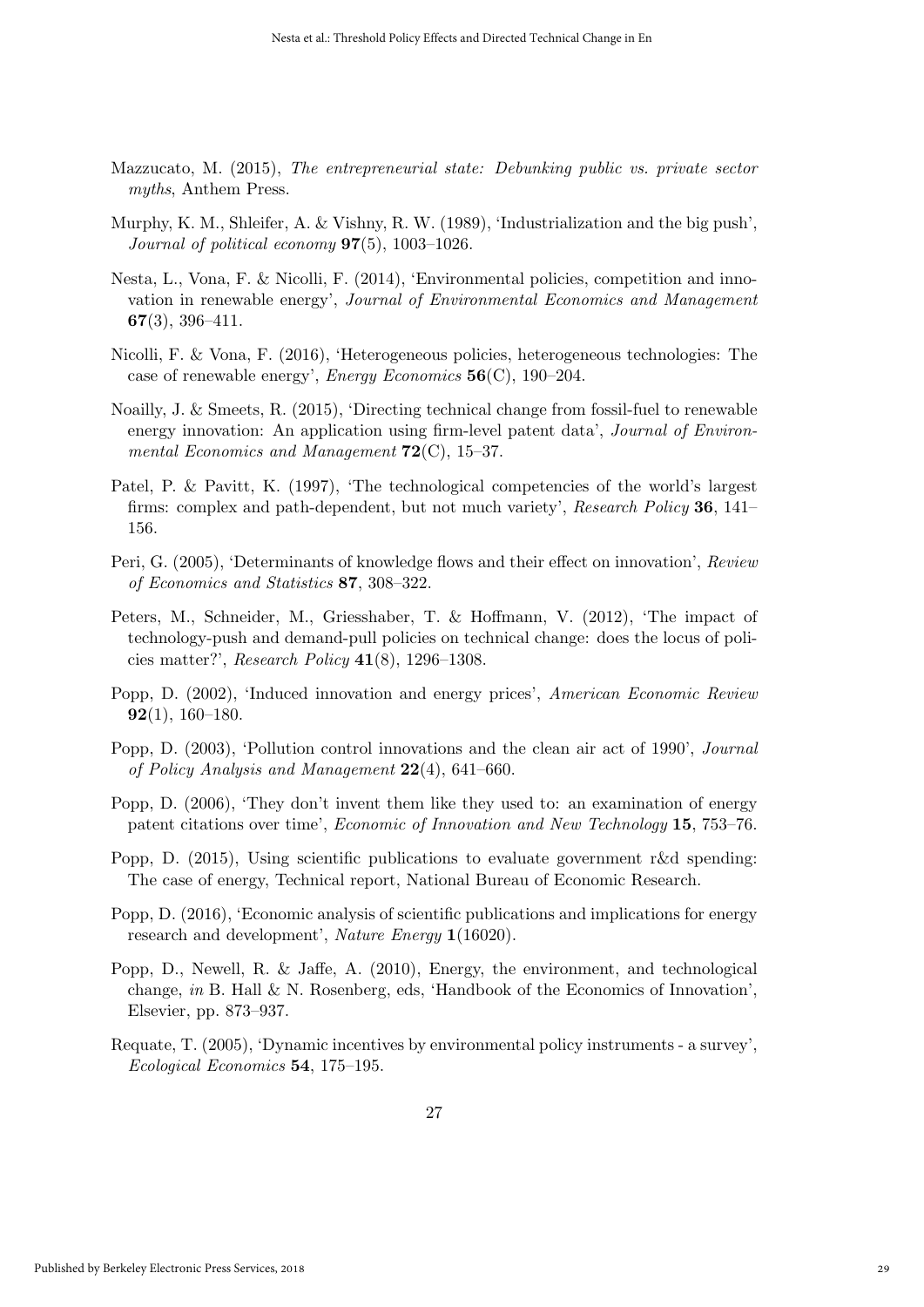Mazzucato, M. (2015), *The entrepreneurial state: Debunking public vs. private sector myths*, Anthem Press.

Murphy, K. M., Shleifer, A. & Vishny, R. W. (1989), 'Industrialization and the big push', *Journal of political economy* **97**(5), 1003–1026.

Nesta, L., Vona, F. & Nicolli, F. (2014), 'Environmental policies, competition and innovation in renewable energy', *Journal of Environmental Economics and Management* **67**(3), 396–411.

Nicolli, F. & Vona, F. (2016), 'Heterogeneous policies, heterogeneous technologies: The case of renewable energy', *Energy Economics* **56**(C), 190–204.

Noailly, J. & Smeets, R. (2015), 'Directing technical change from fossil-fuel to renewable energy innovation: An application using firm-level patent data', *Journal of Environmental Economics and Management* **72**(C), 15–37.

Patel, P. & Pavitt, K. (1997), 'The technological competencies of the world's largest firms: complex and path-dependent, but not much variety', *Research Policy* **36**, 141–156.

Peri, G. (2005), 'Determinants of knowledge flows and their effect on innovation', *Review of Economics and Statistics* **87**, 308–322.

Peters, M., Schneider, M., Griesshaber, T. & Hoffmann, V. (2012), 'The impact of technology-push and demand-pull policies on technical change: does the locus of policies matter?', *Research Policy* **41**(8), 1296–1308.

Popp, D. (2002), 'Induced innovation and energy prices', *American Economic Review* **92**(1), 160–180.

Popp, D. (2003), 'Pollution control innovations and the clean air act of 1990', *Journal of Policy Analysis and Management* **22**(4), 641–660.

Popp, D. (2006), 'They don't invent them like they used to: an examination of energy patent citations over time', *Economic of Innovation and New Technology* **15**, 753–76.

Popp, D. (2015), Using scientific publications to evaluate government r&d spending: The case of energy, Technical report, National Bureau of Economic Research.

Popp, D. (2016), 'Economic analysis of scientific publications and implications for energy research and development', *Nature Energy* **1**(16020).

Popp, D., Newell, R. & Jaffe, A. (2010), Energy, the environment, and technological change, *in* B. Hall & N. Rosenberg, eds, 'Handbook of the Economics of Innovation', Elsevier, pp. 873–937.

Requate, T. (2005), 'Dynamic incentives by environmental policy instruments - a survey', *Ecological Economics* **54**, 175–195.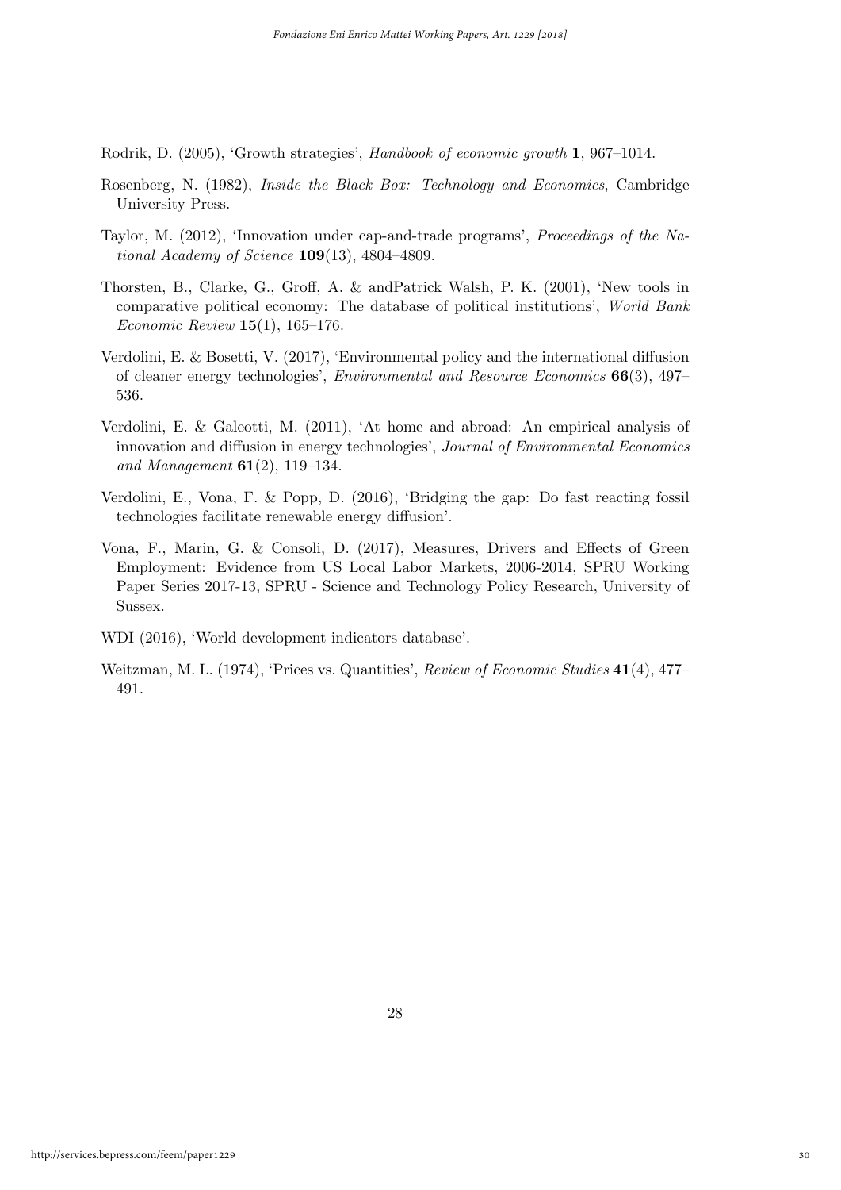Rodrik, D. (2005), 'Growth strategies', *Handbook of economic growth* **1**, 967–1014.

Rosenberg, N. (1982), *Inside the Black Box: Technology and Economics*, Cambridge University Press.

Taylor, M. (2012), 'Innovation under cap-and-trade programs', *Proceedings of the National Academy of Science* **109**(13), 4804–4809.

Thorsten, B., Clarke, G., Groff, A. & andPatrick Walsh, P. K. (2001), 'New tools in comparative political economy: The database of political institutions', *World Bank Economic Review* **15**(1), 165–176.

Verdolini, E. & Bosetti, V. (2017), 'Environmental policy and the international diffusion of cleaner energy technologies', *Environmental and Resource Economics* **66**(3), 497–536.

Verdolini, E. & Galeotti, M. (2011), 'At home and abroad: An empirical analysis of innovation and diffusion in energy technologies', *Journal of Environmental Economics and Management* **61**(2), 119–134.

Verdolini, E., Vona, F. & Popp, D. (2016), 'Bridging the gap: Do fast reacting fossil technologies facilitate renewable energy diffusion'.

Vona, F., Marin, G. & Consoli, D. (2017), Measures, Drivers and Effects of Green Employment: Evidence from US Local Labor Markets, 2006-2014, SPRU Working Paper Series 2017-13, SPRU - Science and Technology Policy Research, University of Sussex.

WDI (2016), 'World development indicators database'.

Weitzman, M. L. (1974), 'Prices vs. Quantities', *Review of Economic Studies* **41**(4), 477–491.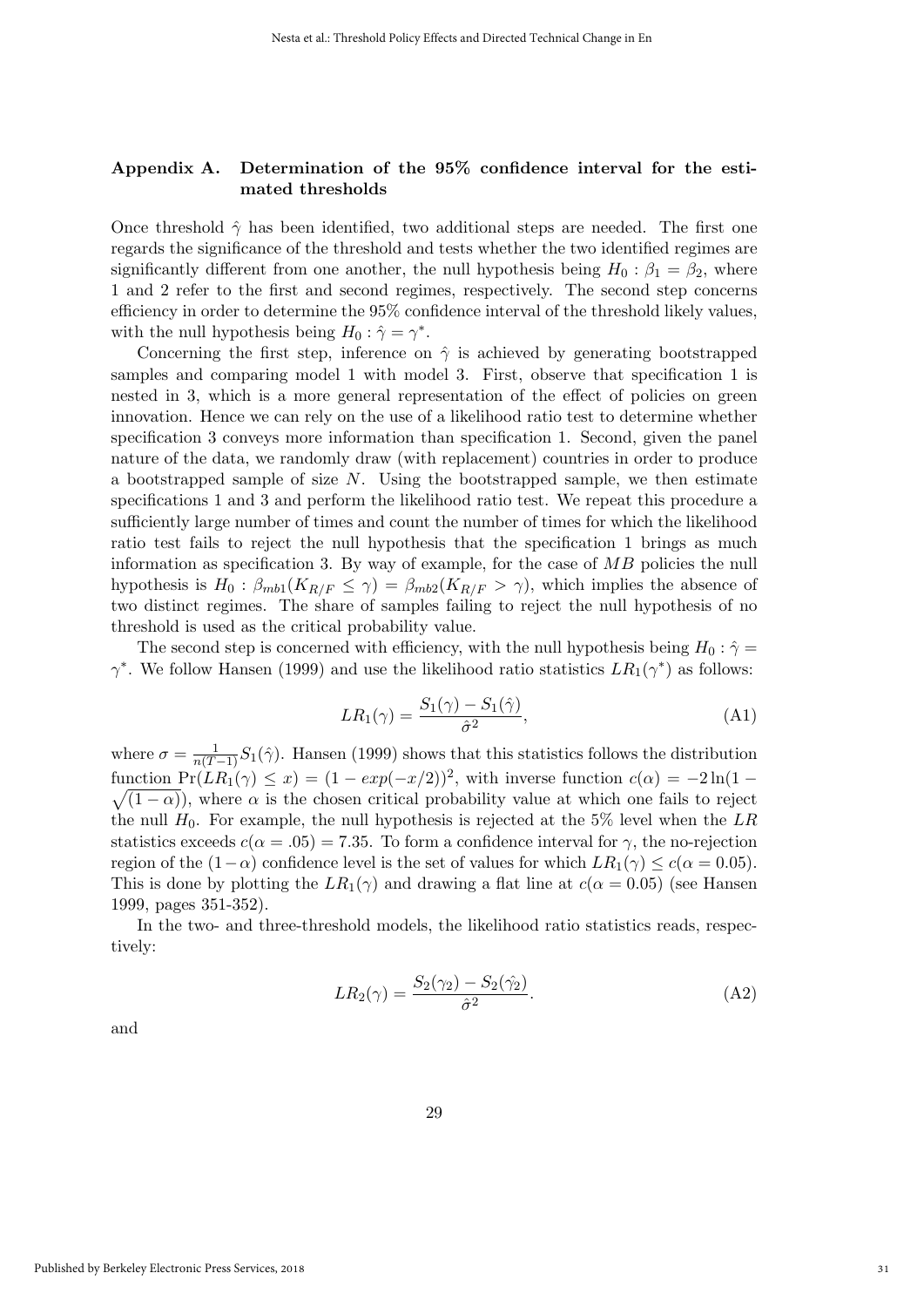## Appendix A. Determination of the 95% confidence interval for the estimated thresholds

Once threshold $\hat{\gamma}$ has been identified, two additional steps are needed. The first one regards the significance of the threshold and tests whether the two identified regimes are significantly different from one another, the null hypothesis being $H_0 : \beta_1 = \beta_2$, where 1 and 2 refer to the first and second regimes, respectively. The second step concerns efficiency in order to determine the 95% confidence interval of the threshold likely values, with the null hypothesis being $H_0 : \hat{\gamma} = \gamma^*$.

Concerning the first step, inference on $\hat{\gamma}$ is achieved by generating bootstrapped samples and comparing model 1 with model 3. First, observe that specification 1 is nested in 3, which is a more general representation of the effect of policies on green innovation. Hence we can rely on the use of a likelihood ratio test to determine whether specification 3 conveys more information than specification 1. Second, given the panel nature of the data, we randomly draw (with replacement) countries in order to produce a bootstrapped sample of size $N$. Using the bootstrapped sample, we then estimate specifications 1 and 3 and perform the likelihood ratio test. We repeat this procedure a sufficiently large number of times and count the number of times for which the likelihood ratio test fails to reject the null hypothesis that the specification 1 brings as much information as specification 3. By way of example, for the case of $MB$ policies the null hypothesis is $H_0 : \beta_{mb1}(K_{R/F} \leq \gamma) = \beta_{mb2}(K_{R/F} > \gamma)$, which implies the absence of two distinct regimes. The share of samples failing to reject the null hypothesis of no threshold is used as the critical probability value.

The second step is concerned with efficiency, with the null hypothesis being $H_0 : \hat{\gamma} = \gamma^*$. We follow Hansen (1999) and use the likelihood ratio statistics $LR_1(\gamma^*)$ as follows:

$$LR_1(\gamma) = \frac{S_1(\gamma) - S_1(\hat{\gamma})}{\hat{\sigma}^2}, \tag{A1}$$

where $\sigma = \frac{1}{n(T-1)} S_1(\hat{\gamma})$. Hansen (1999) shows that this statistics follows the distribution function $\Pr(LR_1(\gamma) \leq x) = (1 - exp(-x/2))^2$, with inverse function $c(\alpha) = -2\ln(1 - \sqrt{(1-\alpha)})$, where $\alpha$ is the chosen critical probability value at which one fails to reject the null $H_0$. For example, the null hypothesis is rejected at the 5% level when the $LR$ statistics exceeds $c(\alpha = .05) = 7.35$. To form a confidence interval for $\gamma$, the no-rejection region of the $(1-\alpha)$ confidence level is the set of values for which $LR_1(\gamma) \leq c(\alpha = 0.05)$. This is done by plotting the $LR_1(\gamma)$ and drawing a flat line at $c(\alpha = 0.05)$ (see Hansen 1999, pages 351-352).

In the two- and three-threshold models, the likelihood ratio statistics reads, respectively:

$$LR_2(\gamma) = \frac{S_2(\gamma_2) - S_2(\hat{\gamma}_2)}{\hat{\sigma}^2}. \tag{A2}$$

and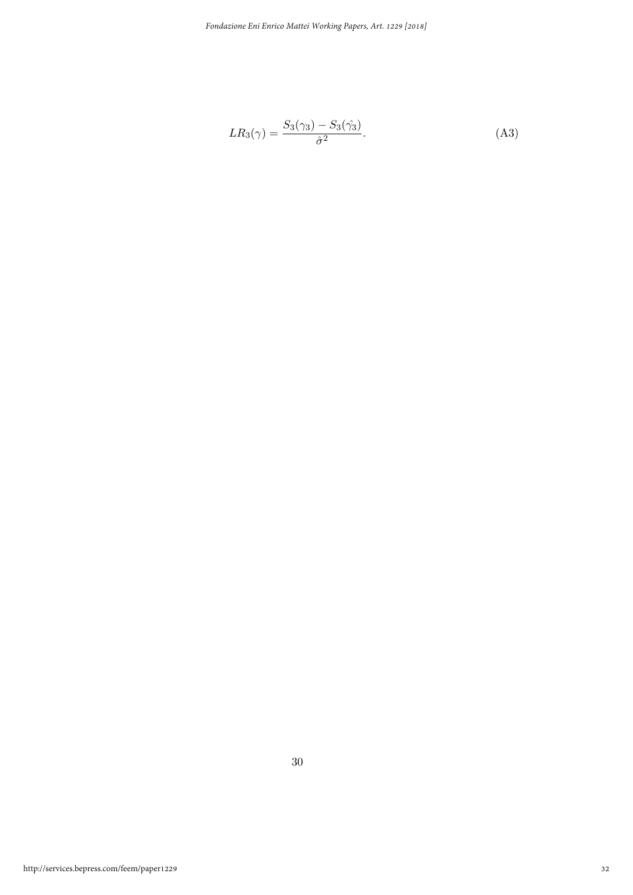$$LR_3(\gamma) = \frac{S_3(\gamma_3) - S_3(\hat{\gamma}_3)}{\hat{\sigma}^2}. \tag{A3}$$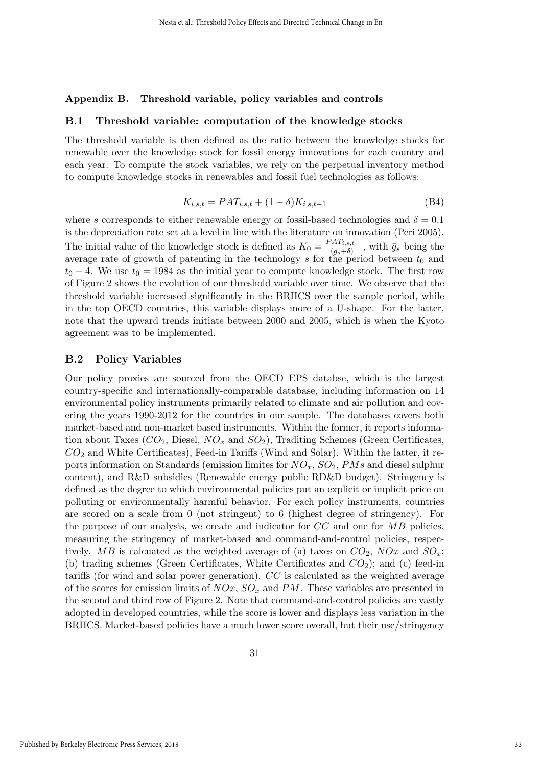## Appendix B. Threshold variable, policy variables and controls

### B.1 Threshold variable: computation of the knowledge stocks

The threshold variable is then defined as the ratio between the knowledge stocks for renewable over the knowledge stock for fossil energy innovations for each country and each year. To compute the stock variables, we rely on the perpetual inventory method to compute knowledge stocks in renewables and fossil fuel technologies as follows:

$$K_{i,s,t} = PAT_{i,s,t} + (1 - \delta)K_{i,s,t-1} \tag{B4}$$

where $s$ corresponds to either renewable energy or fossil-based technologies and $\delta = 0.1$ is the depreciation rate set at a level in line with the literature on innovation (Peri 2005). The initial value of the knowledge stock is defined as $K_0 = \frac{PAT_{i,s,t_0}}{(\bar{g}_s+\delta)}$ , with $\bar{g}_s$ being the average rate of growth of patenting in the technology $s$ for the period between $t_0$ and $t_0 - 4$. We use $t_0 = 1984$ as the initial year to compute knowledge stock. The first row of Figure 2 shows the evolution of our threshold variable over time. We observe that the threshold variable increased significantly in the BRIICS over the sample period, while in the top OECD countries, this variable displays more of a U-shape. For the latter, note that the upward trends initiate between 2000 and 2005, which is when the Kyoto agreement was to be implemented.

### B.2 Policy Variables

Our policy proxies are sourced from the OECD EPS databse, which is the largest country-specific and internationally-comparable database, including information on 14 environmental policy instruments primarily related to climate and air pollution and covering the years 1990-2012 for the countries in our sample. The databases covers both market-based and non-market based instruments. Within the former, it reports information about Taxes ($CO_2$, Diesel, $NO_x$ and $SO_2$), Traditing Schemes (Green Certificates, $CO_2$ and White Certificates), Feed-in Tariffs (Wind and Solar). Within the latter, it reports information on Standards (emission limites for $NO_x$, $SO_2$, $PMs$ and diesel sulphur content), and R&D subsidies (Renewable energy public RD&D budget). Stringency is defined as the degree to which environmental policies put an explicit or implicit price on polluting or environmentally harmful behavior. For each policy instruments, countries are scored on a scale from 0 (not stringent) to 6 (highest degree of stringency). For the purpose of our analysis, we create and indicator for $CC$ and one for $MB$ policies, measuring the stringency of market-based and command-and-control policies, respectively. $MB$ is calcuated as the weighted average of (a) taxes on $CO_2$, $NOx$ and $SO_x$; (b) trading schemes (Green Certificates, White Certificates and $CO_2$); and (c) feed-in tariffs (for wind and solar power generation). $CC$ is calculated as the weighted average of the scores for emission limits of $NOx$, $SO_x$ and $PM$. These variables are presented in the second and third row of Figure 2. Note that command-and-control policies are vastly adopted in developed countries, while the score is lower and displays less variation in the BRIICS. Market-based policies have a much lower score overall, but their use/stringency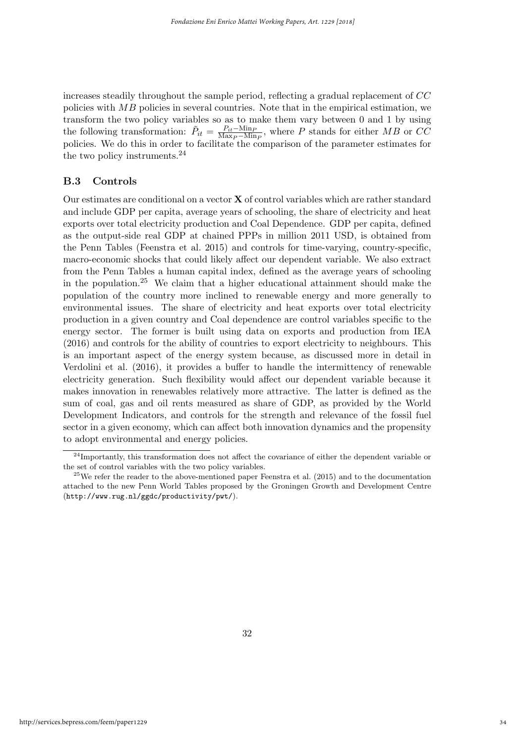increases steadily throughout the sample period, reflecting a gradual replacement of $CC$ policies with $MB$ policies in several countries. Note that in the empirical estimation, we transform the two policy variables so as to make them vary between 0 and 1 by using the following transformation: $\tilde{P}_{it} = \frac{P_{it} - \text{Min}_P}{\text{Max}_P - \text{Min}_P}$, where $P$ stands for either $MB$ or $CC$ policies. We do this in order to facilitate the comparison of the parameter estimates for the two policy instruments.[24]

### B.3 Controls

Our estimates are conditional on a vector $\mathbf{X}$ of control variables which are rather standard and include GDP per capita, average years of schooling, the share of electricity and heat exports over total electricity production and Coal Dependence. GDP per capita, defined as the output-side real GDP at chained PPPs in million 2011 USD, is obtained from the Penn Tables (Feenstra et al. 2015) and controls for time-varying, country-specific, macro-economic shocks that could likely affect our dependent variable. We also extract from the Penn Tables a human capital index, defined as the average years of schooling in the population.[25] We claim that a higher educational attainment should make the population of the country more inclined to renewable energy and more generally to environmental issues. The share of electricity and heat exports over total electricity production in a given country and Coal dependence are control variables specific to the energy sector. The former is built using data on exports and production from IEA (2016) and controls for the ability of countries to export electricity to neighbours. This is an important aspect of the energy system because, as discussed more in detail in Verdolini et al. (2016), it provides a buffer to handle the intermittency of renewable electricity generation. Such flexibility would affect our dependent variable because it makes innovation in renewables relatively more attractive. The latter is defined as the sum of coal, gas and oil rents measured as share of GDP, as provided by the World Development Indicators, and controls for the strength and relevance of the fossil fuel sector in a given economy, which can affect both innovation dynamics and the propensity to adopt environmental and energy policies.

[24] Importantly, this transformation does not affect the covariance of either the dependent variable or the set of control variables with the two policy variables.

[25] We refer the reader to the above-mentioned paper Feenstra et al. (2015) and to the documentation attached to the new Penn World Tables proposed by the Groningen Growth and Development Centre (http://www.rug.nl/ggdc/productivity/pwt/).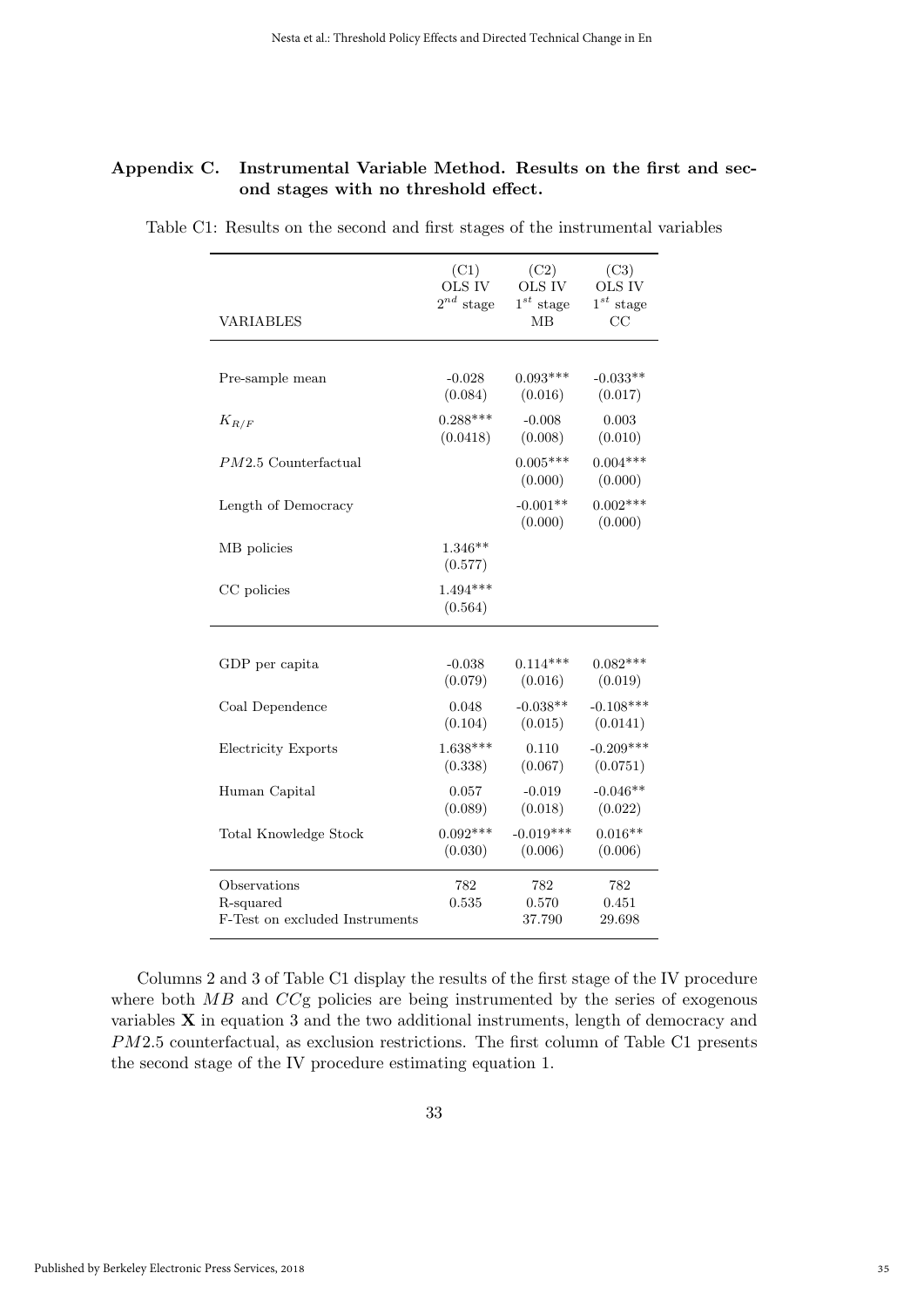## Appendix C. Instrumental Variable Method. Results on the first and second stages with no threshold effect.

Table C1: Results on the second and first stages of the instrumental variables

| VARIABLES | (C1) OLS IV $2^{nd}$ stage | (C2) OLS IV $1^{st}$ stage MB | (C3) OLS IV $1^{st}$ stage CC |
|---|---|---|---|
| Pre-sample mean | -0.028 | 0.093*** | -0.033** |
| | (0.084) | (0.016) | (0.017) |
| $K_{R/F}$ | 0.288*** | -0.008 | 0.003 |
| | (0.0418) | (0.008) | (0.010) |
| $PM2.5$ Counterfactual | | 0.005*** | 0.004*** |
| | | (0.000) | (0.000) |
| Length of Democracy | | -0.001** | 0.002*** |
| | | (0.000) | (0.000) |
| MB policies | 1.346** | | |
| | (0.577) | | |
| CC policies | 1.494*** | | |
| | (0.564) | | |
| GDP per capita | -0.038 | 0.114*** | 0.082*** |
| | (0.079) | (0.016) | (0.019) |
| Coal Dependence | 0.048 | -0.038** | -0.108*** |
| | (0.104) | (0.015) | (0.0141) |
| Electricity Exports | 1.638*** | 0.110 | -0.209*** |
| | (0.338) | (0.067) | (0.0751) |
| Human Capital | 0.057 | -0.019 | -0.046** |
| | (0.089) | (0.018) | (0.022) |
| Total Knowledge Stock | 0.092*** | -0.019*** | 0.016** |
| | (0.030) | (0.006) | (0.006) |
| Observations | 782 | 782 | 782 |
| R-squared | 0.535 | 0.570 | 0.451 |
| F-Test on excluded Instruments | | 37.790 | 29.698 |

Columns 2 and 3 of Table C1 display the results of the first stage of the IV procedure where both $MB$ and $CC$g policies are being instrumented by the series of exogenous variables $\mathbf{X}$ in equation 3 and the two additional instruments, length of democracy and $PM2.5$ counterfactual, as exclusion restrictions. The first column of Table C1 presents the second stage of the IV procedure estimating equation 1.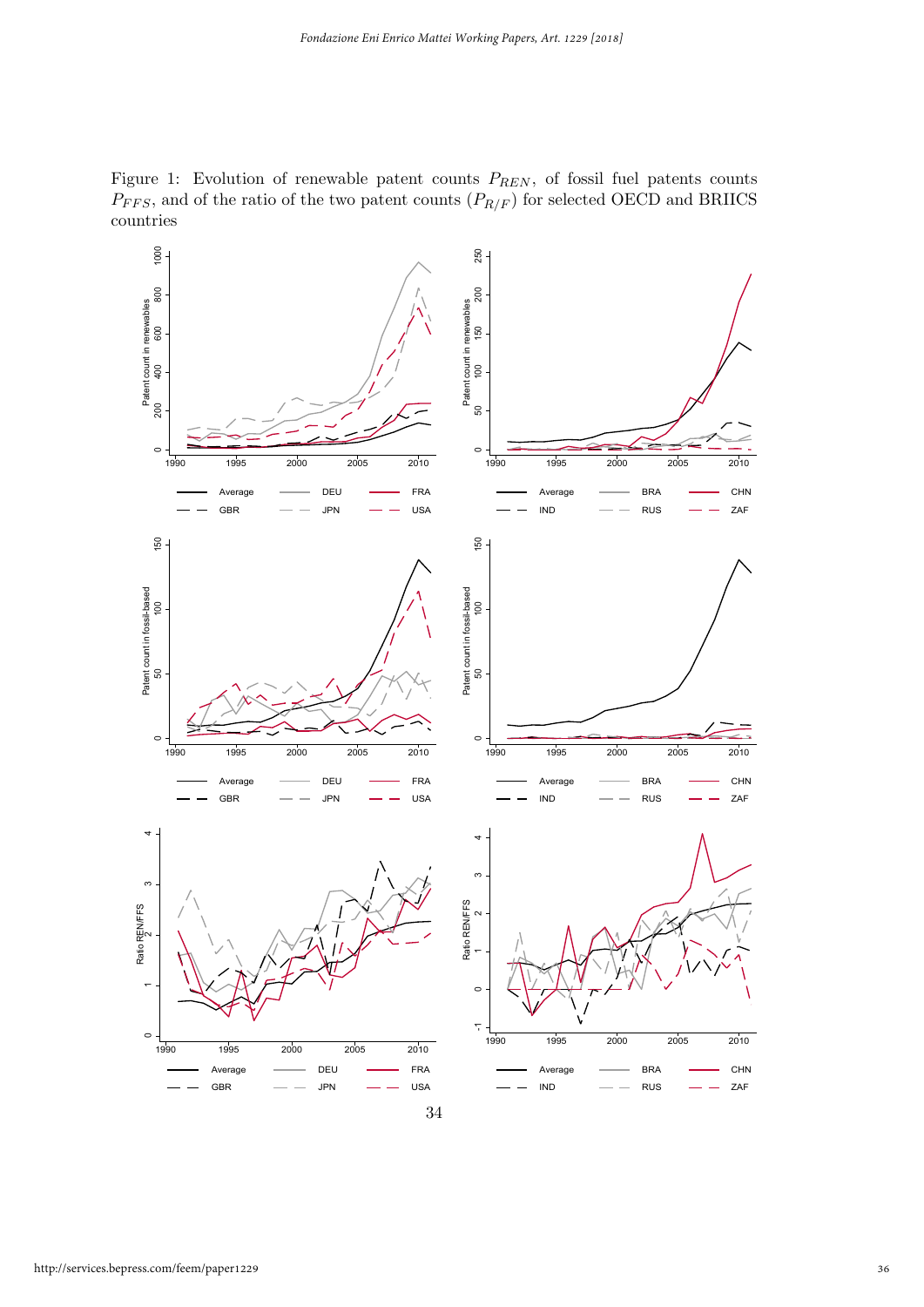Figure 1: Evolution of renewable patent counts $P_{REN}$, of fossil fuel patents counts $P_{FFS}$, and of the ratio of the two patent counts ($P_{R/F}$) for selected OECD and BRIICS countries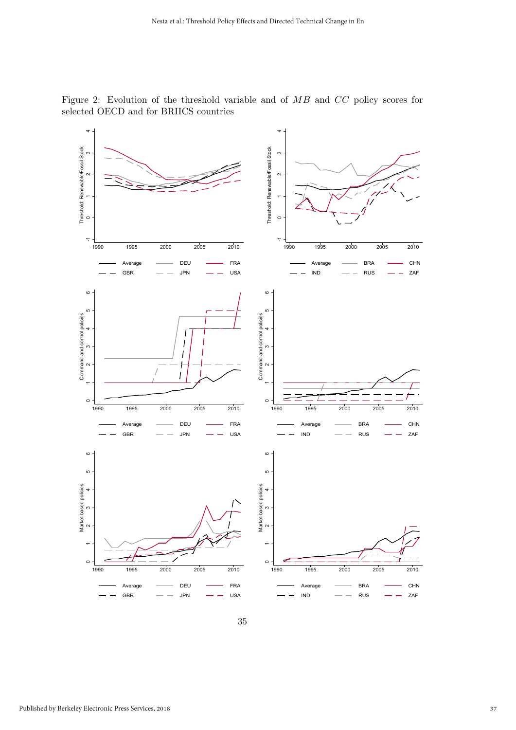Figure 2: Evolution of the threshold variable and of $MB$ and $CC$ policy scores for selected OECD and for BRIICS countries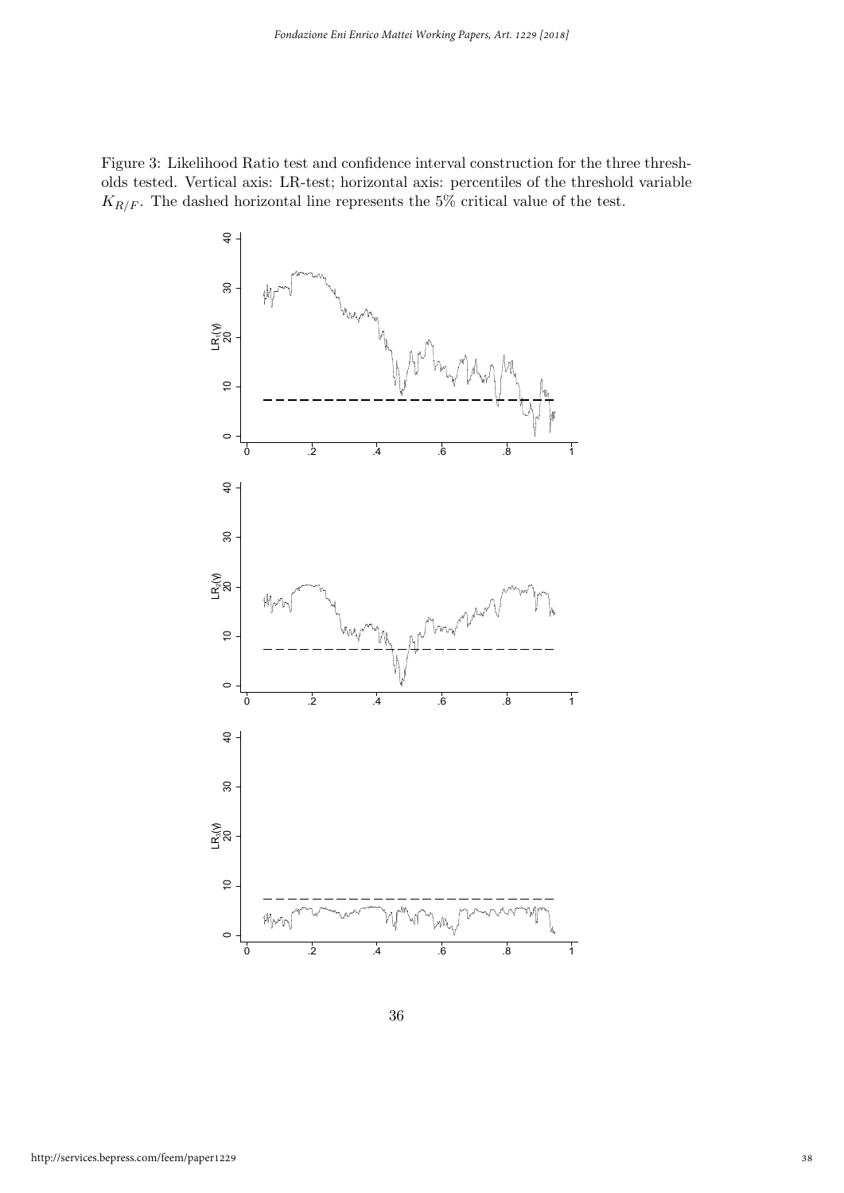Figure 3: Likelihood Ratio test and confidence interval construction for the three thresholds tested. Vertical axis: LR-test; horizontal axis: percentiles of the threshold variable $K_{R/F}$. The dashed horizontal line represents the 5% critical value of the test.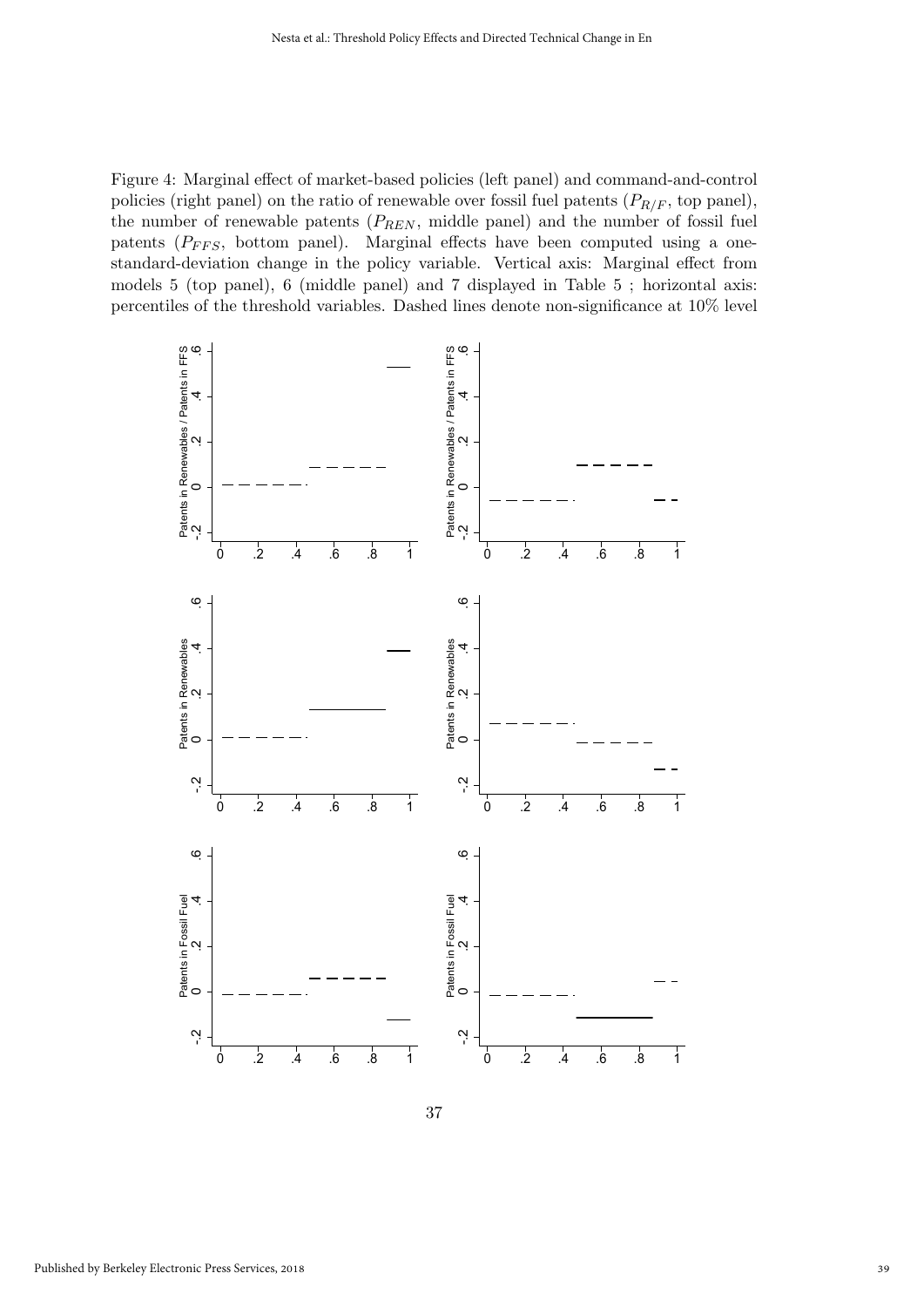Figure 4: Marginal effect of market-based policies (left panel) and command-and-control policies (right panel) on the ratio of renewable over fossil fuel patents ($P_{R/F}$, top panel), the number of renewable patents ($P_{REN}$, middle panel) and the number of fossil fuel patents ($P_{FFS}$, bottom panel). Marginal effects have been computed using a one-standard-deviation change in the policy variable. Vertical axis: Marginal effect from models 5 (top panel), 6 (middle panel) and 7 displayed in Table 5 ; horizontal axis: percentiles of the threshold variables. Dashed lines denote non-significance at 10% level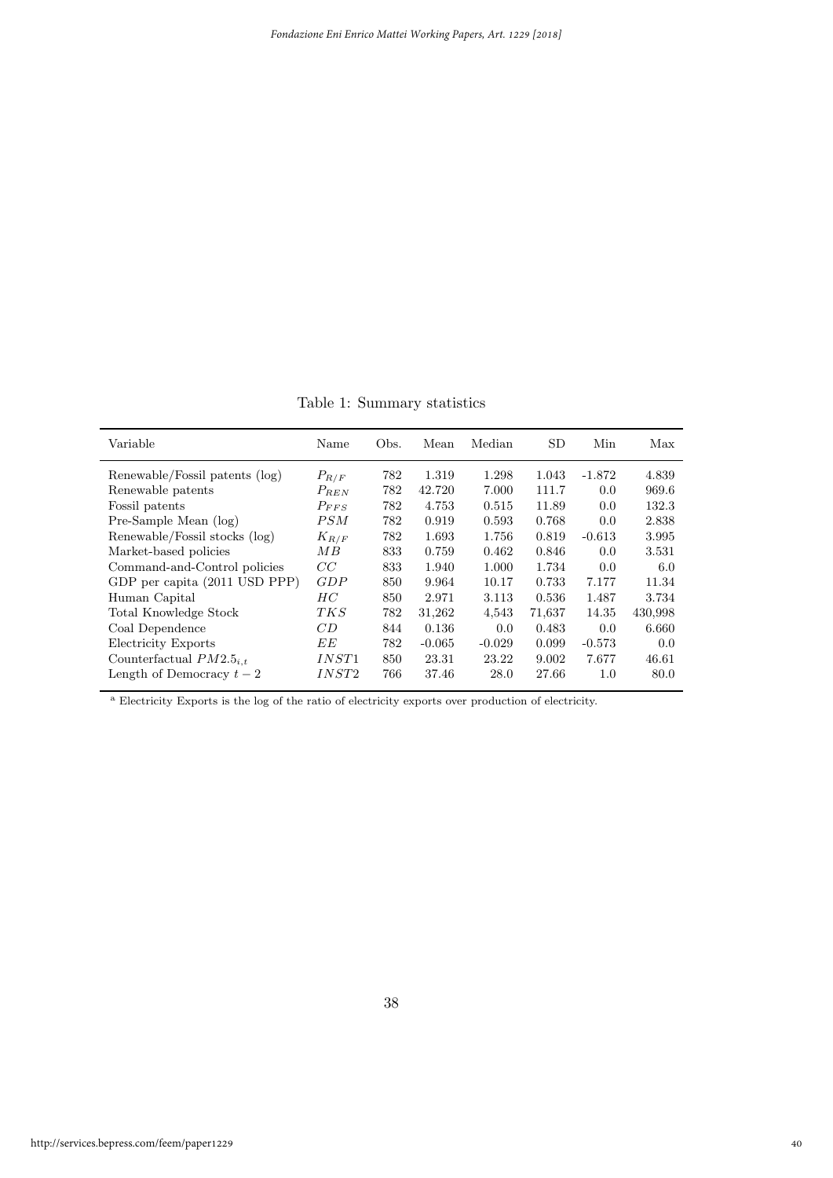Table 1: Summary statistics

| Variable | Name | Obs. | Mean | Median | SD | Min | Max |
|---|---|---|---|---|---|---|---|
| Renewable/Fossil patents (log) | $P_{R/F}$ | 782 | 1.319 | 1.298 | 1.043 | -1.872 | 4.839 |
| Renewable patents | $P_{REN}$ | 782 | 42.720 | 7.000 | 111.7 | 0.0 | 969.6 |
| Fossil patents | $P_{FFS}$ | 782 | 4.753 | 0.515 | 11.89 | 0.0 | 132.3 |
| Pre-Sample Mean (log) | $PSM$ | 782 | 0.919 | 0.593 | 0.768 | 0.0 | 2.838 |
| Renewable/Fossil stocks (log) | $K_{R/F}$ | 782 | 1.693 | 1.756 | 0.819 | -0.613 | 3.995 |
| Market-based policies | $MB$ | 833 | 0.759 | 0.462 | 0.846 | 0.0 | 3.531 |
| Command-and-Control policies | $CC$ | 833 | 1.940 | 1.000 | 1.734 | 0.0 | 6.0 |
| GDP per capita (2011 USD PPP) | $GDP$ | 850 | 9.964 | 10.17 | 0.733 | 7.177 | 11.34 |
| Human Capital | $HC$ | 850 | 2.971 | 3.113 | 0.536 | 1.487 | 3.734 |
| Total Knowledge Stock | $TKS$ | 782 | 31,262 | 4,543 | 71,637 | 14.35 | 430,998 |
| Coal Dependence | $CD$ | 844 | 0.136 | 0.0 | 0.483 | 0.0 | 6.660 |
| Electricity Exports | $EE$ | 782 | -0.065 | -0.029 | 0.099 | -0.573 | 0.0 |
| Counterfactual $PM2.5_{i,t}$ | $INST1$ | 850 | 23.31 | 23.22 | 9.002 | 7.677 | 46.61 |
| Length of Democracy $t-2$ | $INST2$ | 766 | 37.46 | 28.0 | 27.66 | 1.0 | 80.0 |

[a] Electricity Exports is the log of the ratio of electricity exports over production of electricity.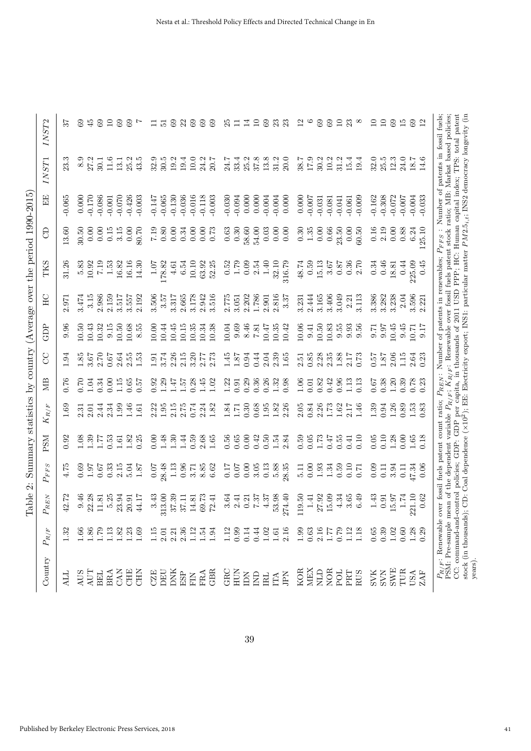Table 2: Summary statistics by country (Average over the period 1990-2015)

| Country | $P_{R/F}$ | $P_{REN}$ | $P_{FFS}$ | PSM | $K_{R/F}$ | MB | CC | GDP | HC | TKS | CD | EE | $INST1$ | $INST2$ |
|---|---|---|---|---|---|---|---|---|---|---|---|---|---|---|
| ALL | 1.32 | 42.72 | 4.75 | 0.92 | 1.69 | 0.76 | 1.94 | 9.96 | 2.971 | 31.26 | 13.60 | -0.065 | 23.3 | 37 |
| AUS | 1.66 | 9.46 | 0.69 | 1.08 | 2.31 | 0.70 | 1.85 | 10.50 | 3.474 | 5.83 | 30.50 | 0.000 | 8.9 | 69 |
| AUT | 1.86 | 22.28 | 1.97 | 1.39 | 2.01 | 1.04 | 3.67 | 10.43 | 3.15 | 10.92 | 0.00 | -0.170 | 27.2 | 45 |
| BEL | 1.79 | 11.81 | 0.67 | 1.77 | 2.44 | 0.34 | 2.70 | 10.32 | 2.986 | 7.19 | 0.00 | -0.086 | 30.1 | 69 |
| BRA | 1.13 | 5.25 | 0.33 | 0.53 | 2.34 | 0.00 | 0.67 | 9.15 | 2.159 | 1.53 | 0.15 | -0.001 | 11.6 | 10 |
| CAN | 1.82 | 23.94 | 2.15 | 1.61 | 1.99 | 1.15 | 2.64 | 10.50 | 3.517 | 16.82 | 3.15 | -0.070 | 13.1 | 69 |
| CHE | 1.23 | 20.91 | 5.04 | 1.82 | 1.46 | 0.65 | 2.55 | 10.68 | 3.557 | 16.16 | 0.00 | -0.426 | 25.2 | 69 |
| CHN | 1.69 | 44.17 | 1.87 | 0.25 | 1.61 | 0.57 | 1.53 | 8.55 | 2.192 | 14.30 | 80.70 | -0.003 | 43.5 | 7 |
| CZE | 1.15 | 3.43 | 0.07 | 0.00 | 2.22 | 0.92 | 1.91 | 10.00 | 3.506 | 1.07 | 7.19 | -0.147 | 32.9 | 11 |
| DEU | 2.01 | 313.00 | 28.48 | 1.48 | 1.95 | 1.29 | 3.74 | 10.44 | 3.57 | 178.82 | 0.80 | -0.065 | 30.5 | 51 |
| DNK | 2.21 | 37.39 | 1.13 | 1.30 | 2.15 | 1.47 | 2.26 | 10.45 | 3.317 | 4.61 | 0.00 | -0.130 | 19.2 | 69 |
| ESP | 2.36 | 37.11 | 0.96 | 1.44 | 2.75 | 1.57 | 2.15 | 10.15 | 2.665 | 6.54 | 0.34 | -0.036 | 19.4 | 22 |
| FIN | 1.12 | 14.81 | 3.71 | 0.59 | 0.74 | 0.28 | 3.20 | 10.35 | 3.178 | 10.10 | 0.00 | -0.016 | 10.0 | 69 |
| FRA | 1.54 | 69.73 | 8.85 | 2.68 | 2.24 | 1.45 | 2.77 | 10.34 | 2.942 | 63.92 | 0.00 | -0.118 | 24.2 | 69 |
| GBR | 1.94 | 72.41 | 6.62 | 1.65 | 1.82 | 1.02 | 2.73 | 10.38 | 3.516 | 52.25 | 0.73 | -0.003 | 20.7 | 69 |
| GRC | 1.12 | 3.64 | 0.17 | 0.56 | 1.84 | 1.22 | 1.45 | 10.04 | 2.775 | 0.52 | 0.63 | -0.030 | 24.7 | 25 |
| HUN | 0.99 | 2.41 | 0.07 | 0.65 | 1.71 | 0.91 | 1.87 | 9.69 | 3.051 | 1.79 | 0.30 | -0.094 | 33.4 | 11 |
| IDN | 0.14 | 0.21 | 0.00 | 0.00 | 0.30 | 0.29 | 0.94 | 8.46 | 2.202 | 0.09 | 58.60 | 0.000 | 25.2 | 14 |
| IND | 0.44 | 7.37 | 3.05 | 0.42 | 0.68 | 0.36 | 0.44 | 7.81 | 1.786 | 2.54 | 54.00 | 0.000 | 37.8 | 10 |
| IRL | 1.02 | 4.37 | 0.13 | 0.50 | 1.95 | 0.26 | 2.04 | 10.47 | 2.901 | 1.40 | 0.03 | -0.004 | 13.8 | 69 |
| ITA | 1.61 | 53.98 | 5.88 | 1.54 | 1.82 | 1.32 | 2.39 | 10.35 | 2.816 | 32.10 | 0.00 | -0.004 | 31.2 | 23 |
| JPN | 2.16 | 274.40 | 28.35 | 2.84 | 2.26 | 0.98 | 1.65 | 10.42 | 3.37 | 316.79 | 0.00 | 0.000 | 20.0 | 23 |
| KOR | 1.99 | 119.50 | 5.11 | 0.59 | 2.05 | 1.06 | 2.51 | 10.06 | 3.231 | 48.74 | 0.30 | 0.000 | 38.7 | 12 |
| MEX | 0.63 | 1.41 | 0.00 | 0.05 | 0.84 | 0.01 | 0.85 | 9.41 | 2.444 | 0.59 | 1.35 | -0.007 | 17.9 | 6 |
| NLD | 2.16 | 27.92 | 1.93 | 1.73 | 2.26 | 0.82 | 2.28 | 10.50 | 3.165 | 15.13 | 0.00 | -0.031 | 30.2 | 69 |
| NOR | 1.77 | 15.09 | 1.34 | 0.47 | 1.73 | 0.42 | 2.35 | 10.83 | 3.406 | 3.67 | 0.66 | -0.081 | 10.2 | 69 |
| POL | 0.79 | 4.34 | 0.59 | 0.55 | 1.62 | 0.96 | 1.88 | 9.55 | 3.049 | 0.87 | 23.50 | -0.041 | 31.2 | 10 |
| PRT | 1.12 | 3.65 | 0.10 | 0.41 | 2.17 | 1.13 | 2.17 | 9.93 | 2.21 | 0.36 | 0.00 | -0.061 | 15.4 | 23 |
| RUS | 1.18 | 6.49 | 0.71 | 0.10 | 1.46 | 0.13 | 0.73 | 9.56 | 3.113 | 2.70 | 60.50 | -0.009 | 19.4 | 8 |
| SVK | 0.65 | 1.43 | 0.09 | 0.05 | 1.39 | 0.67 | 0.57 | 9.71 | 3.386 | 0.34 | 0.16 | -0.162 | 32.0 | 10 |
| SVN | 0.39 | 0.91 | 0.11 | 0.10 | 0.94 | 0.38 | 1.87 | 9.97 | 3.282 | 0.46 | 2.19 | -0.308 | 25.5 | 10 |
| SWE | 1.02 | 15.97 | 3.94 | 1.28 | 1.26 | 1.20 | 2.06 | 10.45 | 3.238 | 18.81 | 0.00 | -0.072 | 12.3 | 69 |
| TUR | 0.60 | 1.74 | 0.11 | 0.00 | 0.89 | 0.39 | 1.15 | 9.45 | 2.04 | 0.44 | 0.88 | -0.007 | 24.0 | 15 |
| USA | 1.28 | 221.10 | 47.34 | 1.65 | 1.53 | 0.78 | 2.64 | 10.71 | 3.596 | 225.09 | 6.24 | -0.004 | 18.7 | 69 |
| ZAF | 0.29 | 0.62 | 0.06 | 0.18 | 0.83 | 0.23 | 0.23 | 9.17 | 2.221 | 0.45 | 125.10 | -0.033 | 14.6 | 12 |

$P_{R/F}$: Renewable over fossil fuels patent count ratio; $P_{REN}$: Number of patents in renewables; $P_{FFS}$ : Number of patents in fossil fuels; PSM: Pre-sample mean of the dependent variable $P_{R/F}$; $K_{R/F}$: Renewable over fossil fuels patent stock ratio; MB: Market based policies; CC: command-and-control policies; GDP: GDP per capita, in thousands of 2011 USD PPP; HC: Human capital index; TPS: total patent stock (in thousands); CD: Coal dependence ($\times 10^2$); EE: Electricity export; INS1: particular matter $PM2.5_{i,t}$; INS2 democracy longevity (in years).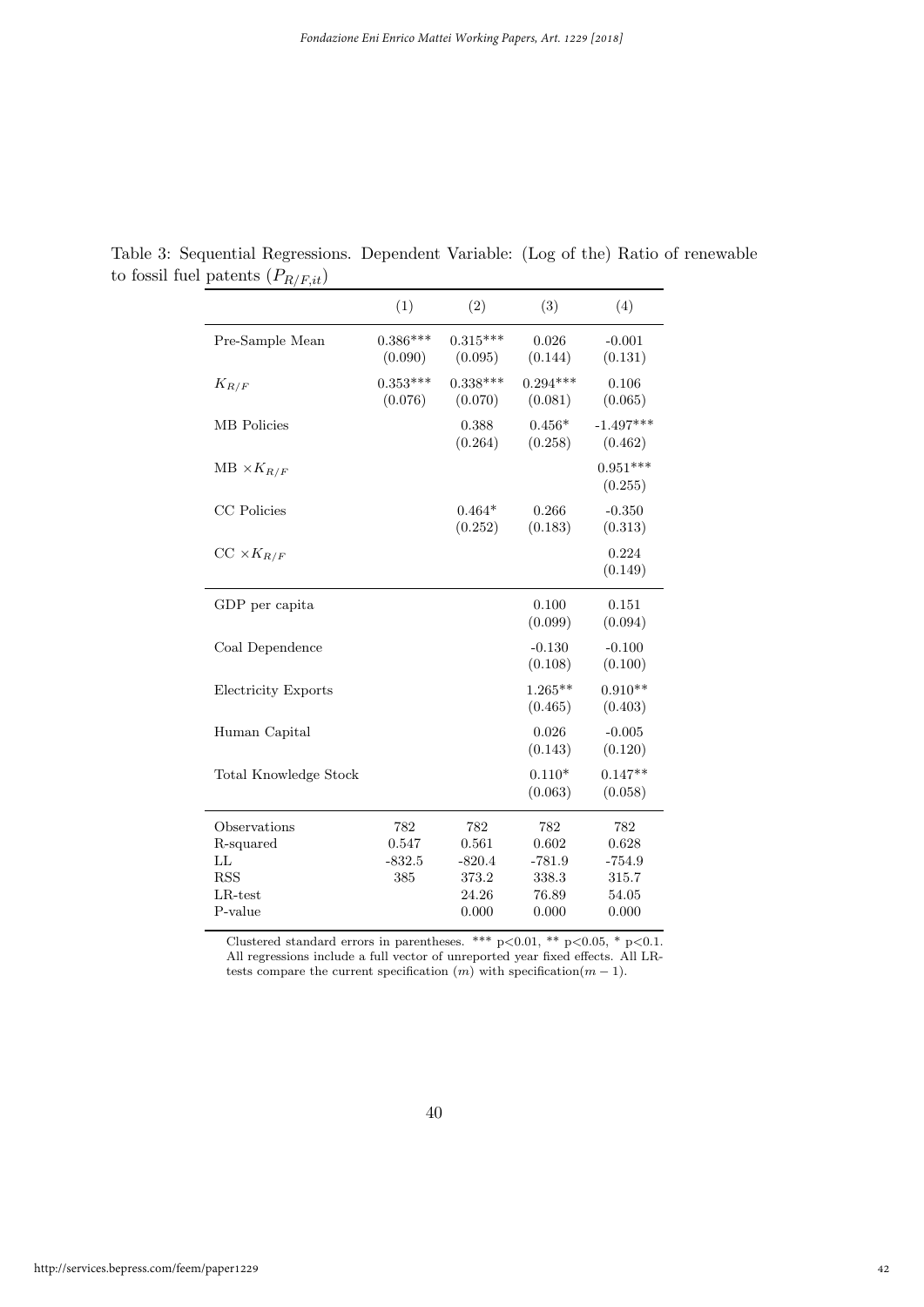Table 3: Sequential Regressions. Dependent Variable: (Log of the) Ratio of renewable to fossil fuel patents ($P_{R/F,it}$)

| | (1) | (2) | (3) | (4) |
|---|---|---|---|---|
| Pre-Sample Mean | 0.386*** | 0.315*** | 0.026 | -0.001 |
| | (0.090) | (0.095) | (0.144) | (0.131) |
| $K_{R/F}$ | 0.353*** | 0.338*** | 0.294*** | 0.106 |
| | (0.076) | (0.070) | (0.081) | (0.065) |
| MB Policies | | 0.388 | 0.456* | -1.497*** |
| | | (0.264) | (0.258) | (0.462) |
| MB $\times K_{R/F}$ | | | | 0.951*** |
| | | | | (0.255) |
| CC Policies | | 0.464* | 0.266 | -0.350 |
| | | (0.252) | (0.183) | (0.313) |
| CC $\times K_{R/F}$ | | | | 0.224 |
| | | | | (0.149) |
| GDP per capita | | | 0.100 | 0.151 |
| | | | (0.099) | (0.094) |
| Coal Dependence | | | -0.130 | -0.100 |
| | | | (0.108) | (0.100) |
| Electricity Exports | | | 1.265** | 0.910** |
| | | | (0.465) | (0.403) |
| Human Capital | | | 0.026 | -0.005 |
| | | | (0.143) | (0.120) |
| Total Knowledge Stock | | | 0.110* | 0.147** |
| | | | (0.063) | (0.058) |
| Observations | 782 | 782 | 782 | 782 |
| R-squared | 0.547 | 0.561 | 0.602 | 0.628 |
| LL | -832.5 | -820.4 | -781.9 | -754.9 |
| RSS | 385 | 373.2 | 338.3 | 315.7 |
| LR-test | | 24.26 | 76.89 | 54.05 |
| P-value | | 0.000 | 0.000 | 0.000 |

Clustered standard errors in parentheses. *** p<0.01, ** p<0.05, * p<0.1. All regressions include a full vector of unreported year fixed effects. All LR-tests compare the current specification ($m$) with specification($m-1$).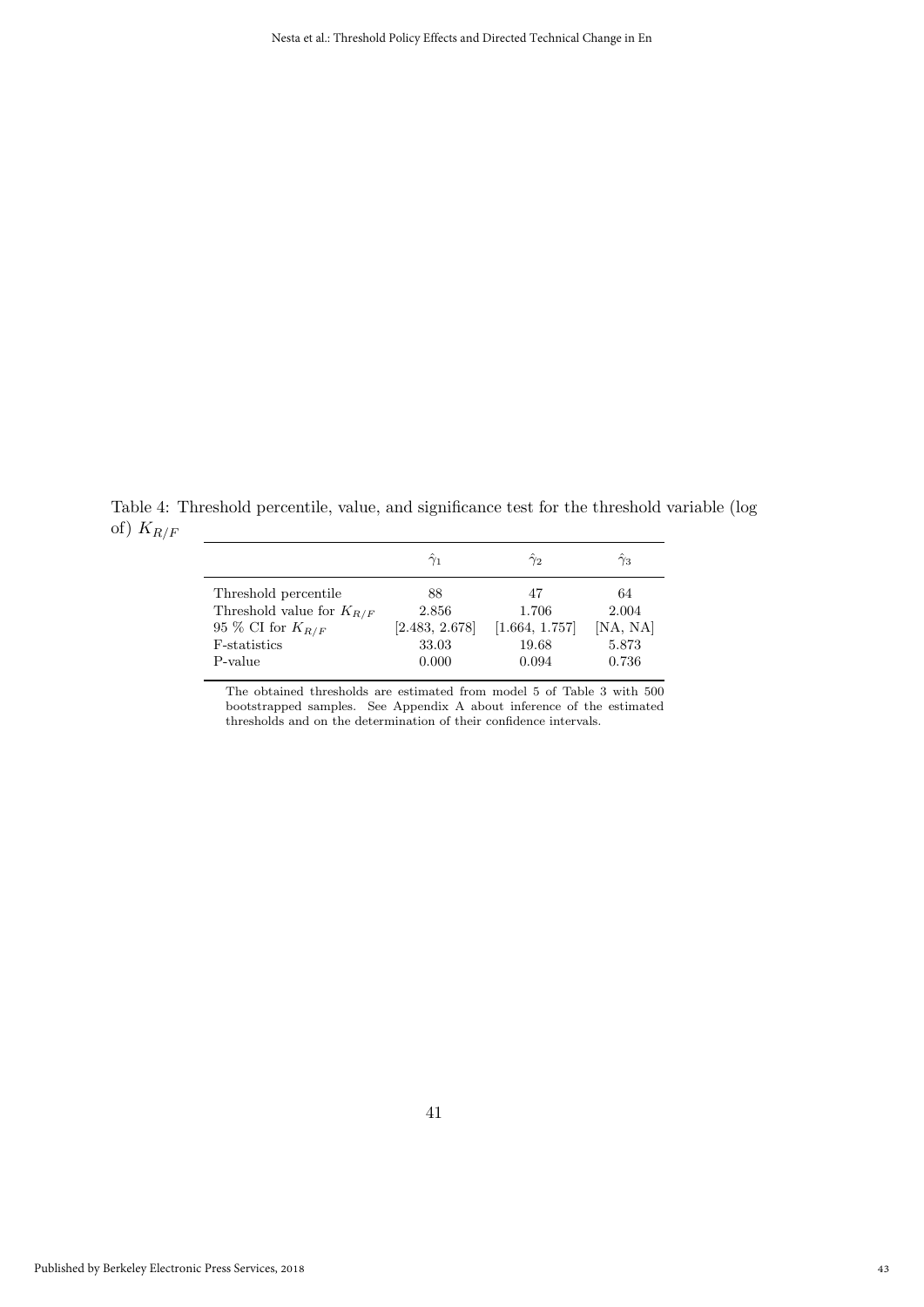Table 4: Threshold percentile, value, and significance test for the threshold variable (log of) $K_{R/F}$

| | $\hat{\gamma}_1$ | $\hat{\gamma}_2$ | $\hat{\gamma}_3$ |
|---|---|---|---|
| Threshold percentile | 88 | 47 | 64 |
| Threshold value for $K_{R/F}$ | 2.856 | 1.706 | 2.004 |
| 95 % CI for $K_{R/F}$ | [2.483, 2.678] | [1.664, 1.757] | [NA, NA] |
| F-statistics | 33.03 | 19.68 | 5.873 |
| P-value | 0.000 | 0.094 | 0.736 |

The obtained thresholds are estimated from model 5 of Table 3 with 500 bootstrapped samples. See Appendix A about inference of the estimated thresholds and on the determination of their confidence intervals.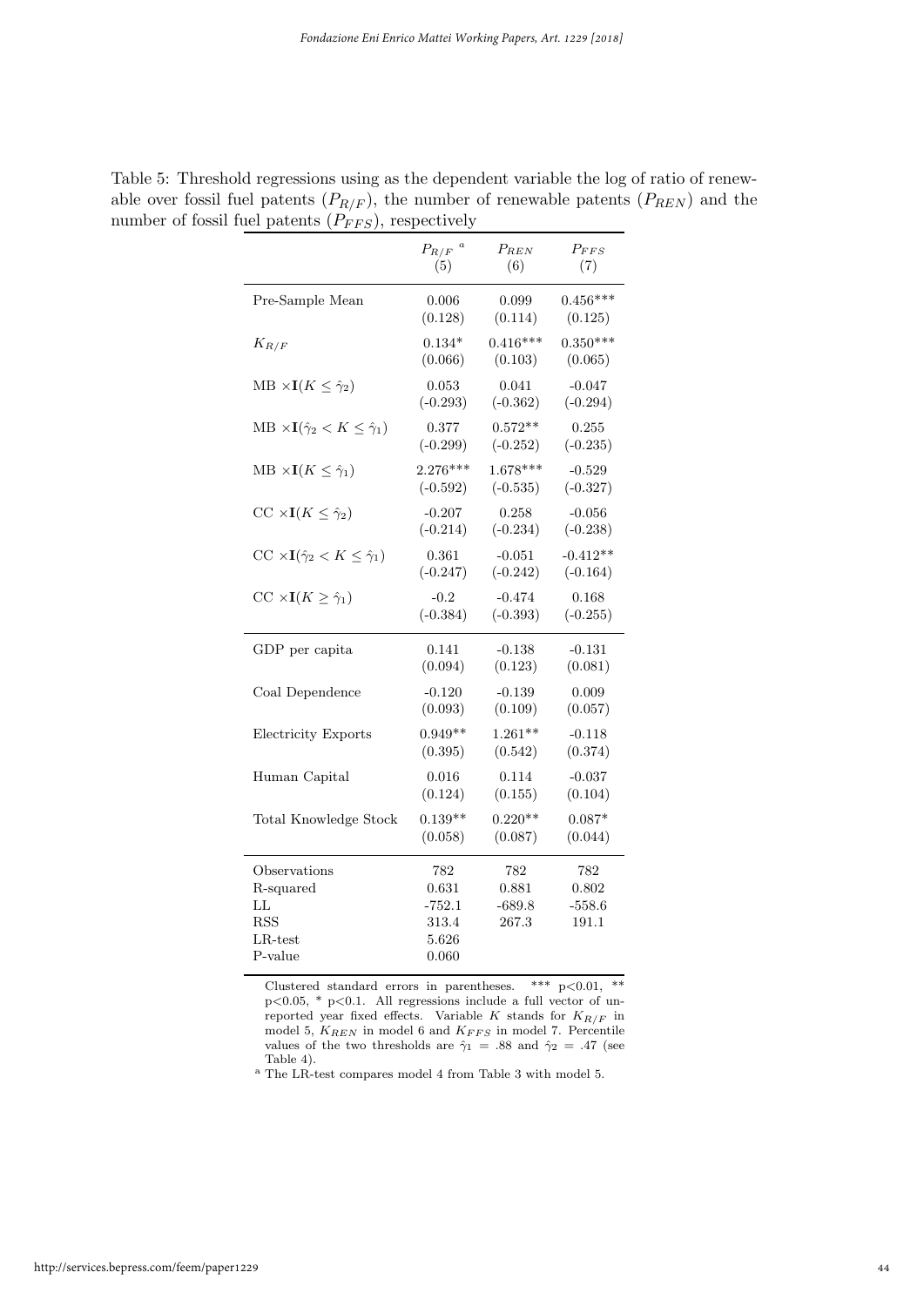Table 5: Threshold regressions using as the dependent variable the log of ratio of renewable over fossil fuel patents ($P_{R/F}$), the number of renewable patents ($P_{REN}$) and the number of fossil fuel patents ($P_{FFS}$), respectively

| | $P_{R/F}$ [a] (5) | $P_{REN}$ (6) | $P_{FFS}$ (7) |
|---|---|---|---|
| Pre-Sample Mean | 0.006 | 0.099 | 0.456*** |
| | (0.128) | (0.114) | (0.125) |
| $K_{R/F}$ | 0.134* | 0.416*** | 0.350*** |
| | (0.066) | (0.103) | (0.065) |
| MB $\times \mathbf{I}(K \leq \hat{\gamma}_2)$ | 0.053 | 0.041 | -0.047 |
| | (-0.293) | (-0.362) | (-0.294) |
| MB $\times \mathbf{I}(\hat{\gamma}_2 < K \leq \hat{\gamma}_1)$ | 0.377 | 0.572** | 0.255 |
| | (-0.299) | (-0.252) | (-0.235) |
| MB $\times \mathbf{I}(K \leq \hat{\gamma}_1)$ | 2.276*** | 1.678*** | -0.529 |
| | (-0.592) | (-0.535) | (-0.327) |
| CC $\times \mathbf{I}(K \leq \hat{\gamma}_2)$ | -0.207 | 0.258 | -0.056 |
| | (-0.214) | (-0.234) | (-0.238) |
| CC $\times \mathbf{I}(\hat{\gamma}_2 < K \leq \hat{\gamma}_1)$ | 0.361 | -0.051 | -0.412** |
| | (-0.247) | (-0.242) | (-0.164) |
| CC $\times \mathbf{I}(K \geq \hat{\gamma}_1)$ | -0.2 | -0.474 | 0.168 |
| | (-0.384) | (-0.393) | (-0.255) |
| GDP per capita | 0.141 | -0.138 | -0.131 |
| | (0.094) | (0.123) | (0.081) |
| Coal Dependence | -0.120 | -0.139 | 0.009 |
| | (0.093) | (0.109) | (0.057) |
| Electricity Exports | 0.949** | 1.261** | -0.118 |
| | (0.395) | (0.542) | (0.374) |
| Human Capital | 0.016 | 0.114 | -0.037 |
| | (0.124) | (0.155) | (0.104) |
| Total Knowledge Stock | 0.139** | 0.220** | 0.087* |
| | (0.058) | (0.087) | (0.044) |
| Observations | 782 | 782 | 782 |
| R-squared | 0.631 | 0.881 | 0.802 |
| LL | -752.1 | -689.8 | -558.6 |
| RSS | 313.4 | 267.3 | 191.1 |
| LR-test | 5.626 | | |
| P-value | 0.060 | | |

Clustered standard errors in parentheses. *** p<0.01, ** p<0.05, * p<0.1. All regressions include a full vector of unreported year fixed effects. Variable $K$ stands for $K_{R/F}$ in model 5, $K_{REN}$ in model 6 and $K_{FFS}$ in model 7. Percentile values of the two thresholds are $\hat{\gamma}_1 = .88$ and $\hat{\gamma}_2 = .47$ (see Table 4).

[a] The LR-test compares model 4 from Table 3 with model 5.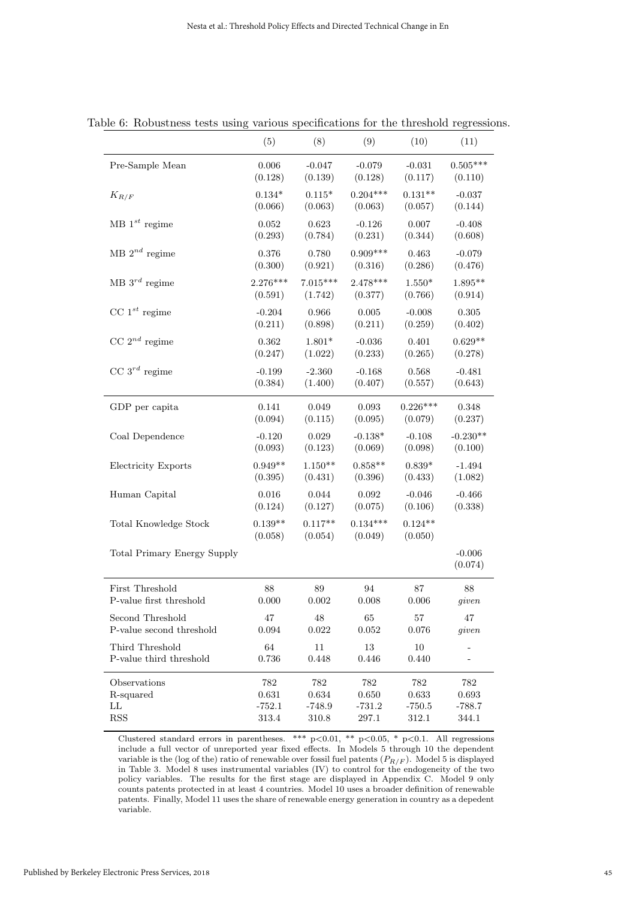Table 6: Robustness tests using various specifications for the threshold regressions.

| | (5) | (8) | (9) | (10) | (11) |
|---|---|---|---|---|---|
| Pre-Sample Mean | 0.006 | -0.047 | -0.079 | -0.031 | 0.505*** |
| | (0.128) | (0.139) | (0.128) | (0.117) | (0.110) |
| $K_{R/F}$ | 0.134* | 0.115* | 0.204*** | 0.131** | -0.037 |
| | (0.066) | (0.063) | (0.063) | (0.057) | (0.144) |
| MB $1^{st}$ regime | 0.052 | 0.623 | -0.126 | 0.007 | -0.408 |
| | (0.293) | (0.784) | (0.231) | (0.344) | (0.608) |
| MB $2^{nd}$ regime | 0.376 | 0.780 | 0.909*** | 0.463 | -0.079 |
| | (0.300) | (0.921) | (0.316) | (0.286) | (0.476) |
| MB $3^{rd}$ regime | 2.276*** | 7.015*** | 2.478*** | 1.550* | 1.895** |
| | (0.591) | (1.742) | (0.377) | (0.766) | (0.914) |
| CC $1^{st}$ regime | -0.204 | 0.966 | 0.005 | -0.008 | 0.305 |
| | (0.211) | (0.898) | (0.211) | (0.259) | (0.402) |
| CC $2^{nd}$ regime | 0.362 | 1.801* | -0.036 | 0.401 | 0.629** |
| | (0.247) | (1.022) | (0.233) | (0.265) | (0.278) |
| CC $3^{rd}$ regime | -0.199 | -2.360 | -0.168 | 0.568 | -0.481 |
| | (0.384) | (1.400) | (0.407) | (0.557) | (0.643) |
| GDP per capita | 0.141 | 0.049 | 0.093 | 0.226*** | 0.348 |
| | (0.094) | (0.115) | (0.095) | (0.079) | (0.237) |
| Coal Dependence | -0.120 | 0.029 | -0.138* | -0.108 | -0.230** |
| | (0.093) | (0.123) | (0.069) | (0.098) | (0.100) |
| Electricity Exports | 0.949** | 1.150** | 0.858** | 0.839* | -1.494 |
| | (0.395) | (0.431) | (0.396) | (0.433) | (1.082) |
| Human Capital | 0.016 | 0.044 | 0.092 | -0.046 | -0.466 |
| | (0.124) | (0.127) | (0.075) | (0.106) | (0.338) |
| Total Knowledge Stock | 0.139** | 0.117** | 0.134*** | 0.124** | |
| | (0.058) | (0.054) | (0.049) | (0.050) | |
| Total Primary Energy Supply | | | | | -0.006 |
| | | | | | (0.074) |
| First Threshold | 88 | 89 | 94 | 87 | 88 |
| P-value first threshold | 0.000 | 0.002 | 0.008 | 0.006 | *given* |
| Second Threshold | 47 | 48 | 65 | 57 | 47 |
| P-value second threshold | 0.094 | 0.022 | 0.052 | 0.076 | *given* |
| Third Threshold | 64 | 11 | 13 | 10 | - |
| P-value third threshold | 0.736 | 0.448 | 0.446 | 0.440 | - |
| Observations | 782 | 782 | 782 | 782 | 782 |
| R-squared | 0.631 | 0.634 | 0.650 | 0.633 | 0.693 |
| LL | -752.1 | -748.9 | -731.2 | -750.5 | -788.7 |
| RSS | 313.4 | 310.8 | 297.1 | 312.1 | 344.1 |

Clustered standard errors in parentheses. *** p<0.01, ** p<0.05, * p<0.1. All regressions include a full vector of unreported year fixed effects. In Models 5 through 10 the dependent variable is the (log of the) ratio of renewable over fossil fuel patents ($P_{R/F}$). Model 5 is displayed in Table 3. Model 8 uses instrumental variables (IV) to control for the endogeneity of the two policy variables. The results for the first stage are displayed in Appendix C. Model 9 only counts patents protected in at least 4 countries. Model 10 uses a broader definition of renewable patents. Finally, Model 11 uses the share of renewable energy generation in country as a depedent variable.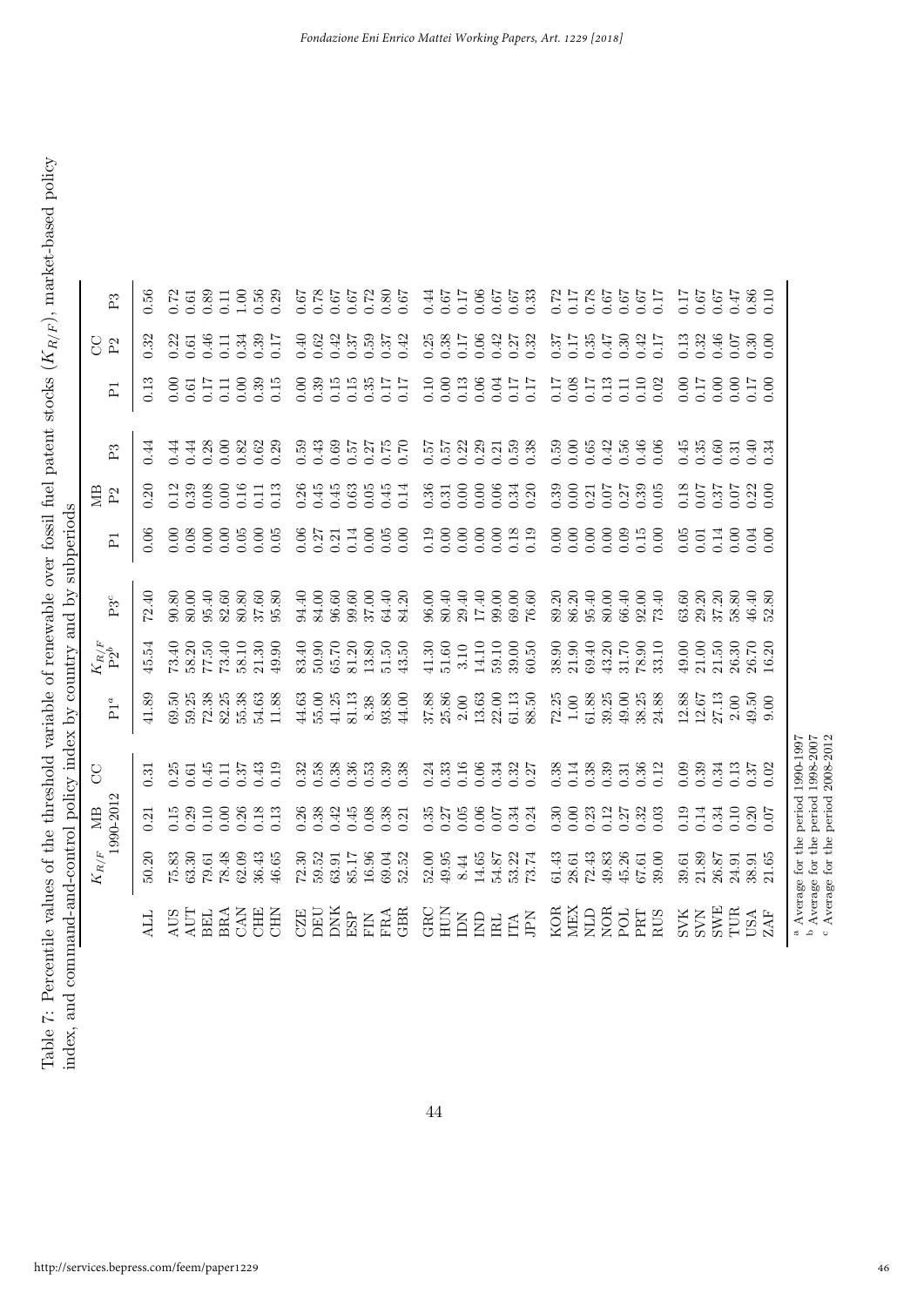Table 7: Percentile values of the threshold variable of renewable over fossil fuel patent stocks ($K_{R/F}$), market-based policy index, and command-and-control policy index by country and by subperiods

| | $K_{R/F}$ | MB | CC | $K_{R/F}$ | | | MB | | | CC | | |
|---|---|---|---|---|---|---|---|---|---|---|---|---|
| | 1990-2012 | | | P1[a] | P2[b] | P3[c] | P1 | P2 | P3 | P1 | P2 | P3 |
| ALL | 50.20 | 0.21 | 0.31 | 41.89 | 45.54 | 72.40 | 0.06 | 0.20 | 0.44 | 0.13 | 0.32 | 0.56 |
| AUS | 75.83 | 0.15 | 0.25 | 69.50 | 73.40 | 90.80 | 0.00 | 0.12 | 0.44 | 0.00 | 0.22 | 0.72 |
| AUT | 63.30 | 0.29 | 0.61 | 59.25 | 58.20 | 80.00 | 0.08 | 0.39 | 0.44 | 0.61 | 0.61 | 0.61 |
| BEL | 79.61 | 0.10 | 0.45 | 72.38 | 77.50 | 95.40 | 0.00 | 0.08 | 0.28 | 0.17 | 0.46 | 0.89 |
| BRA | 78.48 | 0.00 | 0.11 | 82.25 | 73.40 | 82.60 | 0.00 | 0.00 | 0.00 | 0.11 | 0.11 | 0.11 |
| CAN | 62.09 | 0.26 | 0.37 | 55.38 | 58.10 | 80.80 | 0.05 | 0.16 | 0.82 | 0.00 | 0.34 | 1.00 |
| CHE | 36.43 | 0.18 | 0.43 | 54.63 | 21.30 | 37.60 | 0.00 | 0.11 | 0.62 | 0.39 | 0.39 | 0.56 |
| CHN | 46.65 | 0.13 | 0.19 | 11.88 | 49.90 | 95.80 | 0.05 | 0.13 | 0.29 | 0.15 | 0.17 | 0.29 |
| CZE | 72.30 | 0.26 | 0.32 | 44.63 | 83.40 | 94.40 | 0.06 | 0.26 | 0.59 | 0.00 | 0.40 | 0.67 |
| DEU | 59.52 | 0.38 | 0.58 | 55.00 | 50.90 | 84.00 | 0.27 | 0.45 | 0.43 | 0.39 | 0.62 | 0.78 |
| DNK | 63.91 | 0.42 | 0.38 | 41.25 | 65.70 | 96.60 | 0.21 | 0.45 | 0.69 | 0.15 | 0.42 | 0.67 |
| ESP | 85.17 | 0.45 | 0.36 | 81.13 | 81.20 | 99.60 | 0.14 | 0.63 | 0.57 | 0.15 | 0.37 | 0.67 |
| FIN | 16.96 | 0.08 | 0.53 | 8.38 | 13.80 | 37.00 | 0.00 | 0.05 | 0.27 | 0.35 | 0.59 | 0.72 |
| FRA | 69.04 | 0.38 | 0.39 | 93.88 | 51.50 | 64.40 | 0.05 | 0.45 | 0.75 | 0.17 | 0.37 | 0.80 |
| GBR | 52.52 | 0.21 | 0.38 | 44.00 | 43.50 | 84.20 | 0.00 | 0.14 | 0.70 | 0.17 | 0.42 | 0.67 |
| GRC | 52.00 | 0.35 | 0.24 | 37.88 | 41.30 | 96.00 | 0.19 | 0.36 | 0.57 | 0.10 | 0.25 | 0.44 |
| HUN | 49.95 | 0.27 | 0.33 | 25.86 | 51.60 | 80.40 | 0.00 | 0.31 | 0.57 | 0.00 | 0.38 | 0.67 |
| IDN | 8.44 | 0.05 | 0.16 | 2.00 | 3.10 | 29.40 | 0.00 | 0.00 | 0.22 | 0.13 | 0.17 | 0.17 |
| IND | 14.65 | 0.06 | 0.06 | 13.63 | 14.10 | 17.40 | 0.00 | 0.00 | 0.29 | 0.06 | 0.06 | 0.06 |
| IRL | 54.87 | 0.07 | 0.34 | 22.00 | 59.10 | 99.00 | 0.00 | 0.06 | 0.21 | 0.04 | 0.42 | 0.67 |
| ITA | 53.22 | 0.34 | 0.32 | 61.13 | 39.00 | 69.00 | 0.18 | 0.34 | 0.59 | 0.17 | 0.27 | 0.67 |
| JPN | 73.74 | 0.24 | 0.27 | 88.50 | 60.50 | 76.60 | 0.19 | 0.20 | 0.38 | 0.17 | 0.32 | 0.33 |
| KOR | 61.43 | 0.30 | 0.38 | 72.25 | 38.90 | 89.20 | 0.00 | 0.39 | 0.59 | 0.17 | 0.37 | 0.72 |
| MEX | 28.61 | 0.00 | 0.14 | 1.00 | 21.90 | 86.20 | 0.00 | 0.00 | 0.00 | 0.08 | 0.17 | 0.17 |
| NLD | 72.43 | 0.23 | 0.38 | 61.88 | 69.40 | 95.40 | 0.00 | 0.21 | 0.65 | 0.17 | 0.35 | 0.78 |
| NOR | 49.83 | 0.12 | 0.39 | 39.25 | 43.20 | 80.00 | 0.00 | 0.07 | 0.42 | 0.13 | 0.47 | 0.67 |
| POL | 45.26 | 0.27 | 0.31 | 49.00 | 31.70 | 66.40 | 0.09 | 0.27 | 0.56 | 0.11 | 0.30 | 0.67 |
| PRT | 67.61 | 0.32 | 0.36 | 38.25 | 78.90 | 92.00 | 0.15 | 0.39 | 0.46 | 0.10 | 0.42 | 0.67 |
| RUS | 39.00 | 0.03 | 0.12 | 24.88 | 33.10 | 73.40 | 0.00 | 0.05 | 0.06 | 0.02 | 0.17 | 0.17 |
| SVK | 39.61 | 0.19 | 0.09 | 12.88 | 49.00 | 63.60 | 0.05 | 0.18 | 0.45 | 0.00 | 0.13 | 0.17 |
| SVN | 21.89 | 0.14 | 0.39 | 12.67 | 21.00 | 29.20 | 0.01 | 0.07 | 0.35 | 0.17 | 0.32 | 0.67 |
| SWE | 26.87 | 0.34 | 0.34 | 27.13 | 21.50 | 37.20 | 0.14 | 0.37 | 0.60 | 0.00 | 0.46 | 0.67 |
| TUR | 24.91 | 0.10 | 0.13 | 2.00 | 26.30 | 58.80 | 0.00 | 0.07 | 0.31 | 0.00 | 0.07 | 0.47 |
| USA | 38.91 | 0.20 | 0.37 | 49.50 | 26.70 | 46.40 | 0.04 | 0.22 | 0.40 | 0.17 | 0.30 | 0.86 |
| ZAF | 21.65 | 0.07 | 0.02 | 9.00 | 16.20 | 52.80 | 0.00 | 0.00 | 0.34 | 0.00 | 0.00 | 0.10 |

[a] Average for the period 1990-1997
[b] Average for the period 1998-2007
[c] Average for the period 2008-2012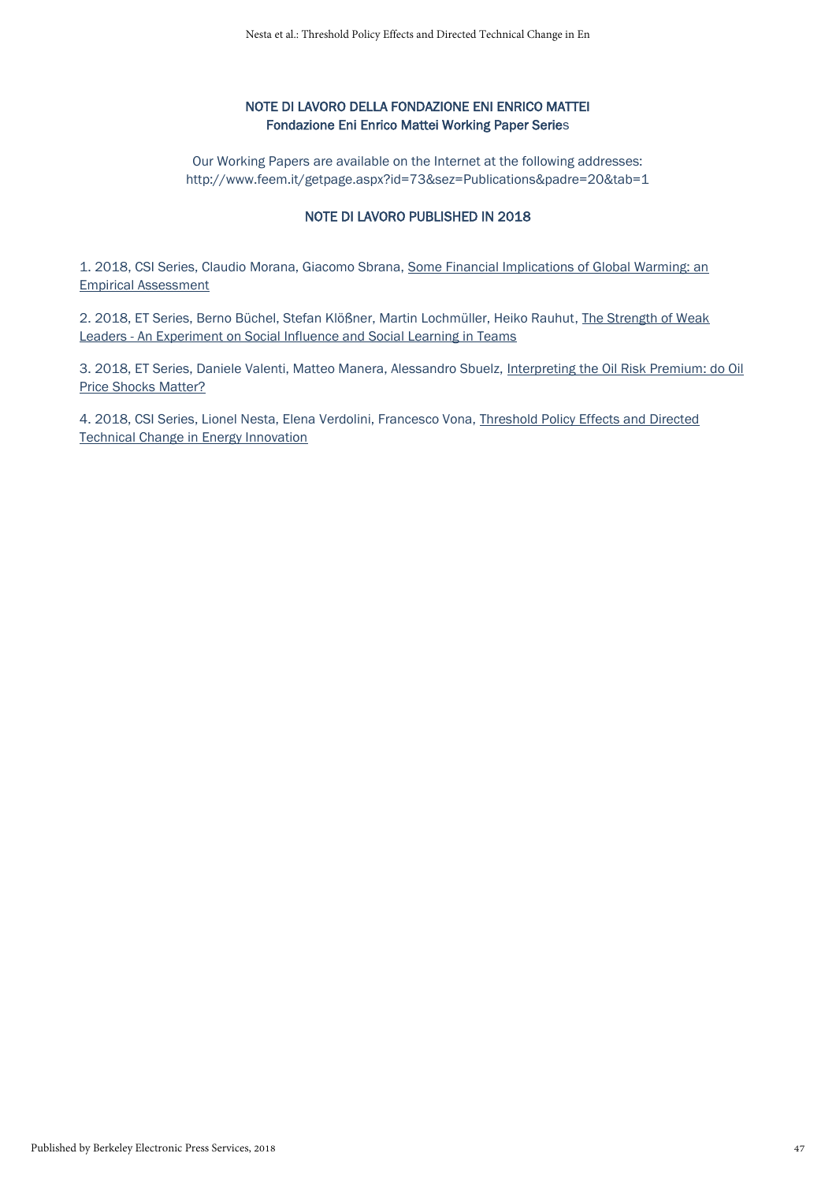**NOTE DI LAVORO DELLA FONDAZIONE ENI ENRICO MATTEI**
**Fondazione Eni Enrico Mattei Working Paper Series**

Our Working Papers are available on the Internet at the following addresses:
http://www.feem.it/getpage.aspx?id=73&sez=Publications&padre=20&tab=1

**NOTE DI LAVORO PUBLISHED IN 2018**

1. 2018, CSI Series, Claudio Morana, Giacomo Sbrana, Some Financial Implications of Global Warming: an Empirical Assessment

2. 2018, ET Series, Berno Büchel, Stefan Klößner, Martin Lochmüller, Heiko Rauhut, The Strength of Weak Leaders - An Experiment on Social Influence and Social Learning in Teams

3. 2018, ET Series, Daniele Valenti, Matteo Manera, Alessandro Sbuelz, Interpreting the Oil Risk Premium: do Oil Price Shocks Matter?

4. 2018, CSI Series, Lionel Nesta, Elena Verdolini, Francesco Vona, Threshold Policy Effects and Directed Technical Change in Energy Innovation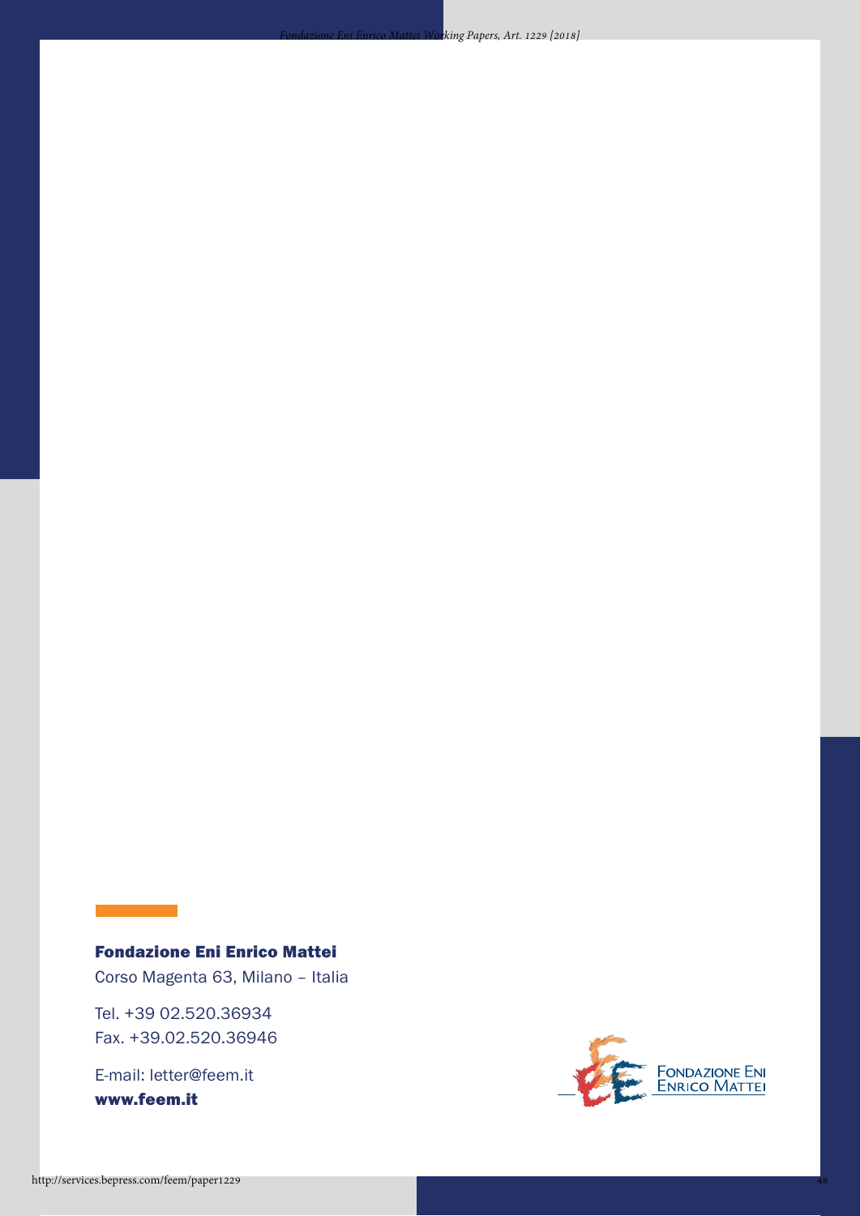**Fondazione Eni Enrico Mattei**

Corso Magenta 63, Milano – Italia

Tel. +39 02.520.36934
Fax. +39.02.520.36946

E-mail: letter@feem.it
**www.feem.it**

FONDAZIONE ENI ENRICO MATTEI